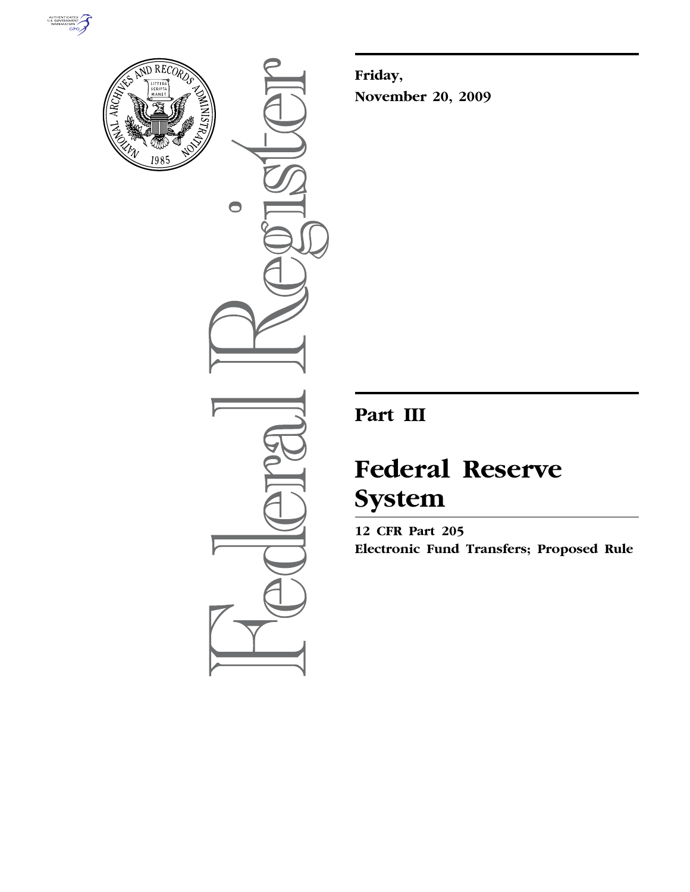**Friday,**

**November 20, 2009**

# Part III

# Federal Reserve System

**12 CFR Part 205**

**Electronic Fund Transfers; Proposed Rule**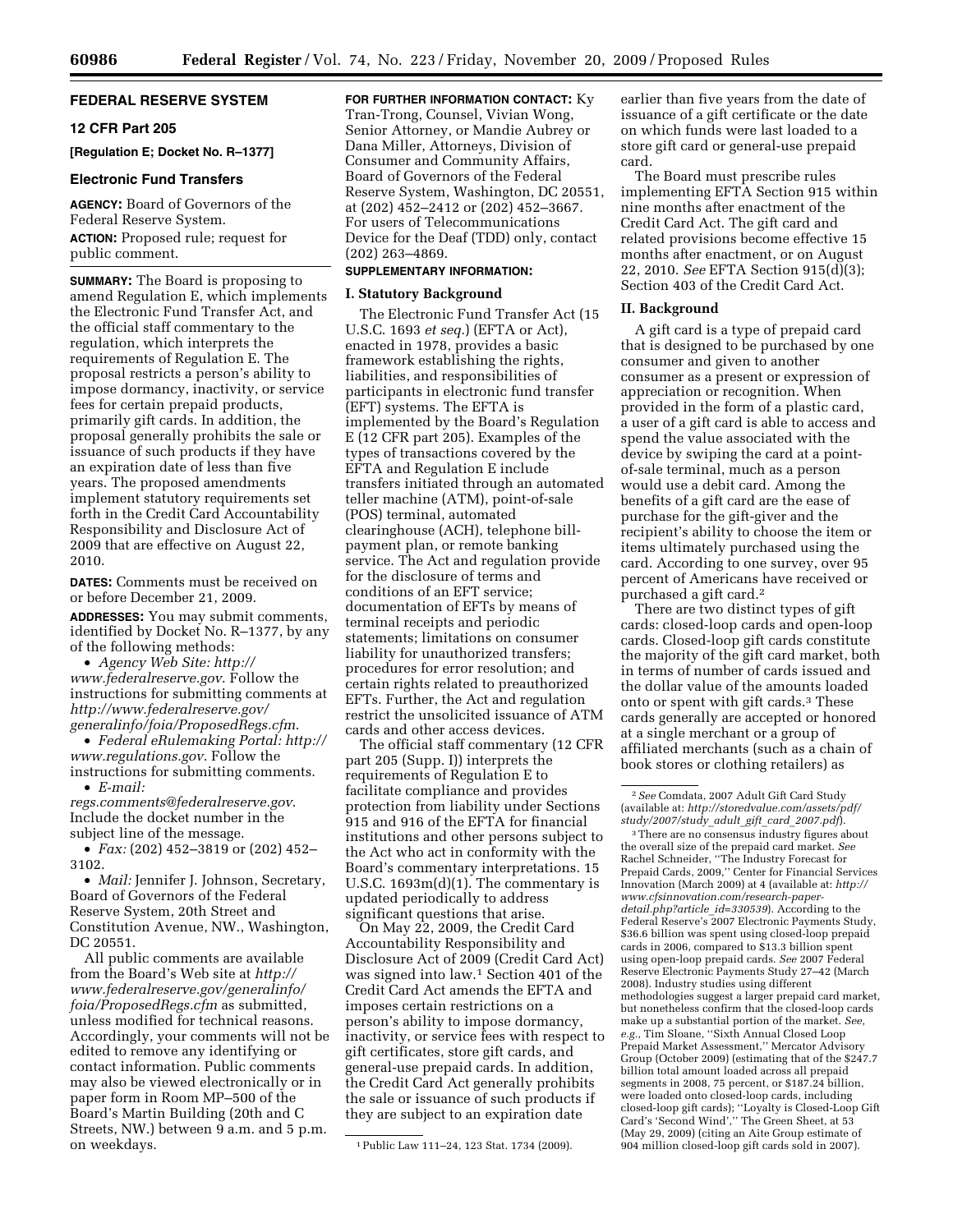## FEDERAL RESERVE SYSTEM

### 12 CFR Part 205

**[Regulation E; Docket No. R–1377]**

### Electronic Fund Transfers

**AGENCY:** Board of Governors of the Federal Reserve System.

**ACTION:** Proposed rule; request for public comment.

**SUMMARY:** The Board is proposing to amend Regulation E, which implements the Electronic Fund Transfer Act, and the official staff commentary to the regulation, which interprets the requirements of Regulation E. The proposal restricts a person's ability to impose dormancy, inactivity, or service fees for certain prepaid products, primarily gift cards. In addition, the proposal generally prohibits the sale or issuance of such products if they have an expiration date of less than five years. The proposed amendments implement statutory requirements set forth in the Credit Card Accountability Responsibility and Disclosure Act of 2009 that are effective on August 22, 2010.

**DATES:** Comments must be received on or before December 21, 2009.

**ADDRESSES:** You may submit comments, identified by Docket No. R–1377, by any of the following methods:

- *Agency Web Site: http://www.federalreserve.gov.* Follow the instructions for submitting comments at *http://www.federalreserve.gov/generalinfo/foia/ProposedRegs.cfm.*
- *Federal eRulemaking Portal: http://www.regulations.gov.* Follow the instructions for submitting comments.
- *E-mail: regs.comments@federalreserve.gov.* Include the docket number in the subject line of the message.
- *Fax:* (202) 452–3819 or (202) 452–3102.
- *Mail:* Jennifer J. Johnson, Secretary, Board of Governors of the Federal Reserve System, 20th Street and Constitution Avenue, NW., Washington, DC 20551.

All public comments are available from the Board's Web site at *http://www.federalreserve.gov/generalinfo/foia/ProposedRegs.cfm* as submitted, unless modified for technical reasons. Accordingly, your comments will not be edited to remove any identifying or contact information. Public comments may also be viewed electronically or in paper form in Room MP–500 of the Board's Martin Building (20th and C Streets, NW.) between 9 a.m. and 5 p.m. on weekdays.

**FOR FURTHER INFORMATION CONTACT:** Ky Tran-Trong, Counsel, Vivian Wong, Senior Attorney, or Mandie Aubrey or Dana Miller, Attorneys, Division of Consumer and Community Affairs, Board of Governors of the Federal Reserve System, Washington, DC 20551, at (202) 452–2412 or (202) 452–3667. For users of Telecommunications Device for the Deaf (TDD) only, contact (202) 263–4869.

**SUPPLEMENTARY INFORMATION:**

### I. Statutory Background

The Electronic Fund Transfer Act (15 U.S.C. 1693 *et seq.*) (EFTA or Act), enacted in 1978, provides a basic framework establishing the rights, liabilities, and responsibilities of participants in electronic fund transfer (EFT) systems. The EFTA is implemented by the Board's Regulation E (12 CFR part 205). Examples of the types of transactions covered by the EFTA and Regulation E include transfers initiated through an automated teller machine (ATM), point-of-sale (POS) terminal, automated clearinghouse (ACH), telephone bill-payment plan, or remote banking service. The Act and regulation provide for the disclosure of terms and conditions of an EFT service; documentation of EFTs by means of terminal receipts and periodic statements; limitations on consumer liability for unauthorized transfers; procedures for error resolution; and certain rights related to preauthorized EFTs. Further, the Act and regulation restrict the unsolicited issuance of ATM cards and other access devices.

The official staff commentary (12 CFR part 205 (Supp. I)) interprets the requirements of Regulation E to facilitate compliance and provides protection from liability under Sections 915 and 916 of the EFTA for financial institutions and other persons subject to the Act who act in conformity with the Board's commentary interpretations. 15 U.S.C. 1693m(d)(1). The commentary is updated periodically to address significant questions that arise.

On May 22, 2009, the Credit Card Accountability Responsibility and Disclosure Act of 2009 (Credit Card Act) was signed into law.[1] Section 401 of the Credit Card Act amends the EFTA and imposes certain restrictions on a person's ability to impose dormancy, inactivity, or service fees with respect to gift certificates, store gift cards, and general-use prepaid cards. In addition, the Credit Card Act generally prohibits the sale or issuance of such products if they are subject to an expiration date earlier than five years from the date of issuance of a gift certificate or the date on which funds were last loaded to a store gift card or general-use prepaid card.

The Board must prescribe rules implementing EFTA Section 915 within nine months after enactment of the Credit Card Act. The gift card and related provisions become effective 15 months after enactment, or on August 22, 2010. *See* EFTA Section 915(d)(3); Section 403 of the Credit Card Act.

### II. Background

A gift card is a type of prepaid card that is designed to be purchased by one consumer and given to another consumer as a present or expression of appreciation or recognition. When provided in the form of a plastic card, a user of a gift card is able to access and spend the value associated with the device by swiping the card at a point-of-sale terminal, much as a person would use a debit card. Among the benefits of a gift card are the ease of purchase for the gift-giver and the recipient's ability to choose the item or items ultimately purchased using the card. According to one survey, over 95 percent of Americans have received or purchased a gift card.[2]

There are two distinct types of gift cards: closed-loop cards and open-loop cards. Closed-loop gift cards constitute the majority of the gift card market, both in terms of number of cards issued and the dollar value of the amounts loaded onto or spent with gift cards.[3] These cards generally are accepted or honored at a single merchant or a group of affiliated merchants (such as a chain of book stores or clothing retailers) as

---

[1] Public Law 111–24, 123 Stat. 1734 (2009).

[2] *See* Comdata, 2007 Adult Gift Card Study (available at: *http://storedvalue.com/assets/pdf/study/2007/study_adult_gift_card_2007.pdf*).

[3] There are no consensus industry figures about the overall size of the prepaid card market. *See* Rachel Schneider, ''The Industry Forecast for Prepaid Cards, 2009,'' Center for Financial Services Innovation (March 2009) at 4 (available at: *http://www.cfsinnovation.com/research-paper-detail.php?article_id=330539*). According to the Federal Reserve's 2007 Electronic Payments Study, $36.6 billion was spent using closed-loop prepaid cards in 2006, compared to $13.3 billion spent using open-loop prepaid cards. *See* 2007 Federal Reserve Electronic Payments Study 27–42 (March 2008). Industry studies using different methodologies suggest a larger prepaid card market, but nonetheless confirm that the closed-loop cards make up a substantial portion of the market. *See, e.g.,* Tim Sloane, ''Sixth Annual Closed Loop Prepaid Market Assessment,'' Mercator Advisory Group (October 2009) (estimating that of the $247.7 billion total amount loaded across all prepaid segments in 2008, 75 percent, or $187.24 billion, were loaded onto closed-loop cards, including closed-loop gift cards); ''Loyalty is Closed-Loop Gift Card's 'Second Wind','' The Green Sheet, at 53 (May 29, 2009) (citing an Aite Group estimate of 904 million closed-loop gift cards sold in 2007).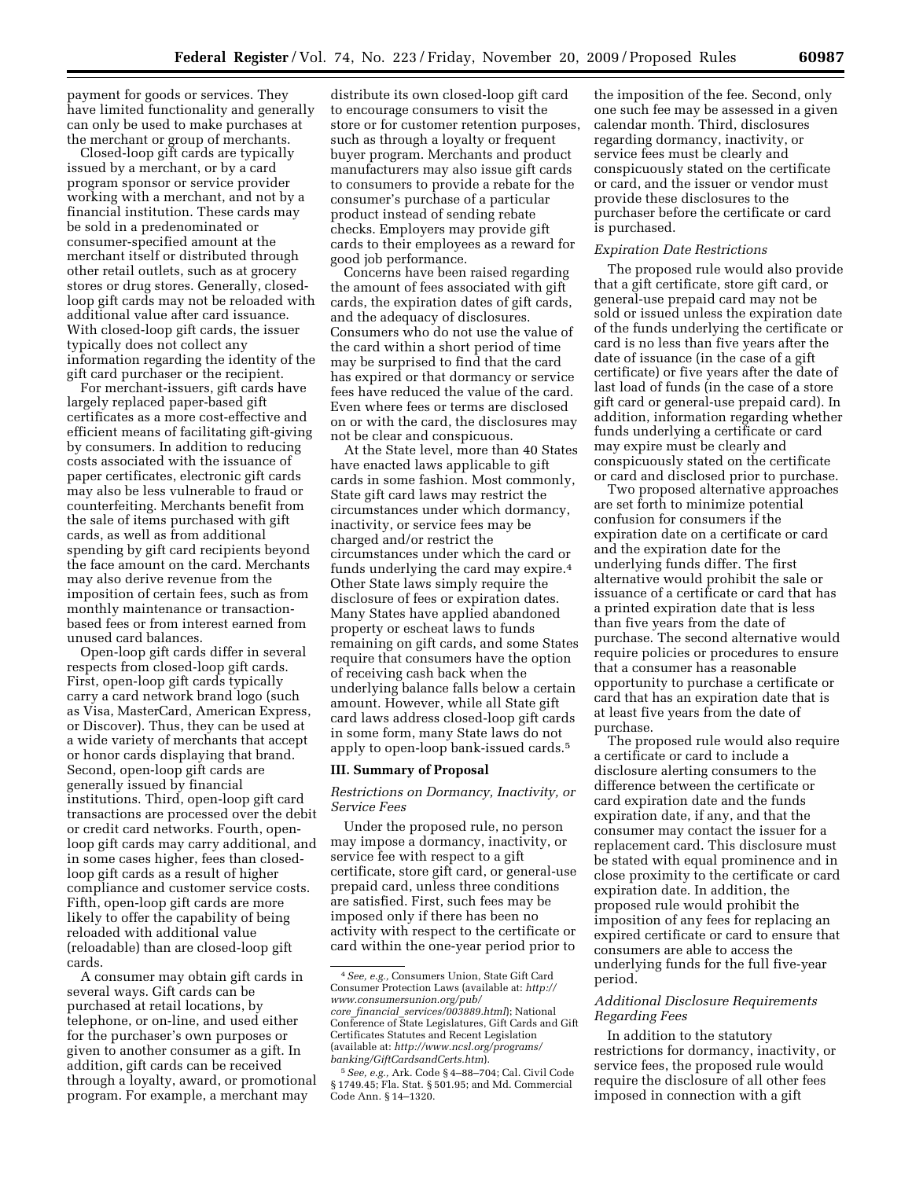payment for goods or services. They have limited functionality and generally can only be used to make purchases at the merchant or group of merchants.

Closed-loop gift cards are typically issued by a merchant, or by a card program sponsor or service provider working with a merchant, and not by a financial institution. These cards may be sold in a predenominated or consumer-specified amount at the merchant itself or distributed through other retail outlets, such as at grocery stores or drug stores. Generally, closed-loop gift cards may not be reloaded with additional value after card issuance. With closed-loop gift cards, the issuer typically does not collect any information regarding the identity of the gift card purchaser or the recipient.

For merchant-issuers, gift cards have largely replaced paper-based gift certificates as a more cost-effective and efficient means of facilitating gift-giving by consumers. In addition to reducing costs associated with the issuance of paper certificates, electronic gift cards may also be less vulnerable to fraud or counterfeiting. Merchants benefit from the sale of items purchased with gift cards, as well as from additional spending by gift card recipients beyond the face amount on the card. Merchants may also derive revenue from the imposition of certain fees, such as from monthly maintenance or transaction-based fees or from interest earned from unused card balances.

Open-loop gift cards differ in several respects from closed-loop gift cards. First, open-loop gift cards typically carry a card network brand logo (such as Visa, MasterCard, American Express, or Discover). Thus, they can be used at a wide variety of merchants that accept or honor cards displaying that brand. Second, open-loop gift cards are generally issued by financial institutions. Third, open-loop gift card transactions are processed over the debit or credit card networks. Fourth, open-loop gift cards may carry additional, and in some cases higher, fees than closed-loop gift cards as a result of higher compliance and customer service costs. Fifth, open-loop gift cards are more likely to offer the capability of being reloaded with additional value (reloadable) than are closed-loop gift cards.

A consumer may obtain gift cards in several ways. Gift cards can be purchased at retail locations, by telephone, or on-line, and used either for the purchaser's own purposes or given to another consumer as a gift. In addition, gift cards can be received through a loyalty, award, or promotional program. For example, a merchant may distribute its own closed-loop gift card to encourage consumers to visit the store or for customer retention purposes, such as through a loyalty or frequent buyer program. Merchants and product manufacturers may also issue gift cards to consumers to provide a rebate for the consumer's purchase of a particular product instead of sending rebate checks. Employers may provide gift cards to their employees as a reward for good job performance.

Concerns have been raised regarding the amount of fees associated with gift cards, the expiration dates of gift cards, and the adequacy of disclosures. Consumers who do not use the value of the card within a short period of time may be surprised to find that the card has expired or that dormancy or service fees have reduced the value of the card. Even where fees or terms are disclosed on or with the card, the disclosures may not be clear and conspicuous.

At the State level, more than 40 States have enacted laws applicable to gift cards in some fashion. Most commonly, State gift card laws may restrict the circumstances under which dormancy, inactivity, or service fees may be charged and/or restrict the circumstances under which the card or funds underlying the card may expire.[4] Other State laws simply require the disclosure of fees or expiration dates. Many States have applied abandoned property or escheat laws to funds remaining on gift cards, and some States require that consumers have the option of receiving cash back when the underlying balance falls below a certain amount. However, while all State gift card laws address closed-loop gift cards in some form, many State laws do not apply to open-loop bank-issued cards.[5]

## III. Summary of Proposal

### *Restrictions on Dormancy, Inactivity, or Service Fees*

Under the proposed rule, no person may impose a dormancy, inactivity, or service fee with respect to a gift certificate, store gift card, or general-use prepaid card, unless three conditions are satisfied. First, such fees may be imposed only if there has been no activity with respect to the certificate or card within the one-year period prior to the imposition of the fee. Second, only one such fee may be assessed in a given calendar month. Third, disclosures regarding dormancy, inactivity, or service fees must be clearly and conspicuously stated on the certificate or card, and the issuer or vendor must provide these disclosures to the purchaser before the certificate or card is purchased.

### *Expiration Date Restrictions*

The proposed rule would also provide that a gift certificate, store gift card, or general-use prepaid card may not be sold or issued unless the expiration date of the funds underlying the certificate or card is no less than five years after the date of issuance (in the case of a gift certificate) or five years after the date of last load of funds (in the case of a store gift card or general-use prepaid card). In addition, information regarding whether funds underlying a certificate or card may expire must be clearly and conspicuously stated on the certificate or card and disclosed prior to purchase.

Two proposed alternative approaches are set forth to minimize potential confusion for consumers if the expiration date on a certificate or card and the expiration date for the underlying funds differ. The first alternative would prohibit the sale or issuance of a certificate or card that has a printed expiration date that is less than five years from the date of purchase. The second alternative would require policies or procedures to ensure that a consumer has a reasonable opportunity to purchase a certificate or card that has an expiration date that is at least five years from the date of purchase.

The proposed rule would also require a certificate or card to include a disclosure alerting consumers to the difference between the certificate or card expiration date and the funds expiration date, if any, and that the consumer may contact the issuer for a replacement card. This disclosure must be stated with equal prominence and in close proximity to the certificate or card expiration date. In addition, the proposed rule would prohibit the imposition of any fees for replacing an expired certificate or card to ensure that consumers are able to access the underlying funds for the full five-year period.

### *Additional Disclosure Requirements Regarding Fees*

In addition to the statutory restrictions for dormancy, inactivity, or service fees, the proposed rule would require the disclosure of all other fees imposed in connection with a gift

---

[4] *See, e.g.,* Consumers Union, State Gift Card Consumer Protection Laws (available at: *http://www.consumersunion.org/pub/core_financial_services/003889.html*); National Conference of State Legislatures, Gift Cards and Gift Certificates Statutes and Recent Legislation (available at: *http://www.ncsl.org/programs/banking/GiftCardsandCerts.htm*).

[5] *See, e.g.,* Ark. Code § 4–88–704; Cal. Civil Code § 1749.45; Fla. Stat. § 501.95; and Md. Commercial Code Ann. § 14–1320.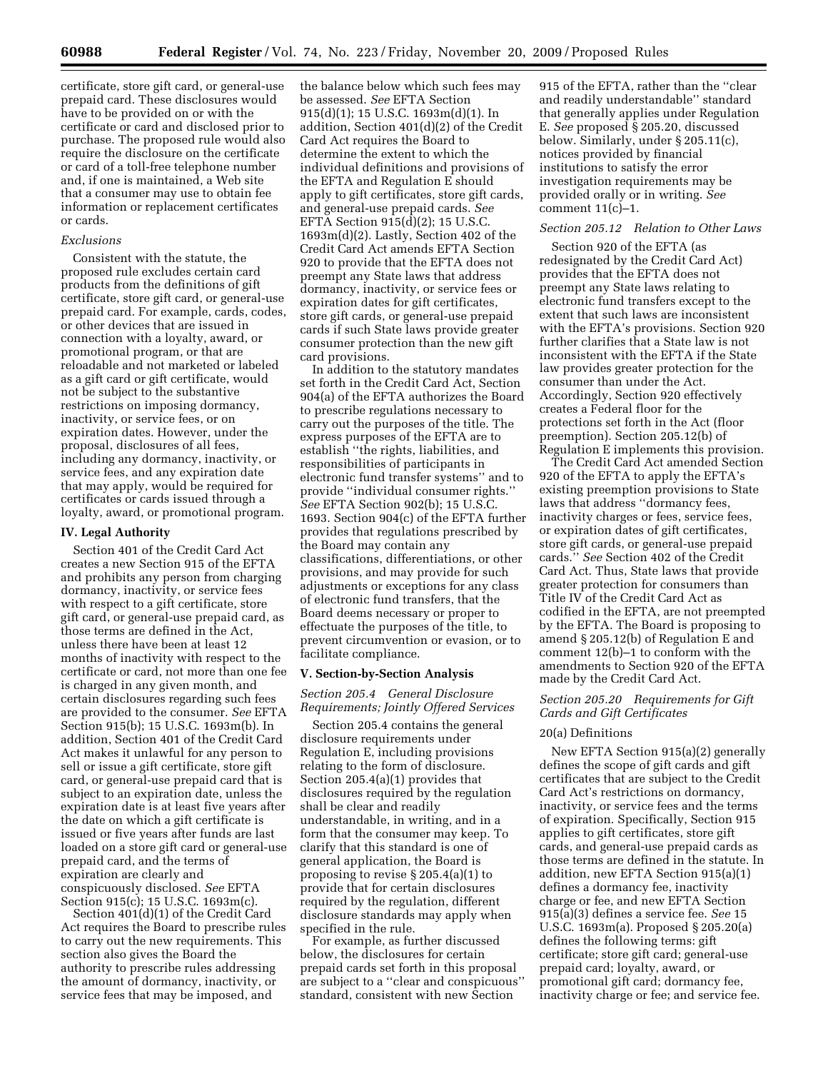certificate, store gift card, or general-use prepaid card. These disclosures would have to be provided on or with the certificate or card and disclosed prior to purchase. The proposed rule would also require the disclosure on the certificate or card of a toll-free telephone number and, if one is maintained, a Web site that a consumer may use to obtain fee information or replacement certificates or cards.

*Exclusions*

Consistent with the statute, the proposed rule excludes certain card products from the definitions of gift certificate, store gift card, or general-use prepaid card. For example, cards, codes, or other devices that are issued in connection with a loyalty, award, or promotional program, or that are reloadable and not marketed or labeled as a gift card or gift certificate, would not be subject to the substantive restrictions on imposing dormancy, inactivity, or service fees, or on expiration dates. However, under the proposal, disclosures of all fees, including any dormancy, inactivity, or service fees, and any expiration date that may apply, would be required for certificates or cards issued through a loyalty, award, or promotional program.

## IV. Legal Authority

Section 401 of the Credit Card Act creates a new Section 915 of the EFTA and prohibits any person from charging dormancy, inactivity, or service fees with respect to a gift certificate, store gift card, or general-use prepaid card, as those terms are defined in the Act, unless there have been at least 12 months of inactivity with respect to the certificate or card, not more than one fee is charged in any given month, and certain disclosures regarding such fees are provided to the consumer. *See* EFTA Section 915(b); 15 U.S.C. 1693m(b). In addition, Section 401 of the Credit Card Act makes it unlawful for any person to sell or issue a gift certificate, store gift card, or general-use prepaid card that is subject to an expiration date, unless the expiration date is at least five years after the date on which a gift certificate is issued or five years after funds are last loaded on a store gift card or general-use prepaid card, and the terms of expiration are clearly and conspicuously disclosed. *See* EFTA Section 915(c); 15 U.S.C. 1693m(c).

Section 401(d)(1) of the Credit Card Act requires the Board to prescribe rules to carry out the new requirements. This section also gives the Board the authority to prescribe rules addressing the amount of dormancy, inactivity, or service fees that may be imposed, and the balance below which such fees may be assessed. *See* EFTA Section 915(d)(1); 15 U.S.C. 1693m(d)(1). In addition, Section 401(d)(2) of the Credit Card Act requires the Board to determine the extent to which the individual definitions and provisions of the EFTA and Regulation E should apply to gift certificates, store gift cards, and general-use prepaid cards. *See* EFTA Section 915(d)(2); 15 U.S.C. 1693m(d)(2). Lastly, Section 402 of the Credit Card Act amends EFTA Section 920 to provide that the EFTA does not preempt any State laws that address dormancy, inactivity, or service fees or expiration dates for gift certificates, store gift cards, or general-use prepaid cards if such State laws provide greater consumer protection than the new gift card provisions.

In addition to the statutory mandates set forth in the Credit Card Act, Section 904(a) of the EFTA authorizes the Board to prescribe regulations necessary to carry out the purposes of the title. The express purposes of the EFTA are to establish ''the rights, liabilities, and responsibilities of participants in electronic fund transfer systems'' and to provide ''individual consumer rights.'' *See* EFTA Section 902(b); 15 U.S.C. 1693. Section 904(c) of the EFTA further provides that regulations prescribed by the Board may contain any classifications, differentiations, or other provisions, and may provide for such adjustments or exceptions for any class of electronic fund transfers, that the Board deems necessary or proper to effectuate the purposes of the title, to prevent circumvention or evasion, or to facilitate compliance.

## V. Section-by-Section Analysis

### *Section 205.4 General Disclosure Requirements; Jointly Offered Services*

Section 205.4 contains the general disclosure requirements under Regulation E, including provisions relating to the form of disclosure. Section 205.4(a)(1) provides that disclosures required by the regulation shall be clear and readily understandable, in writing, and in a form that the consumer may keep. To clarify that this standard is one of general application, the Board is proposing to revise § 205.4(a)(1) to provide that for certain disclosures required by the regulation, different disclosure standards may apply when specified in the rule.

For example, as further discussed below, the disclosures for certain prepaid cards set forth in this proposal are subject to a ''clear and conspicuous'' standard, consistent with new Section 915 of the EFTA, rather than the ''clear and readily understandable'' standard that generally applies under Regulation E. *See* proposed § 205.20, discussed below. Similarly, under § 205.11(c), notices provided by financial institutions to satisfy the error investigation requirements may be provided orally or in writing. *See* comment 11(c)–1.

### *Section 205.12 Relation to Other Laws*

Section 920 of the EFTA (as redesignated by the Credit Card Act) provides that the EFTA does not preempt any State laws relating to electronic fund transfers except to the extent that such laws are inconsistent with the EFTA's provisions. Section 920 further clarifies that a State law is not inconsistent with the EFTA if the State law provides greater protection for the consumer than under the Act. Accordingly, Section 920 effectively creates a Federal floor for the protections set forth in the Act (floor preemption). Section 205.12(b) of Regulation E implements this provision.

The Credit Card Act amended Section 920 of the EFTA to apply the EFTA's existing preemption provisions to State laws that address ''dormancy fees, inactivity charges or fees, service fees, or expiration dates of gift certificates, store gift cards, or general-use prepaid cards.'' *See* Section 402 of the Credit Card Act. Thus, State laws that provide greater protection for consumers than Title IV of the Credit Card Act as codified in the EFTA, are not preempted by the EFTA. The Board is proposing to amend § 205.12(b) of Regulation E and comment 12(b)–1 to conform with the amendments to Section 920 of the EFTA made by the Credit Card Act.

### *Section 205.20 Requirements for Gift Cards and Gift Certificates*

20(a) Definitions

New EFTA Section 915(a)(2) generally defines the scope of gift cards and gift certificates that are subject to the Credit Card Act's restrictions on dormancy, inactivity, or service fees and the terms of expiration. Specifically, Section 915 applies to gift certificates, store gift cards, and general-use prepaid cards as those terms are defined in the statute. In addition, new EFTA Section 915(a)(1) defines a dormancy fee, inactivity charge or fee, and new EFTA Section 915(a)(3) defines a service fee. *See* 15 U.S.C. 1693m(a). Proposed § 205.20(a) defines the following terms: gift certificate; store gift card; general-use prepaid card; loyalty, award, or promotional gift card; dormancy fee, inactivity charge or fee; and service fee.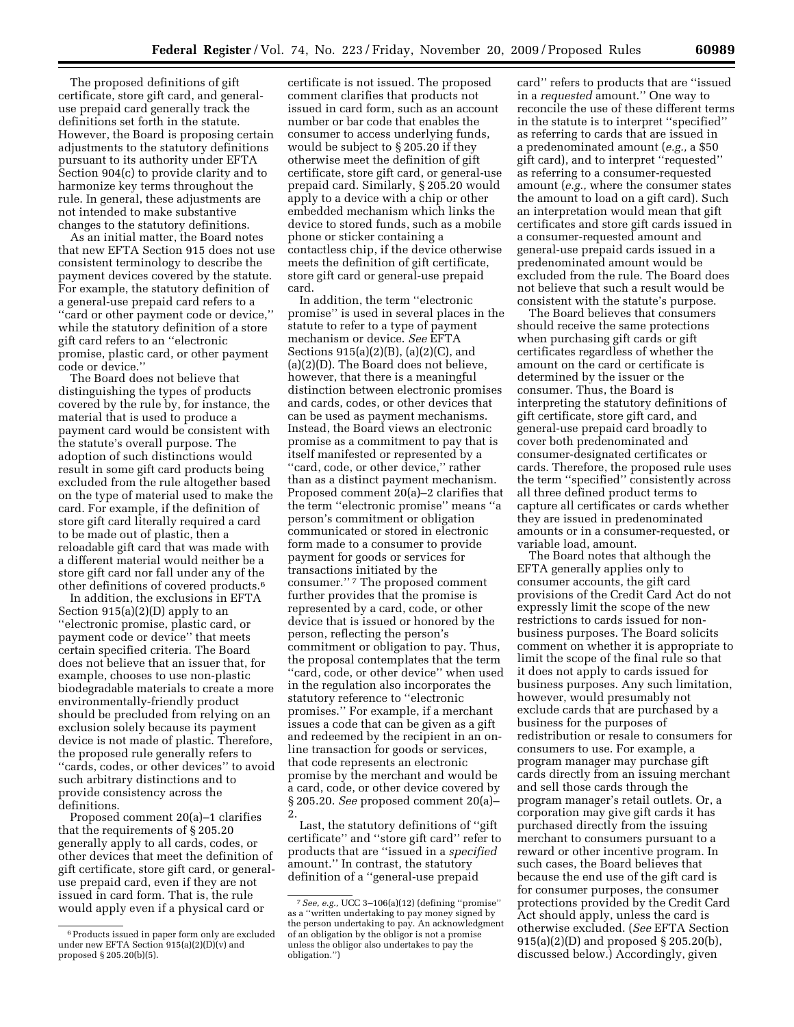The proposed definitions of gift certificate, store gift card, and general-use prepaid card generally track the definitions set forth in the statute. However, the Board is proposing certain adjustments to the statutory definitions pursuant to its authority under EFTA Section 904(c) to provide clarity and to harmonize key terms throughout the rule. In general, these adjustments are not intended to make substantive changes to the statutory definitions.

As an initial matter, the Board notes that new EFTA Section 915 does not use consistent terminology to describe the payment devices covered by the statute. For example, the statutory definition of a general-use prepaid card refers to a ''card or other payment code or device,'' while the statutory definition of a store gift card refers to an ''electronic promise, plastic card, or other payment code or device.''

The Board does not believe that distinguishing the types of products covered by the rule by, for instance, the material that is used to produce a payment card would be consistent with the statute's overall purpose. The adoption of such distinctions would result in some gift card products being excluded from the rule altogether based on the type of material used to make the card. For example, if the definition of store gift card literally required a card to be made out of plastic, then a reloadable gift card that was made with a different material would neither be a store gift card nor fall under any of the other definitions of covered products.[6]

In addition, the exclusions in EFTA Section 915(a)(2)(D) apply to an ''electronic promise, plastic card, or payment code or device'' that meets certain specified criteria. The Board does not believe that an issuer that, for example, chooses to use non-plastic biodegradable materials to create a more environmentally-friendly product should be precluded from relying on an exclusion solely because its payment device is not made of plastic. Therefore, the proposed rule generally refers to ''cards, codes, or other devices'' to avoid such arbitrary distinctions and to provide consistency across the definitions.

Proposed comment 20(a)–1 clarifies that the requirements of § 205.20 generally apply to all cards, codes, or other devices that meet the definition of gift certificate, store gift card, or general-use prepaid card, even if they are not issued in card form. That is, the rule would apply even if a physical card or certificate is not issued. The proposed comment clarifies that products not issued in card form, such as an account number or bar code that enables the consumer to access underlying funds, would be subject to § 205.20 if they otherwise meet the definition of gift certificate, store gift card, or general-use prepaid card. Similarly, § 205.20 would apply to a device with a chip or other embedded mechanism which links the device to stored funds, such as a mobile phone or sticker containing a contactless chip, if the device otherwise meets the definition of gift certificate, store gift card or general-use prepaid card.

In addition, the term ''electronic promise'' is used in several places in the statute to refer to a type of payment mechanism or device. *See* EFTA Sections 915(a)(2)(B), (a)(2)(C), and (a)(2)(D). The Board does not believe, however, that there is a meaningful distinction between electronic promises and cards, codes, or other devices that can be used as payment mechanisms. Instead, the Board views an electronic promise as a commitment to pay that is itself manifested or represented by a ''card, code, or other device,'' rather than as a distinct payment mechanism. Proposed comment 20(a)–2 clarifies that the term ''electronic promise'' means ''a person's commitment or obligation communicated or stored in electronic form made to a consumer to provide payment for goods or services for transactions initiated by the consumer.''[7] The proposed comment further provides that the promise is represented by a card, code, or other device that is issued or honored by the person, reflecting the person's commitment or obligation to pay. Thus, the proposal contemplates that the term ''card, code, or other device'' when used in the regulation also incorporates the statutory reference to ''electronic promises.'' For example, if a merchant issues a code that can be given as a gift and redeemed by the recipient in an on-line transaction for goods or services, that code represents an electronic promise by the merchant and would be a card, code, or other device covered by § 205.20. *See* proposed comment 20(a)–2.

Last, the statutory definitions of ''gift certificate'' and ''store gift card'' refer to products that are ''issued in a *specified* amount.'' In contrast, the statutory definition of a ''general-use prepaid card'' refers to products that are ''issued in a *requested* amount.'' One way to reconcile the use of these different terms in the statute is to interpret ''specified'' as referring to cards that are issued in a predenominated amount (*e.g.,* a $50 gift card), and to interpret ''requested'' as referring to a consumer-requested amount (*e.g.,* where the consumer states the amount to load on a gift card). Such an interpretation would mean that gift certificates and store gift cards issued in a consumer-requested amount and general-use prepaid cards issued in a predenominated amount would be excluded from the rule. The Board does not believe that such a result would be consistent with the statute's purpose.

The Board believes that consumers should receive the same protections when purchasing gift cards or gift certificates regardless of whether the amount on the card or certificate is determined by the issuer or the consumer. Thus, the Board is interpreting the statutory definitions of gift certificate, store gift card, and general-use prepaid card broadly to cover both predenominated and consumer-designated certificates or cards. Therefore, the proposed rule uses the term ''specified'' consistently across all three defined product terms to capture all certificates or cards whether they are issued in predenominated amounts or in a consumer-requested, or variable load, amount.

The Board notes that although the EFTA generally applies only to consumer accounts, the gift card provisions of the Credit Card Act do not expressly limit the scope of the new restrictions to cards issued for non-business purposes. The Board solicits comment on whether it is appropriate to limit the scope of the final rule so that it does not apply to cards issued for business purposes. Any such limitation, however, would presumably not exclude cards that are purchased by a business for the purposes of redistribution or resale to consumers for consumers to use. For example, a program manager may purchase gift cards directly from an issuing merchant and sell those cards through the program manager's retail outlets. Or, a corporation may give gift cards it has purchased directly from the issuing merchant to consumers pursuant to a reward or other incentive program. In such cases, the Board believes that because the end use of the gift card is for consumer purposes, the consumer protections provided by the Credit Card Act should apply, unless the card is otherwise excluded. (*See* EFTA Section 915(a)(2)(D) and proposed § 205.20(b), discussed below.) Accordingly, given

---

[6] Products issued in paper form only are excluded under new EFTA Section 915(a)(2)(D)(v) and proposed § 205.20(b)(5).

[7] *See, e.g.,* UCC 3–106(a)(12) (defining ''promise'' as a ''written undertaking to pay money signed by the person undertaking to pay. An acknowledgment of an obligation by the obligor is not a promise unless the obligor also undertakes to pay the obligation.'')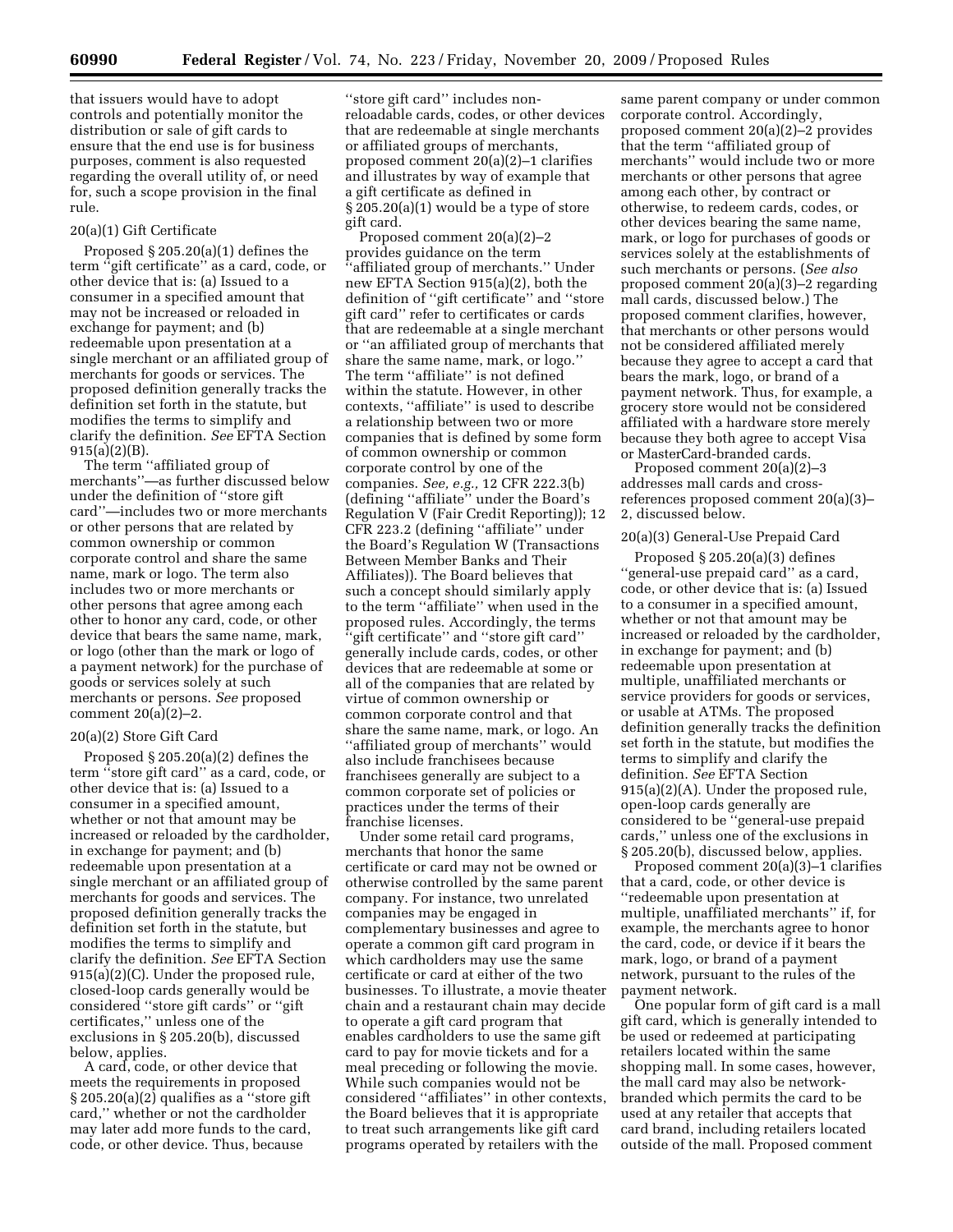that issuers would have to adopt controls and potentially monitor the distribution or sale of gift cards to ensure that the end use is for business purposes, comment is also requested regarding the overall utility of, or need for, such a scope provision in the final rule.

### 20(a)(1) Gift Certificate

Proposed § 205.20(a)(1) defines the term ''gift certificate'' as a card, code, or other device that is: (a) Issued to a consumer in a specified amount that may not be increased or reloaded in exchange for payment; and (b) redeemable upon presentation at a single merchant or an affiliated group of merchants for goods or services. The proposed definition generally tracks the definition set forth in the statute, but modifies the terms to simplify and clarify the definition. *See* EFTA Section 915(a)(2)(B).

The term ''affiliated group of merchants''—as further discussed below under the definition of ''store gift card''—includes two or more merchants or other persons that are related by common ownership or common corporate control and share the same name, mark or logo. The term also includes two or more merchants or other persons that agree among each other to honor any card, code, or other device that bears the same name, mark, or logo (other than the mark or logo of a payment network) for the purchase of goods or services solely at such merchants or persons. *See* proposed comment 20(a)(2)–2.

### 20(a)(2) Store Gift Card

Proposed § 205.20(a)(2) defines the term ''store gift card'' as a card, code, or other device that is: (a) Issued to a consumer in a specified amount, whether or not that amount may be increased or reloaded by the cardholder, in exchange for payment; and (b) redeemable upon presentation at a single merchant or an affiliated group of merchants for goods and services. The proposed definition generally tracks the definition set forth in the statute, but modifies the terms to simplify and clarify the definition. *See* EFTA Section 915(a)(2)(C). Under the proposed rule, closed-loop cards generally would be considered ''store gift cards'' or ''gift certificates,'' unless one of the exclusions in § 205.20(b), discussed below, applies.

A card, code, or other device that meets the requirements in proposed § 205.20(a)(2) qualifies as a ''store gift card,'' whether or not the cardholder may later add more funds to the card, code, or other device. Thus, because ''store gift card'' includes non-reloadable cards, codes, or other devices that are redeemable at single merchants or affiliated groups of merchants, proposed comment 20(a)(2)–1 clarifies and illustrates by way of example that a gift certificate as defined in § 205.20(a)(1) would be a type of store gift card.

Proposed comment 20(a)(2)–2 provides guidance on the term ''affiliated group of merchants.'' Under new EFTA Section 915(a)(2), both the definition of ''gift certificate'' and ''store gift card'' refer to certificates or cards that are redeemable at a single merchant or ''an affiliated group of merchants that share the same name, mark, or logo.'' The term ''affiliated'' is not defined within the statute. However, in other contexts, ''affiliate'' is used to describe a relationship between two or more companies that is defined by some form of common ownership or common corporate control by one of the companies. *See, e.g.,* 12 CFR 222.3(b) (defining ''affiliate'' under the Board's Regulation V (Fair Credit Reporting)); 12 CFR 223.2 (defining ''affiliate'' under the Board's Regulation W (Transactions Between Member Banks and Their Affiliates)). The Board believes that such a concept should similarly apply to the term ''affiliate'' when used in the proposed rules. Accordingly, the terms ''gift certificate'' and ''store gift card'' generally include cards, codes, or other devices that are redeemable at some or all of the companies that are related by virtue of common ownership or common corporate control and that share the same name, mark, or logo. An ''affiliated group of merchants'' would also include franchisees because franchisees generally are subject to a common corporate set of policies or practices under the terms of their franchise licenses.

Under some retail card programs, merchants that honor the same certificate or card may not be owned or otherwise controlled by the same parent company. For instance, two unrelated companies may be engaged in complementary businesses and agree to operate a common gift card program in which cardholders may use the same certificate or card at either of the two businesses. To illustrate, a movie theater chain and a restaurant chain may decide to operate a gift card program that enables cardholders to use the same gift card to pay for movie tickets and for a meal preceding or following the movie. While such companies would not be considered ''affiliates'' in other contexts, the Board believes that it is appropriate to treat such arrangements like gift card programs operated by retailers with the same parent company or under common corporate control. Accordingly, proposed comment 20(a)(2)–2 provides that the term ''affiliated group of merchants'' would include two or more merchants or other persons that agree among each other, by contract or otherwise, to redeem cards, codes, or other devices bearing the same name, mark, or logo for purchases of goods or services solely at the establishments of such merchants or persons. (*See also* proposed comment 20(a)(3)–2 regarding mall cards, discussed below.) The proposed comment clarifies, however, that merchants or other persons would not be considered affiliated merely because they agree to accept a card that bears the mark, logo, or brand of a payment network. Thus, for example, a grocery store would not be considered affiliated with a hardware store merely because they both agree to accept Visa or MasterCard-branded cards.

Proposed comment 20(a)(2)–3 addresses mall cards and cross-references proposed comment 20(a)(3)–2, discussed below.

### 20(a)(3) General-Use Prepaid Card

Proposed § 205.20(a)(3) defines ''general-use prepaid card'' as a card, code, or other device that is: (a) Issued to a consumer in a specified amount, whether or not that amount may be increased or reloaded by the cardholder, in exchange for payment; and (b) redeemable upon presentation at multiple, unaffiliated merchants or service providers for goods or services, or usable at ATMs. The proposed definition generally tracks the definition set forth in the statute, but modifies the terms to simplify and clarify the definition. *See* EFTA Section 915(a)(2)(A). Under the proposed rule, open-loop cards generally are considered to be ''general-use prepaid cards,'' unless one of the exclusions in § 205.20(b), discussed below, applies.

Proposed comment 20(a)(3)–1 clarifies that a card, code, or other device is ''redeemable upon presentation at multiple, unaffiliated merchants'' if, for example, the merchants agree to honor the card, code, or device if it bears the mark, logo, or brand of a payment network, pursuant to the rules of the payment network.

One popular form of gift card is a mall gift card, which is generally intended to be used or redeemed at participating retailers located within the same shopping mall. In some cases, however, the mall card may also be network-branded which permits the card to be used at any retailer that accepts that card brand, including retailers located outside of the mall. Proposed comment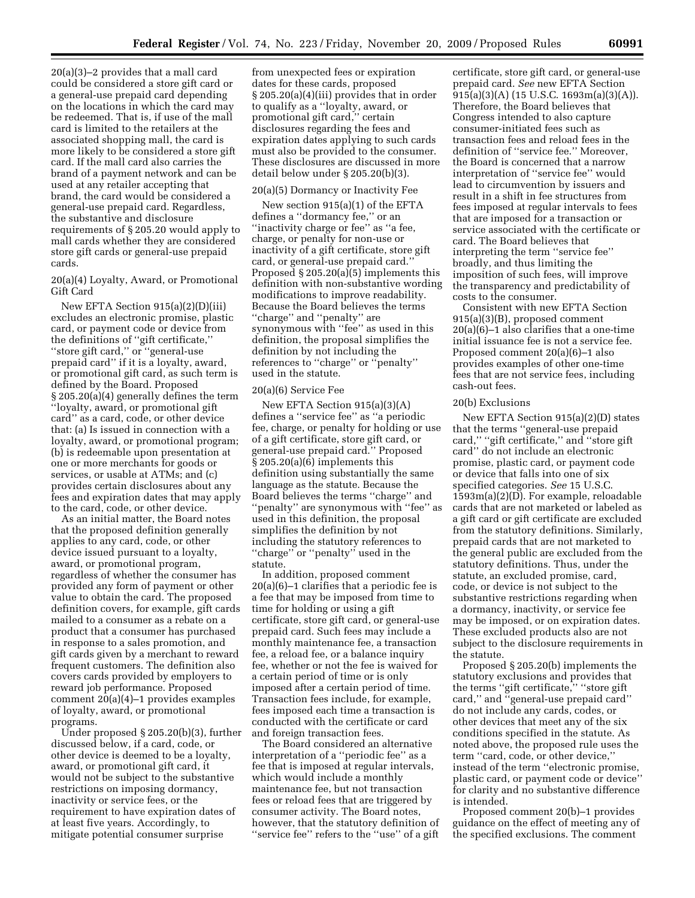20(a)(3)–2 provides that a mall card could be considered a store gift card or a general-use prepaid card depending on the locations in which the card may be redeemed. That is, if use of the mall card is limited to the retailers at the associated shopping mall, the card is more likely to be considered a store gift card. If the mall card also carries the brand of a payment network and can be used at any retailer accepting that brand, the card would be considered a general-use prepaid card. Regardless, the substantive and disclosure requirements of § 205.20 would apply to mall cards whether they are considered store gift cards or general-use prepaid cards.

20(a)(4) Loyalty, Award, or Promotional Gift Card

New EFTA Section 915(a)(2)(D)(iii) excludes an electronic promise, plastic card, or payment code or device from the definitions of ''gift certificate,'' ''store gift card,'' or ''general-use prepaid card'' if it is a loyalty, award, or promotional gift card, as such term is defined by the Board. Proposed § 205.20(a)(4) generally defines the term ''loyalty, award, or promotional gift card'' as a card, code, or other device that: (a) Is issued in connection with a loyalty, award, or promotional program; (b) is redeemable upon presentation at one or more merchants for goods or services, or usable at ATMs; and (c) provides certain disclosures about any fees and expiration dates that may apply to the card, code, or other device.

As an initial matter, the Board notes that the proposed definition generally applies to any card, code, or other device issued pursuant to a loyalty, award, or promotional program, regardless of whether the consumer has provided any form of payment or other value to obtain the card. The proposed definition covers, for example, gift cards mailed to a consumer as a rebate on a product that a consumer has purchased in response to a sales promotion, and gift cards given by a merchant to reward frequent customers. The definition also covers cards provided by employers to reward job performance. Proposed comment 20(a)(4)–1 provides examples of loyalty, award, or promotional programs.

Under proposed § 205.20(b)(3), further discussed below, if a card, code, or other device is deemed to be a loyalty, award, or promotional gift card, it would not be subject to the substantive restrictions on imposing dormancy, inactivity or service fees, or the requirement to have expiration dates of at least five years. Accordingly, to mitigate potential consumer surprise from unexpected fees or expiration dates for these cards, proposed § 205.20(a)(4)(iii) provides that in order to qualify as a ''loyalty, award, or promotional gift card,'' certain disclosures regarding the fees and expiration dates applying to such cards must also be provided to the consumer. These disclosures are discussed in more detail below under § 205.20(b)(3).

20(a)(5) Dormancy or Inactivity Fee

New section 915(a)(1) of the EFTA defines a ''dormancy fee,'' or an ''inactivity charge or fee'' as ''a fee, charge, or penalty for non-use or inactivity of a gift certificate, store gift card, or general-use prepaid card.'' Proposed § 205.20(a)(5) implements this definition with non-substantive wording modifications to improve readability. Because the Board believes the terms ''charge'' and ''penalty'' are synonymous with ''fee'' as used in this definition, the proposal simplifies the definition by not including the references to ''charge'' or ''penalty'' used in the statute.

20(a)(6) Service Fee

New EFTA Section 915(a)(3)(A) defines a ''service fee'' as ''a periodic fee, charge, or penalty for holding or use of a gift certificate, store gift card, or general-use prepaid card.'' Proposed § 205.20(a)(6) implements this definition using substantially the same language as the statute. Because the Board believes the terms ''charge'' and ''penalty'' are synonymous with ''fee'' as used in this definition, the proposal simplifies the definition by not including the references to ''charge'' or ''penalty'' used in the statute.

In addition, proposed comment 20(a)(6)–1 clarifies that a periodic fee is a fee that may be imposed from time to time for holding or using a gift certificate, store gift card, or general-use prepaid card. Such fees may include a monthly maintenance fee, a transaction fee, a reload fee, or a balance inquiry fee, whether or not the fee is waived for a certain period of time or is only imposed after a certain period of time. Transaction fees include, for example, fees imposed each time a transaction is conducted with the certificate or card and foreign transaction fees.

The Board considered an alternative interpretation of a ''periodic fee'' as a fee that is imposed at regular intervals, which would include a monthly maintenance fee, but not transaction fees or reload fees that are triggered by consumer activity. The Board notes, however, that the statutory definition of ''service fee'' refers to the ''use'' of a gift certificate, store gift card, or general-use prepaid card. *See* new EFTA Section 915(a)(3)(A) (15 U.S.C. 1693m(a)(3)(A)). Therefore, the Board believes that Congress intended to also capture consumer-initiated fees such as transaction fees and reload fees in the definition of ''service fee.'' Moreover, the Board is concerned that a narrow interpretation of ''service fee'' would lead to circumvention by issuers and result in a shift in fee structures from fees imposed at regular intervals to fees that are imposed for a transaction or service associated with the certificate or card. The Board believes that interpreting the term ''service fee'' broadly, and thus limiting the imposition of such fees, will improve the transparency and predictability of costs to the consumer.

Consistent with new EFTA Section 915(a)(3)(B), proposed comment 20(a)(6)–1 also clarifies that a one-time initial issuance fee is not a service fee. Proposed comment 20(a)(6)–1 also provides examples of other one-time fees that are not service fees, including cash-out fees.

20(b) Exclusions

New EFTA Section 915(a)(2)(D) states that the terms ''general-use prepaid card,'' ''gift certificate,'' and ''store gift card'' do not include an electronic promise, plastic card, or payment code or device that falls into one of six specified categories. *See* 15 U.S.C. 1593m(a)(2)(D). For example, reloadable cards that are not marketed or labeled as a gift card or gift certificate are excluded from the statutory definitions. Similarly, prepaid cards that are not marketed to the general public are excluded from the statutory definitions. Thus, under the statute, an excluded promise, card, code, or device is not subject to the substantive restrictions regarding when a dormancy, inactivity, or service fee may be imposed, or on expiration dates. These excluded products also are not subject to the disclosure requirements in the statute.

Proposed § 205.20(b) implements the statutory exclusions and provides that the terms ''gift certificate,'' ''store gift card,'' and ''general-use prepaid card'' do not include any cards, codes, or other devices that meet any of the six conditions specified in the statute. As noted above, the proposed rule uses the term ''card, code, or other device,'' instead of the term ''electronic promise, plastic card, or payment code or device'' for clarity and no substantive difference is intended.

Proposed comment 20(b)–1 provides guidance on the effect of meeting any of the specified exclusions. The comment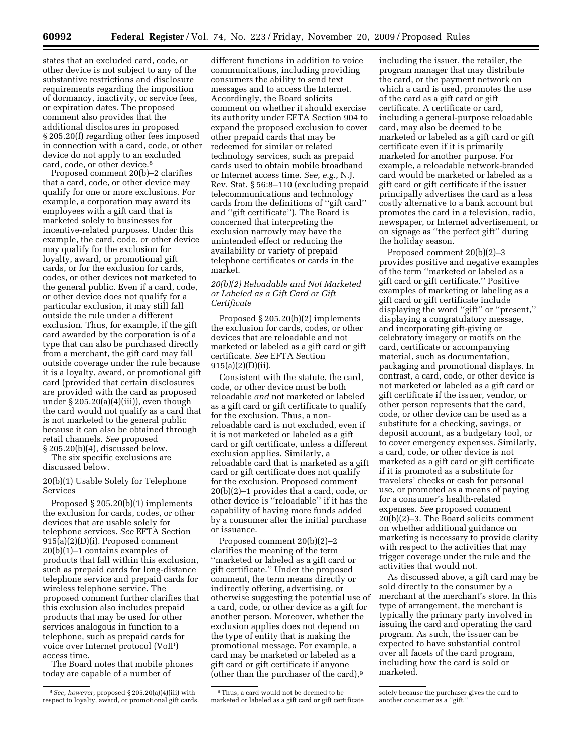states that an excluded card, code, or other device is not subject to any of the substantive restrictions and disclosure requirements regarding the imposition of dormancy, inactivity, or service fees, or expiration dates. The proposed comment also provides that the additional disclosures in proposed § 205.20(f) regarding other fees imposed in connection with a card, code, or other device do not apply to an excluded card, code, or other device.[8]

Proposed comment 20(b)–2 clarifies that a card, code, or other device may qualify for one or more exclusions. For example, a corporation may award its employees with a gift card that is marketed solely to businesses for incentive-related purposes. Under this example, the card, code, or other device may qualify for the exclusion for loyalty, award, or promotional gift cards, or for the exclusion for cards, codes, or other devices not marketed to the general public. Even if a card, code, or other device does not qualify for a particular exclusion, it may still fall outside the rule under a different exclusion. Thus, for example, if the gift card awarded by the corporation is of a type that can also be purchased directly from a merchant, the gift card may fall outside coverage under the rule because it is a loyalty, award, or promotional gift card (provided that certain disclosures are provided with the card as proposed under § 205.20(a)(4)(iii)), even though the card would not qualify as a card that is not marketed to the general public because it can also be obtained through retail channels. *See* proposed § 205.20(b)(4), discussed below.

The six specific exclusions are discussed below.

### 20(b)(1) Usable Solely for Telephone Services

Proposed § 205.20(b)(1) implements the exclusion for cards, codes, or other devices that are usable solely for telephone services. *See* EFTA Section 915(a)(2)(D)(i). Proposed comment 20(b)(1)–1 contains examples of products that fall within this exclusion, such as prepaid cards for long-distance telephone service and prepaid cards for wireless telephone service. The proposed comment further clarifies that this exclusion also includes prepaid products that may be used for other services analogous in function to a telephone, such as prepaid cards for voice over Internet protocol (VoIP) access time.

The Board notes that mobile phones today are capable of a number of different functions in addition to voice communications, including providing consumers the ability to send text messages and to access the Internet. Accordingly, the Board solicits comment on whether it should exercise its authority under EFTA Section 904 to expand the proposed exclusion to cover other prepaid cards that may be redeemed for similar or related technology services, such as prepaid cards used to obtain mobile broadband or Internet access time. *See, e.g.,* N.J. Rev. Stat. § 56:8–110 (excluding prepaid telecommunications and technology cards from the definitions of ''gift card'' and ''gift certificate''). The Board is concerned that interpreting the exclusion narrowly may have the unintended effect or reducing the availability or variety of prepaid telephone certificates or cards in the market.

### *20(b)(2) Reloadable and Not Marketed or Labeled as a Gift Card or Gift Certificate*

Proposed § 205.20(b)(2) implements the exclusion for cards, codes, or other devices that are reloadable and not marketed or labeled as a gift card or gift certificate. *See* EFTA Section 915(a)(2)(D)(ii).

Consistent with the statute, the card, code, or other device must be both reloadable *and* not marketed or labeled as a gift card or gift certificate to qualify for the exclusion. Thus, a non-reloadable card is not excluded, even if it is not marketed or labeled as a gift card or gift certificate, unless a different exclusion applies. Similarly, a reloadable card that is marketed as a gift card or gift certificate does not qualify for the exclusion. Proposed comment 20(b)(2)–1 provides that a card, code, or other device is ''reloadable'' if it has the capability of having more funds added by a consumer after the initial purchase or issuance.

Proposed comment 20(b)(2)–2 clarifies the meaning of the term ''marketed or labeled as a gift card or gift certificate.'' Under the proposed comment, the term means directly or indirectly offering, advertising, or otherwise suggesting the potential use of a card, code, or other device as a gift for another person. Moreover, whether the exclusion applies does not depend on the type of entity that is making the promotional message. For example, a card may be marketed or labeled as a gift card or gift certificate if anyone (other than the purchaser of the card),[9] including the issuer, the retailer, the program manager that may distribute the card, or the payment network on which a card is used, promotes the use of the card as a gift card or gift certificate. A certificate or card, including a general-purpose reloadable card, may also be deemed to be marketed or labeled as a gift card or gift certificate even if it is primarily marketed for another purpose. For example, a reloadable network-branded card would be marketed or labeled as a gift card or gift certificate if the issuer principally advertises the card as a less costly alternative to a bank account but promotes the card in a television, radio, newspaper, or Internet advertisement, or on signage as ''the perfect gift'' during the holiday season.

Proposed comment 20(b)(2)–3 provides positive and negative examples of the term ''marketed or labeled as a gift card or gift certificate.'' Positive examples of marketing or labeling as a gift card or gift certificate include displaying the word ''gift'' or ''present,'' displaying a congratulatory message, and incorporating gift-giving or celebratory imagery or motifs on the card, certificate or accompanying material, such as documentation, packaging and promotional displays. In contrast, a card, code, or other device is not marketed or labeled as a gift card or gift certificate if the issuer, vendor, or other person represents that the card, code, or other device can be used as a substitute for a checking, savings, or deposit account, as a budgetary tool, or to cover emergency expenses. Similarly, a card, code, or other device is not marketed as a gift card or gift certificate if it is promoted as a substitute for travelers' checks or cash for personal use, or promoted as a means of paying for a consumer's health-related expenses. *See* proposed comment 20(b)(2)–3. The Board solicits comment on whether additional guidance on marketing is necessary to provide clarity with respect to the activities that may trigger coverage under the rule and the activities that would not.

As discussed above, a gift card may be sold directly to the consumer by a merchant at the merchant's store. In this type of arrangement, the merchant is typically the primary party involved in issuing the card and operating the card program. As such, the issuer can be expected to have substantial control over all facets of the card program, including how the card is sold or marketed.

---

[8] *See, however,* proposed § 205.20(a)(4)(iii) with respect to loyalty, award, or promotional gift cards.

[9] Thus, a card would not be deemed to be marketed or labeled as a gift card or gift certificate solely because the purchaser gives the card to another consumer as a ''gift.''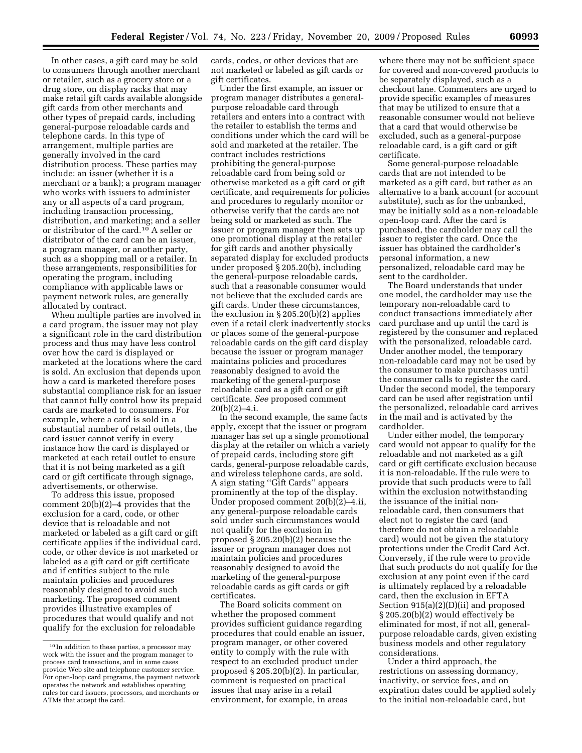In other cases, a gift card may be sold to consumers through another merchant or retailer, such as a grocery store or a drug store, on display racks that may make retail gift cards available alongside gift cards from other merchants and other types of prepaid cards, including general-purpose reloadable cards and telephone cards. In this type of arrangement, multiple parties are generally involved in the card distribution process. These parties may include: an issuer (whether it is a merchant or a bank); a program manager who works with issuers to administer any or all aspects of a card program, including transaction processing, distribution, and marketing; and a seller or distributor of the card.[10] A seller or distributor of the card can be an issuer, a program manager, or another party, such as a shopping mall or a retailer. In these arrangements, responsibilities for operating the program, including compliance with applicable laws or payment network rules, are generally allocated by contract.

When multiple parties are involved in a card program, the issuer may not play a significant role in the card distribution process and thus may have less control over how the card is displayed or marketed at the locations where the card is sold. An exclusion that depends upon how a card is marketed therefore poses substantial compliance risk for an issuer that cannot fully control how its prepaid cards are marketed to consumers. For example, where a card is sold in a substantial number of retail outlets, the card issuer cannot verify in every instance how the card is displayed or marketed at each retail outlet to ensure that it is not being marketed as a gift card or gift certificate through signage, advertisements, or otherwise.

To address this issue, proposed comment 20(b)(2)–4 provides that the exclusion for a card, code, or other device that is reloadable and not marketed or labeled as a gift card or gift certificate applies if the individual card, code, or other device is not marketed or labeled as a gift card or gift certificate and if entities subject to the rule maintain policies and procedures reasonably designed to avoid such marketing. The proposed comment provides illustrative examples of procedures that would qualify and not qualify for the exclusion for reloadable cards, codes, or other devices that are not marketed or labeled as gift cards or gift certificates.

Under the first example, an issuer or program manager distributes a general-purpose reloadable card through retailers and enters into a contract with the retailer to establish the terms and conditions under which the card will be sold and marketed at the retailer. The contract includes restrictions prohibiting the general-purpose reloadable card from being sold or otherwise marketed as a gift card or gift certificate, and requirements for policies and procedures to regularly monitor or otherwise verify that the cards are not being sold or marketed as such. The issuer or program manager then sets up one promotional display at the retailer for gift cards and another physically separated display for excluded products under proposed § 205.20(b), including the general-purpose reloadable cards, such that a reasonable consumer would not believe that the excluded cards are gift cards. Under these circumstances, the exclusion in § 205.20(b)(2) applies even if a retail clerk inadvertently stocks or places some of the general-purpose reloadable cards on the gift card display because the issuer or program manager maintains policies and procedures reasonably designed to avoid the marketing of the general-purpose reloadable card as a gift card or gift certificate. *See* proposed comment 20(b)(2)–4.i.

In the second example, the same facts apply, except that the issuer or program manager has set up a single promotional display at the retailer on which a variety of prepaid cards, including store gift cards, general-purpose reloadable cards, and wireless telephone cards, are sold. A sign stating ''Gift Cards'' appears prominently at the top of the display. Under proposed comment 20(b)(2)–4.ii, any general-purpose reloadable cards sold under such circumstances would not qualify for the exclusion in proposed § 205.20(b)(2) because the issuer or program manager does not maintain policies and procedures reasonably designed to avoid the marketing of the general-purpose reloadable cards as gift cards or gift certificates.

The Board solicits comment on whether the proposed comment provides sufficient guidance regarding procedures that could enable an issuer, program manager, or other covered entity to comply with the rule with respect to an excluded product under proposed § 205.20(b)(2). In particular, comment is requested on practical issues that may arise in a retail environment, for example, in areas where there may not be sufficient space for covered and non-covered products to be separately displayed, such as a checkout lane. Commenters are urged to provide specific examples of measures that may be utilized to ensure that a reasonable consumer would not believe that a card that would otherwise be excluded, such as a general-purpose reloadable card, is a gift card or gift certificate.

Some general-purpose reloadable cards that are not intended to be marketed as a gift card, but rather as an alternative to a bank account (or account substitute), such as for the unbanked, may be initially sold as a non-reloadable open-loop card. After the card is purchased, the cardholder may call the issuer to register the card. Once the issuer has obtained the cardholder's personal information, a new personalized, reloadable card may be sent to the cardholder.

The Board understands that under one model, the cardholder may use the temporary non-reloadable card to conduct transactions immediately after card purchase and up until the card is registered by the consumer and replaced with the personalized, reloadable card. Under another model, the temporary non-reloadable card may not be used by the consumer to make purchases until the consumer calls to register the card. Under the second model, the temporary card can be used after registration until the personalized, reloadable card arrives in the mail and is activated by the cardholder.

Under either model, the temporary card would not appear to qualify for the reloadable and not marketed as a gift card or gift certificate exclusion because it is non-reloadable. If the rule were to provide that such products were to fall within the exclusion notwithstanding the issuance of the initial non-reloadable card, then consumers that elect not to register the card (and therefore do not obtain a reloadable card) would not be given the statutory protections under the Credit Card Act. Conversely, if the rule were to provide that such products do not qualify for the exclusion at any point even if the card is ultimately replaced by a reloadable card, then the exclusion in EFTA Section 915(a)(2)(D)(ii) and proposed § 205.20(b)(2) would effectively be eliminated for most, if not all, general-purpose reloadable cards, given existing business models and other regulatory considerations.

Under a third approach, the restrictions on assessing dormancy, inactivity, or service fees, and on expiration dates could be applied solely to the initial non-reloadable card, but

[10] In addition to these parties, a processor may work with the issuer and the program manager to process card transactions, and in some cases provide Web site and telephone customer service. For open-loop card programs, the payment network operates the network and establishes operating rules for card issuers, processors, and merchants or ATMs that accept the card.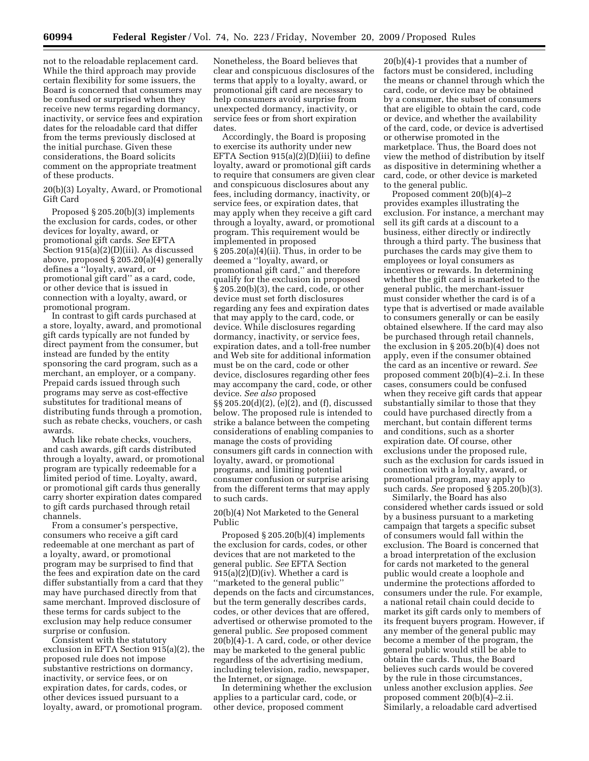not to the reloadable replacement card. While the third approach may provide certain flexibility for some issuers, the Board is concerned that consumers may be confused or surprised when they receive new terms regarding dormancy, inactivity, or service fees and expiration dates for the reloadable card that differ from the terms previously disclosed at the initial purchase. Given these considerations, the Board solicits comment on the appropriate treatment of these products.

20(b)(3) Loyalty, Award, or Promotional Gift Card

Proposed § 205.20(b)(3) implements the exclusion for cards, codes, or other devices for loyalty, award, or promotional gift cards. *See* EFTA Section 915(a)(2)(D)(iii). As discussed above, proposed § 205.20(a)(4) generally defines a ''loyalty, award, or promotional gift card'' as a card, code, or other device that is issued in connection with a loyalty, award, or promotional program.

In contrast to gift cards purchased at a store, loyalty, award, and promotional gift cards typically are not funded by direct payment from the consumer, but instead are funded by the entity sponsoring the card program, such as a merchant, an employer, or a company. Prepaid cards issued through such programs may serve as cost-effective substitutes for traditional means of distributing funds through a promotion, such as rebate checks, vouchers, or cash awards.

Much like rebate checks, vouchers, and cash awards, gift cards distributed through a loyalty, award, or promotional program are typically redeemable for a limited period of time. Loyalty, award, or promotional gift cards thus generally carry shorter expiration dates compared to gift cards purchased through retail channels.

From a consumer's perspective, consumers who receive a gift card redeemable at one merchant as part of a loyalty, award, or promotional program may be surprised to find that the fees and expiration date on the card differ substantially from a card that they may have purchased directly from that same merchant. Improved disclosure of these terms for cards subject to the exclusion may help reduce consumer surprise or confusion.

Consistent with the statutory exclusion in EFTA Section 915(a)(2), the proposed rule does not impose substantive restrictions on dormancy, inactivity, or service fees, or on expiration dates, for cards, codes, or other devices issued pursuant to a loyalty, award, or promotional program. Nonetheless, the Board believes that clear and conspicuous disclosures of the terms that apply to a loyalty, award, or promotional gift card are necessary to help consumers avoid surprise from unexpected dormancy, inactivity, or service fees or from short expiration dates.

Accordingly, the Board is proposing to exercise its authority under new EFTA Section 915(a)(2)(D)(iii) to define loyalty, award or promotional gift cards to require that consumers are given clear and conspicuous disclosures about any fees, including dormancy, inactivity, or service fees, or expiration dates, that may apply when they receive a gift card through a loyalty, award, or promotional program. This requirement would be implemented in proposed § 205.20(a)(4)(ii). Thus, in order to be deemed a ''loyalty, award, or promotional gift card,'' and therefore qualify for the exclusion in proposed § 205.20(b)(3), the card, code, or other device must set forth disclosures regarding any fees and expiration dates that may apply to the card, code, or device. While disclosures regarding dormancy, inactivity, or service fees, expiration dates, and a toll-free number and Web site for additional information must be on the card, code or other device, disclosures regarding other fees may accompany the card, code, or other device. *See also* proposed §§ 205.20(d)(2), (e)(2), and (f), discussed below. The proposed rule is intended to strike a balance between the competing considerations of enabling companies to manage the costs of providing consumers gift cards in connection with loyalty, award, or promotional programs, and limiting potential consumer confusion or surprise arising from the different terms that may apply to such cards.

20(b)(4) Not Marketed to the General Public

Proposed § 205.20(b)(4) implements the exclusion for cards, codes, or other devices that are not marketed to the general public. *See* EFTA Section 915(a)(2)(D)(iv). Whether a card is ''marketed to the general public'' depends on the facts and circumstances, but the term generally describes cards, codes, or other devices that are offered, advertised or otherwise promoted to the general public. *See* proposed comment 20(b)(4)-1. A card, code, or other device may be marketed to the general public regardless of the advertising medium, including television, radio, newspaper, the Internet, or signage.

In determining whether the exclusion applies to a particular card, code, or other device, proposed comment 20(b)(4)-1 provides that a number of factors must be considered, including the means or channel through which the card, code, or device may be obtained by a consumer, the subset of consumers that are eligible to obtain the card, code or device, and whether the availability of the card, code, or device is advertised or otherwise promoted in the marketplace. Thus, the Board does not view the method of distribution by itself as dispositive in determining whether a card, code, or other device is marketed to the general public.

Proposed comment 20(b)(4)–2 provides examples illustrating the exclusion. For instance, a merchant may sell its gift cards at a discount to a business, either directly or indirectly through a third party. The business that purchases the cards may give them to employees or loyal consumers as incentives or rewards. In determining whether the gift card is marketed to the general public, the merchant-issuer must consider whether the card is of a type that is advertised or made available to consumers generally or can be easily obtained elsewhere. If the card may also be purchased through retail channels, the exclusion in § 205.20(b)(4) does not apply, even if the consumer obtained the card as an incentive or reward. *See* proposed comment 20(b)(4)–2.i. In these cases, consumers could be confused when they receive gift cards that appear substantially similar to those that they could have purchased directly from a merchant, but contain different terms and conditions, such as a shorter expiration date. Of course, other exclusions under the proposed rule, such as the exclusion for cards issued in connection with a loyalty, award, or promotional program, may apply to such cards. *See* proposed § 205.20(b)(3).

Similarly, the Board has also considered whether cards issued or sold by a business pursuant to a marketing campaign that targets a specific subset of consumers would fall within the exclusion. The Board is concerned that a broad interpretation of the exclusion for cards not marketed to the general public would create a loophole and undermine the protections afforded to consumers under the rule. For example, a national retail chain could decide to market its gift cards only to members of its frequent buyers program. However, if any member of the general public may become a member of the program, the general public would still be able to obtain the cards. Thus, the Board believes such cards would be covered by the rule in those circumstances, unless another exclusion applies. *See* proposed comment 20(b)(4)–2.ii. Similarly, a reloadable card advertised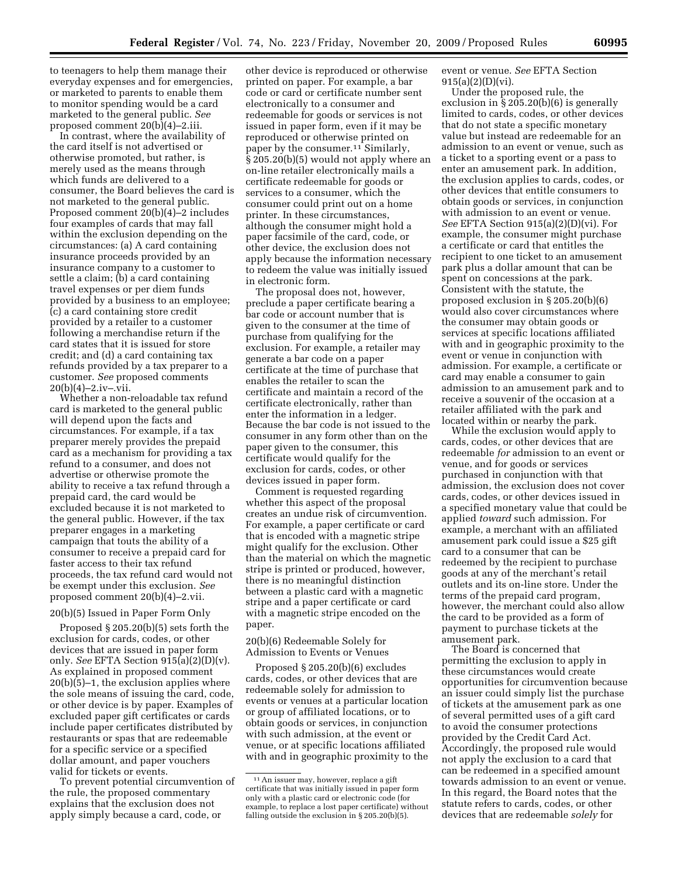to teenagers to help them manage their everyday expenses and for emergencies, or marketed to parents to enable them to monitor spending would be a card marketed to the general public. *See* proposed comment 20(b)(4)–2.iii.

In contrast, where the availability of the card itself is not advertised or otherwise promoted, but rather, is merely used as the means through which funds are delivered to a consumer, the Board believes the card is not marketed to the general public. Proposed comment 20(b)(4)–2 includes four examples of cards that may fall within the exclusion depending on the circumstances: (a) A card containing insurance proceeds provided by an insurance company to a customer to settle a claim; (b) a card containing travel expenses or per diem funds provided by a business to an employee; (c) a card containing store credit provided by a retailer to a customer following a merchandise return if the card states that it is issued for store credit; and (d) a card containing tax refunds provided by a tax preparer to a customer. *See* proposed comments 20(b)(4)–2.iv–.vii.

Whether a non-reloadable tax refund card is marketed to the general public will depend upon the facts and circumstances. For example, if a tax preparer merely provides the prepaid card as a mechanism for providing a tax refund to a consumer, and does not advertise or otherwise promote the ability to receive a tax refund through a prepaid card, the card would be excluded because it is not marketed to the general public. However, if the tax preparer engages in a marketing campaign that touts the ability of a consumer to receive a prepaid card for faster access to their tax refund proceeds, the tax refund card would not be exempt under this exclusion. *See* proposed comment 20(b)(4)–2.vii.

### 20(b)(5) Issued in Paper Form Only

Proposed § 205.20(b)(5) sets forth the exclusion for cards, codes, or other devices that are issued in paper form only. *See* EFTA Section 915(a)(2)(D)(v). As explained in proposed comment 20(b)(5)–1, the exclusion applies where the sole means of issuing the card, code, or other device is by paper. Examples of excluded paper gift certificates or cards include paper certificates distributed by restaurants or spas that are redeemable for a specific service or a specified dollar amount, and paper vouchers valid for tickets or events.

To prevent potential circumvention of the rule, the proposed commentary explains that the exclusion does not apply simply because a card, code, or other device is reproduced or otherwise printed on paper. For example, a bar code or card or certificate number sent electronically to a consumer and redeemable for goods or services is not issued in paper form, even if it may be reproduced or otherwise printed on paper by the consumer.[11] Similarly, § 205.20(b)(5) would not apply where an on-line retailer electronically mails a certificate redeemable for goods or services to a consumer, which the consumer could print out on a home printer. In these circumstances, although the consumer might hold a paper facsimile of the card, code, or other device, the exclusion does not apply because the information necessary to redeem the value was initially issued in electronic form.

The proposal does not, however, preclude a paper certificate bearing a bar code or account number that is given to the consumer at the time of purchase from qualifying for the exclusion. For example, a retailer may generate a bar code on a paper certificate at the time of purchase that enables the retailer to scan the certificate and maintain a record of the certificate electronically, rather than enter the information in a ledger. Because the bar code is not issued to the consumer in any form other than on the paper given to the consumer, this certificate would qualify for the exclusion for cards, codes, or other devices issued in paper form.

Comment is requested regarding whether this aspect of the proposal creates an undue risk of circumvention. For example, a paper certificate or card that is encoded with a magnetic stripe might qualify for the exclusion. Other than the material on which the magnetic stripe is printed or produced, however, there is no meaningful distinction between a plastic card with a magnetic stripe and a paper certificate or card with a magnetic stripe encoded on the paper.

### 20(b)(6) Redeemable Solely for Admission to Events or Venues

Proposed § 205.20(b)(6) excludes cards, codes, or other devices that are redeemable solely for admission to events or venues at a particular location or group of affiliated locations, or to obtain goods or services, in conjunction with such admission, at the event or venue, or at specific locations affiliated with and in geographic proximity to the event or venue. *See* EFTA Section 915(a)(2)(D)(vi).

Under the proposed rule, the exclusion in § 205.20(b)(6) is generally limited to cards, codes, or other devices that do not state a specific monetary value but instead are redeemable for an admission to an event or venue, such as a ticket to a sporting event or a pass to enter an amusement park. In addition, the exclusion applies to cards, codes, or other devices that entitle consumers to obtain goods or services, in conjunction with admission to an event or venue. *See* EFTA Section 915(a)(2)(D)(vi). For example, the consumer might purchase a certificate or card that entitles the recipient to one ticket to an amusement park plus a dollar amount that can be spent on concessions at the park. Consistent with the statute, the proposed exclusion in § 205.20(b)(6) would also cover circumstances where the consumer may obtain goods or services at specific locations affiliated with and in geographic proximity to the event or venue in conjunction with admission. For example, a certificate or card may enable a consumer to gain admission to an amusement park and to receive a souvenir of the occasion at a retailer affiliated with the park and located within or nearby the park.

While the exclusion would apply to cards, codes, or other devices that are redeemable *for* admission to an event or venue, and for goods or services purchased in conjunction with that admission, the exclusion does not cover cards, codes, or other devices issued in a specified monetary value that could be applied *toward* such admission. For example, a merchant with an affiliated amusement park could issue a $25 gift card to a consumer that can be redeemed by the recipient to purchase goods at any of the merchant's retail outlets and its on-line store. Under the terms of the prepaid card program, however, the merchant could also allow the card to be provided as a form of payment to purchase tickets at the amusement park.

The Board is concerned that permitting the exclusion to apply in these circumstances would create opportunities for circumvention because an issuer could simply list the purchase of tickets at the amusement park as one of several permitted uses of a gift card to avoid the consumer protections provided by the Credit Card Act. Accordingly, the proposed rule would not apply the exclusion to a card that can be redeemed in a specified amount towards admission to an event or venue. In this regard, the Board notes that the statute refers to cards, codes, or other devices that are redeemable *solely* for

[11] An issuer may, however, replace a gift certificate that was initially issued in paper form only with a plastic card or electronic code (for example, to replace a lost paper certificate) without falling outside the exclusion in § 205.20(b)(5).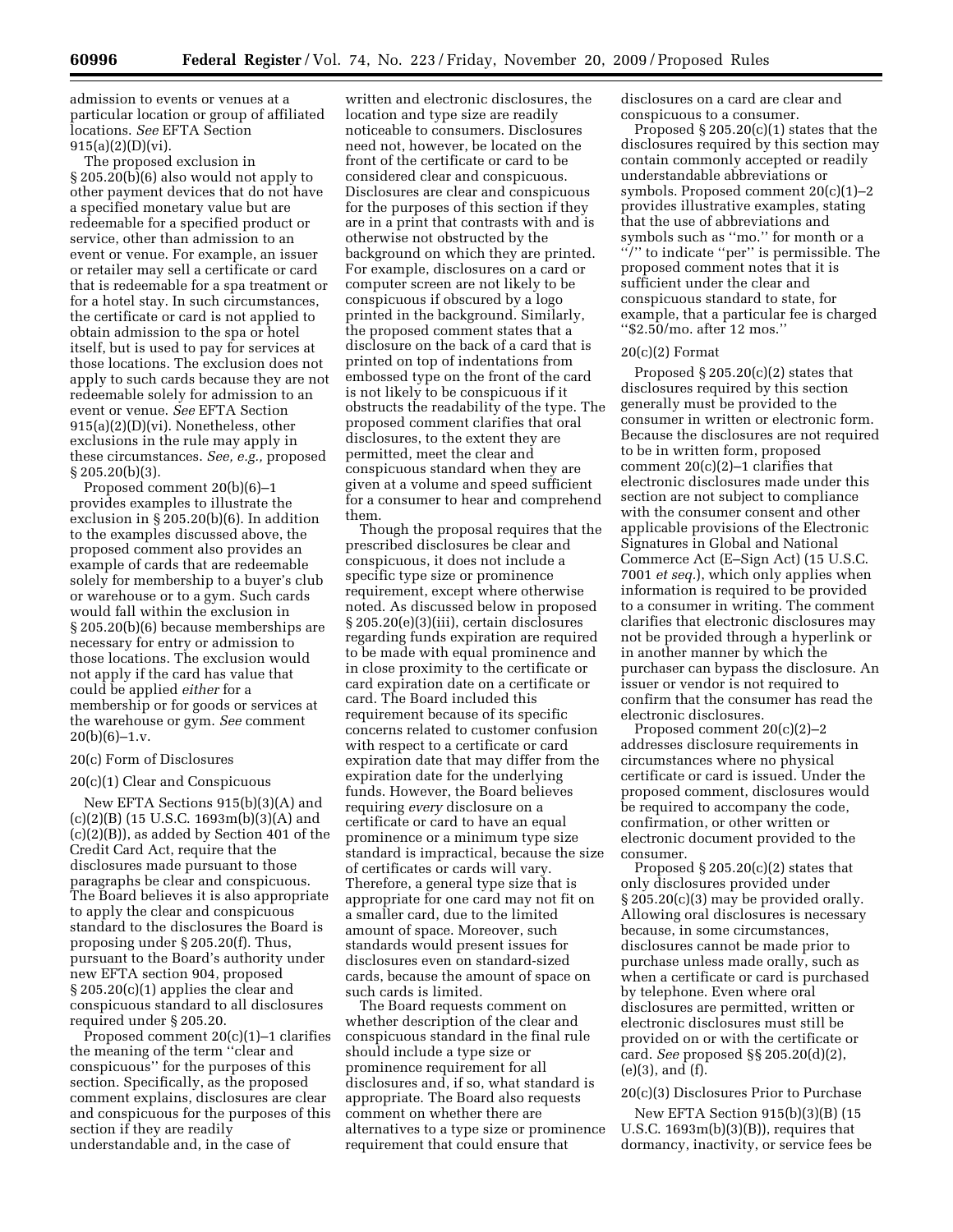admission to events or venues at a particular location or group of affiliated locations. *See* EFTA Section 915(a)(2)(D)(vi).

The proposed exclusion in § 205.20(b)(6) also would not apply to other payment devices that do not have a specified monetary value but are redeemable for a specified product or service, other than admission to an event or venue. For example, an issuer or retailer may sell a certificate or card that is redeemable for a spa treatment or for a hotel stay. In such circumstances, the certificate or card is not applied to obtain admission to the spa or hotel itself, but is used to pay for services at those locations. The exclusion does not apply to such cards because they are not redeemable solely for admission to an event or venue. *See* EFTA Section 915(a)(2)(D)(vi). Nonetheless, other exclusions in the rule may apply in these circumstances. *See, e.g.,* proposed § 205.20(b)(3).

Proposed comment 20(b)(6)–1 provides examples to illustrate the exclusion in § 205.20(b)(6). In addition to the examples discussed above, the proposed comment also provides an example of cards that are redeemable solely for membership to a buyer's club or warehouse or to a gym. Such cards would fall within the exclusion in § 205.20(b)(6) because memberships are necessary for entry or admission to those locations. The exclusion would not apply if the card has value that could be applied *either* for a membership or for goods or services at the warehouse or gym. *See* comment 20(b)(6)–1.v.

## 20(c) Form of Disclosures

### 20(c)(1) Clear and Conspicuous

New EFTA Sections 915(b)(3)(A) and (c)(2)(B) (15 U.S.C. 1693m(b)(3)(A) and (c)(2)(B)), as added by Section 401 of the Credit Card Act, require that the disclosures made pursuant to those paragraphs be clear and conspicuous. The Board believes it is also appropriate to apply the clear and conspicuous standard to the disclosures the Board is proposing under § 205.20(f). Thus, pursuant to the Board's authority under new EFTA section 904, proposed § 205.20(c)(1) applies the clear and conspicuous standard to all disclosures required under § 205.20.

Proposed comment 20(c)(1)–1 clarifies the meaning of the term ''clear and conspicuous'' for the purposes of this section. Specifically, as the proposed comment explains, disclosures are clear and conspicuous for the purposes of this section if they are readily understandable and, in the case of written and electronic disclosures, the location and type size are readily noticeable to consumers. Disclosures need not, however, be located on the front of the certificate or card to be considered clear and conspicuous. Disclosures are clear and conspicuous for the purposes of this section if they are in a print that contrasts with and is otherwise not obstructed by the background on which they are printed. For example, disclosures on a card or computer screen are not likely to be conspicuous if obscured by a logo printed in the background. Similarly, the proposed comment states that a disclosure on the back of a card that is printed on top of indentations from embossed type on the front of the card is not likely to be conspicuous if it obstructs the readability of the type. The proposed comment clarifies that oral disclosures, to the extent they are permitted, meet the clear and conspicuous standard when they are given at a volume and speed sufficient for a consumer to hear and comprehend them.

Though the proposal requires that the prescribed disclosures be clear and conspicuous, it does not include a specific type size or prominence requirement, except where otherwise noted. As discussed below in proposed § 205.20(e)(3)(iii), certain disclosures regarding funds expiration are required to be made with equal prominence and in close proximity to the certificate or card expiration date on a certificate or card. The Board included this requirement because of its specific concerns related to customer confusion with respect to a certificate or card expiration date that may differ from the expiration date for the underlying funds. However, the Board believes requiring *every* disclosure on a certificate or card to have an equal prominence or a minimum type size standard is impractical, because the size of certificates or cards will vary. Therefore, a general type size that is appropriate for one card may not fit on a smaller card, due to the limited amount of space. Moreover, such standards would present issues for disclosures even on standard-sized cards, because the amount of space on such cards is limited.

The Board requests comment on whether description of the clear and conspicuous standard in the final rule should include a type size or prominence requirement for all disclosures and, if so, what standard is appropriate. The Board also requests comment on whether there are alternatives to a type size or prominence requirement that could ensure that disclosures on a card are clear and conspicuous to a consumer.

Proposed § 205.20(c)(1) states that the disclosures required by this section may contain commonly accepted or readily understandable abbreviations or symbols. Proposed comment 20(c)(1)–2 provides illustrative examples, stating that the use of abbreviations and symbols such as ''mo.'' for month or a ''/'' to indicate ''per'' is permissible. The proposed comment notes that it is sufficient under the clear and conspicuous standard to state, for example, that a particular fee is charged ''$2.50/mo. after 12 mos.''

### 20(c)(2) Format

Proposed § 205.20(c)(2) states that disclosures required by this section generally must be provided to the consumer in written or electronic form. Because the disclosures are not required to be in written form, proposed comment 20(c)(2)–1 clarifies that electronic disclosures made under this section are not subject to compliance with the consumer consent and other applicable provisions of the Electronic Signatures in Global and National Commerce Act (E–Sign Act) (15 U.S.C. 7001 *et seq.*), which only applies when information is required to be provided to a consumer in writing. The comment clarifies that electronic disclosures may not be provided through a hyperlink or in another manner by which the purchaser can bypass the disclosure. An issuer or vendor is not required to confirm that the consumer has read the electronic disclosures.

Proposed comment 20(c)(2)–2 addresses disclosure requirements in circumstances where no physical certificate or card is issued. Under the proposed comment, disclosures would be required to accompany the code, confirmation, or other written or electronic document provided to the consumer.

Proposed § 205.20(c)(2) states that only disclosures provided under § 205.20(c)(3) may be provided orally. Allowing oral disclosures is necessary because, in some circumstances, disclosures cannot be made prior to purchase unless made orally, such as when a certificate or card is purchased by telephone. Even where oral disclosures are permitted, written or electronic disclosures must still be provided on or with the certificate or card. *See* proposed §§ 205.20(d)(2), (e)(3), and (f).

### 20(c)(3) Disclosures Prior to Purchase

New EFTA Section 915(b)(3)(B) (15 U.S.C. 1693m(b)(3)(B)), requires that dormancy, inactivity, or service fees be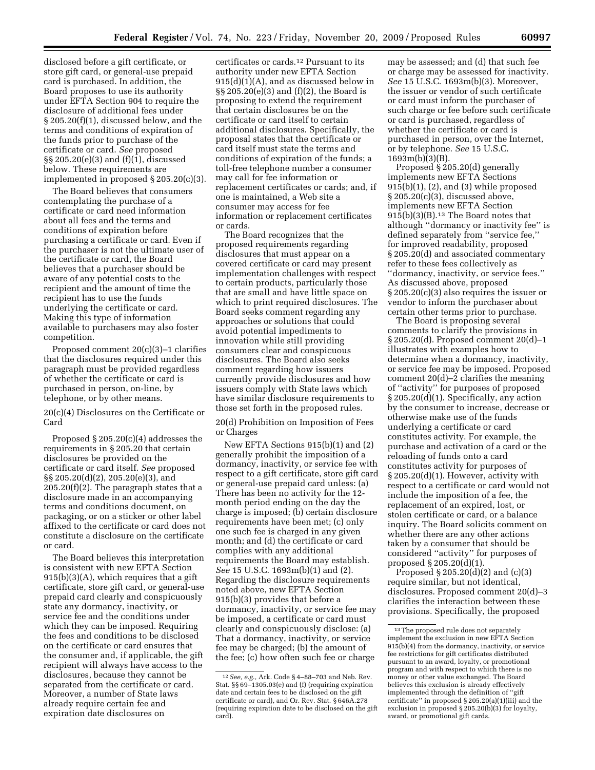disclosed before a gift certificate, or store gift card, or general-use prepaid card is purchased. In addition, the Board proposes to use its authority under EFTA Section 904 to require the disclosure of additional fees under § 205.20(f)(1), discussed below, and the terms and conditions of expiration of the funds prior to purchase of the certificate or card. *See* proposed §§ 205.20(e)(3) and (f)(1), discussed below. These requirements are implemented in proposed § 205.20(c)(3).

The Board believes that consumers contemplating the purchase of a certificate or card need information about all fees and the terms and conditions of expiration before purchasing a certificate or card. Even if the purchaser is not the ultimate user of the certificate or card, the Board believes that a purchaser should be aware of any potential costs to the recipient and the amount of time the recipient has to use the funds underlying the certificate or card. Making this type of information available to purchasers may also foster competition.

Proposed comment 20(c)(3)–1 clarifies that the disclosures required under this paragraph must be provided regardless of whether the certificate or card is purchased in person, on-line, by telephone, or by other means.

### 20(c)(4) Disclosures on the Certificate or Card

Proposed § 205.20(c)(4) addresses the requirements in § 205.20 that certain disclosures be provided on the certificate or card itself. *See* proposed §§ 205.20(d)(2), 205.20(e)(3), and 205.20(f)(2). The paragraph states that a disclosure made in an accompanying terms and conditions document, on packaging, or on a sticker or other label affixed to the certificate or card does not constitute a disclosure on the certificate or card.

The Board believes this interpretation is consistent with new EFTA Section 915(b)(3)(A), which requires that a gift certificate, store gift card, or general-use prepaid card clearly and conspicuously state any dormancy, inactivity, or service fee and the conditions under which they can be imposed. Requiring the fees and conditions to be disclosed on the certificate or card ensures that the consumer and, if applicable, the gift recipient will always have access to the disclosures, because they cannot be separated from the certificate or card. Moreover, a number of State laws already require certain fee and expiration date disclosures on certificates or cards.[12] Pursuant to its authority under new EFTA Section 915(d)(1)(A), and as discussed below in §§ 205.20(e)(3) and (f)(2), the Board is proposing to extend the requirement that certain disclosures be on the certificate or card itself to certain additional disclosures. Specifically, the proposal states that the certificate or card itself must state the terms and conditions of expiration of the funds; a toll-free telephone number a consumer may call for fee information or replacement certificates or cards; and, if one is maintained, a Web site a consumer may access for fee information or replacement certificates or cards.

The Board recognizes that the proposed requirements regarding disclosures that must appear on a covered certificate or card may present implementation challenges with respect to certain products, particularly those that are small and have little space on which to print required disclosures. The Board seeks comment regarding any approaches or solutions that could avoid potential impediments to innovation while still providing consumers clear and conspicuous disclosures. The Board also seeks comment regarding how issuers currently provide disclosures and how issuers comply with State laws which have similar disclosure requirements to those set forth in the proposed rules.

### 20(d) Prohibition on Imposition of Fees or Charges

New EFTA Sections 915(b)(1) and (2) generally prohibit the imposition of a dormancy, inactivity, or service fee with respect to a gift certificate, store gift card or general-use prepaid card unless: (a) There has been no activity for the 12-month period ending on the day the charge is imposed; (b) certain disclosure requirements have been met; (c) only one such fee is charged in any given month; and (d) the certificate or card complies with any additional requirements the Board may establish. *See* 15 U.S.C. 1693m(b)(1) and (2). Regarding the disclosure requirements noted above, new EFTA Section 915(b)(3) provides that before a dormancy, inactivity, or service fee may be imposed, a certificate or card must clearly and conspicuously disclose: (a) That a dormancy, inactivity, or service fee may be charged; (b) the amount of the fee; (c) how often such fee or charge may be assessed; and (d) that such fee or charge may be assessed for inactivity. *See* 15 U.S.C. 1693m(b)(3). Moreover, the issuer or vendor of such certificate or card must inform the purchaser of such charge or fee before such certificate or card is purchased, regardless of whether the certificate or card is purchased in person, over the Internet, or by telephone. *See* 15 U.S.C. 1693m(b)(3)(B).

Proposed § 205.20(d) generally implements new EFTA Sections 915(b)(1), (2), and (3) while proposed § 205.20(c)(3), discussed above, implements new EFTA Section 915(b)(3)(B).[13] The Board notes that although ''dormancy or inactivity fee'' is defined separately from ''service fee,'' for improved readability, proposed § 205.20(d) and associated commentary refer to these fees collectively as ''dormancy, inactivity, or service fees.'' As discussed above, proposed § 205.20(c)(3) also requires the issuer or vendor to inform the purchaser about certain other terms prior to purchase.

The Board is proposing several comments to clarify the provisions in § 205.20(d). Proposed comment 20(d)–1 illustrates with examples how to determine when a dormancy, inactivity, or service fee may be imposed. Proposed comment 20(d)–2 clarifies the meaning of ''activity'' for purposes of proposed § 205.20(d)(1). Specifically, any action by the consumer to increase, decrease or otherwise make use of the funds underlying a certificate or card constitutes activity. For example, the purchase and activation of a card or the reloading of funds onto a card constitutes activity for purposes of § 205.20(d)(1). However, activity with respect to a certificate or card would not include the imposition of a fee, the replacement of an expired, lost, or stolen certificate or card, or a balance inquiry. The Board solicits comment on whether there are any other actions taken by a consumer that should be considered ''activity'' for purposes of proposed § 205.20(d)(1).

Proposed § 205.20(d)(2) and (c)(3) require similar, but not identical, disclosures. Proposed comment 20(d)–3 clarifies the interaction between these provisions. Specifically, the proposed

---

[12] *See, e.g.,* Ark. Code § 4–88–703 and Neb. Rev. Stat. §§ 69–1305.03(e) and (f) (requiring expiration date and certain fees to be disclosed on the gift certificate or card), and Or. Rev. Stat. § 646A.278 (requiring expiration date to be disclosed on the gift card).

[13] The proposed rule does not separately implement the exclusion in new EFTA Section 915(b)(4) from the dormancy, inactivity, or service fee restrictions for gift certificates distributed pursuant to an award, loyalty, or promotional program and with respect to which there is no money or other value exchanged. The Board believes this exclusion is already effectively implemented through the definition of ''gift certificate'' in proposed § 205.20(a)(1)(iii) and the exclusion in proposed § 205.20(b)(3) for loyalty, award, or promotional gift cards.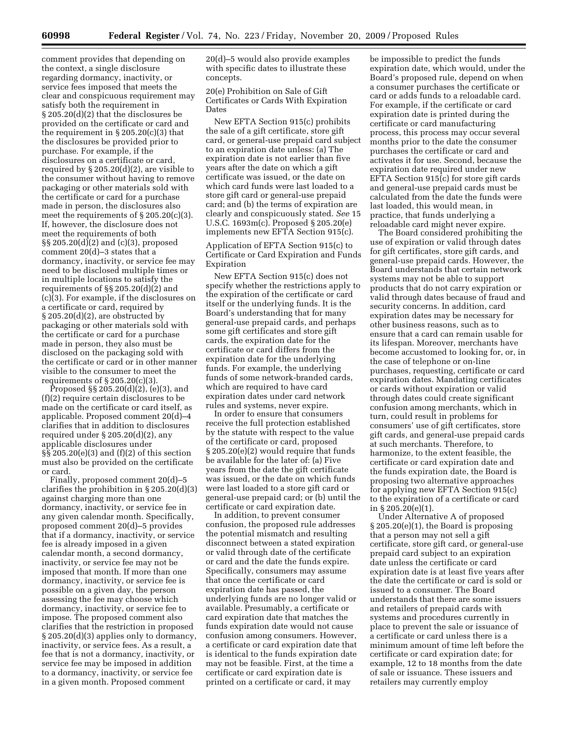comment provides that depending on the context, a single disclosure regarding dormancy, inactivity, or service fees imposed that meets the clear and conspicuous requirement may satisfy both the requirement in § 205.20(d)(2) that the disclosures be provided on the certificate or card and the requirement in § 205.20(c)(3) that the disclosures be provided prior to purchase. For example, if the disclosures on a certificate or card, required by § 205.20(d)(2), are visible to the consumer without having to remove packaging or other materials sold with the certificate or card for a purchase made in person, the disclosures also meet the requirements of § 205.20(c)(3). If, however, the disclosure does not meet the requirements of both §§ 205.20(d)(2) and (c)(3), proposed comment 20(d)–3 states that a dormancy, inactivity, or service fee may need to be disclosed multiple times or in multiple locations to satisfy the requirements of §§ 205.20(d)(2) and (c)(3). For example, if the disclosures on a certificate or card, required by § 205.20(d)(2), are obstructed by packaging or other materials sold with the certificate or card for a purchase made in person, they also must be disclosed on the packaging sold with the certificate or card or in other manner visible to the consumer to meet the requirements of § 205.20(c)(3).

Proposed §§ 205.20(d)(2), (e)(3), and (f)(2) require certain disclosures to be made on the certificate or card itself, as applicable. Proposed comment 20(d)–4 clarifies that in addition to disclosures required under § 205.20(d)(2), any applicable disclosures under §§ 205.20(e)(3) and (f)(2) of this section must also be provided on the certificate or card.

Finally, proposed comment 20(d)–5 clarifies the prohibition in § 205.20(d)(3) against charging more than one dormancy, inactivity, or service fee in any given calendar month. Specifically, proposed comment 20(d)–5 provides that if a dormancy, inactivity, or service fee is already imposed in a given calendar month, a second dormancy, inactivity, or service fee may not be imposed that month. If more than one dormancy, inactivity, or service fee is possible on a given day, the person assessing the fee may choose which dormancy, inactivity, or service fee to impose. The proposed comment also clarifies that the restriction in proposed § 205.20(d)(3) applies only to dormancy, inactivity, or service fees. As a result, a fee that is not a dormancy, inactivity, or service fee may be imposed in addition to a dormancy, inactivity, or service fee in a given month. Proposed comment 20(d)–5 would also provide examples with specific dates to illustrate these concepts.

20(e) Prohibition on Sale of Gift Certificates or Cards With Expiration Dates

New EFTA Section 915(c) prohibits the sale of a gift certificate, store gift card, or general-use prepaid card subject to an expiration date unless: (a) The expiration date is not earlier than five years after the date on which a gift certificate was issued, or the date on which card funds were last loaded to a store gift card or general-use prepaid card; and (b) the terms of expiration are clearly and conspicuously stated. *See* 15 U.S.C. 1693m(c). Proposed § 205.20(e) implements new EFTA Section 915(c).

Application of EFTA Section 915(c) to Certificate or Card Expiration and Funds Expiration

New EFTA Section 915(c) does not specify whether the restrictions apply to the expiration of the certificate or card itself or the underlying funds. It is the Board's understanding that for many general-use prepaid cards, and perhaps some gift certificates and store gift cards, the expiration date for the certificate or card differs from the expiration date for the underlying funds. For example, the underlying funds of some network-branded cards, which are required to have card expiration dates under card network rules and systems, never expire.

In order to ensure that consumers receive the full protection established by the statute with respect to the value of the certificate or card, proposed § 205.20(e)(2) would require that funds be available for the later of: (a) Five years from the date the gift certificate was issued, or the date on which funds were last loaded to a store gift card or general-use prepaid card; or (b) until the certificate or card expiration date.

In addition, to prevent consumer confusion, the proposed rule addresses the potential mismatch and resulting disconnect between a stated expiration or valid through date of the certificate or card and the date the funds expire. Specifically, consumers may assume that once the certificate or card expiration date has passed, the underlying funds are no longer valid or available. Presumably, a certificate or card expiration date that matches the funds expiration date would not cause confusion among consumers. However, a certificate or card expiration date that is identical to the funds expiration date may not be feasible. First, at the time a certificate or card expiration date is printed on a certificate or card, it may be impossible to predict the funds expiration date, which would, under the Board's proposed rule, depend on when a consumer purchases the certificate or card or adds funds to a reloadable card. For example, if the certificate or card expiration date is printed during the certificate or card manufacturing process, this process may occur several months prior to the date the consumer purchases the certificate or card and activates it for use. Second, because the expiration date required under new EFTA Section 915(c) for store gift cards and general-use prepaid cards must be calculated from the date the funds were last loaded, this would mean, in practice, that funds underlying a reloadable card might never expire.

The Board considered prohibiting the use of expiration or valid through dates for gift certificates, store gift cards, and general-use prepaid cards. However, the Board understands that certain network systems may not be able to support products that do not carry expiration or valid through dates because of fraud and security concerns. In addition, card expiration dates may be necessary for other business reasons, such as to ensure that a card can remain usable for its lifespan. Moreover, merchants have become accustomed to looking for, or, in the case of telephone or on-line purchases, requesting, certificate or card expiration dates. Mandating certificates or cards without expiration or valid through dates could create significant confusion among merchants, which in turn, could result in problems for consumers' use of gift certificates, store gift cards, and general-use prepaid cards at such merchants. Therefore, to harmonize, to the extent feasible, the certificate or card expiration date and the funds expiration date, the Board is proposing two alternative approaches for applying new EFTA Section 915(c) to the expiration of a certificate or card in § 205.20(e)(1).

Under Alternative A of proposed § 205.20(e)(1), the Board is proposing that a person may not sell a gift certificate, store gift card, or general-use prepaid card subject to an expiration date unless the certificate or card expiration date is at least five years after the date the certificate or card is sold or issued to a consumer. The Board understands that there are some issuers and retailers of prepaid cards with systems and procedures currently in place to prevent the sale or issuance of a certificate or card unless there is a minimum amount of time left before the certificate or card expiration date; for example, 12 to 18 months from the date of sale or issuance. These issuers and retailers may currently employ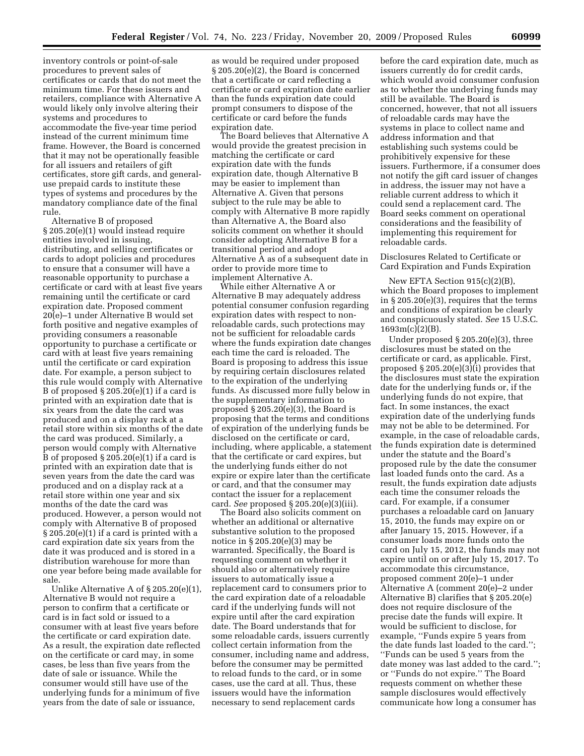inventory controls or point-of-sale procedures to prevent sales of certificates or cards that do not meet the minimum time. For these issuers and retailers, compliance with Alternative A would likely only involve altering their systems and procedures to accommodate the five-year time period instead of the current minimum time frame. However, the Board is concerned that it may not be operationally feasible for all issuers and retailers of gift certificates, store gift cards, and general-use prepaid cards to institute these types of systems and procedures by the mandatory compliance date of the final rule.

Alternative B of proposed § 205.20(e)(1) would instead require entities involved in issuing, distributing, and selling certificates or cards to adopt policies and procedures to ensure that a consumer will have a reasonable opportunity to purchase a certificate or card with at least five years remaining until the certificate or card expiration date. Proposed comment 20(e)–1 under Alternative B would set forth positive and negative examples of providing consumers a reasonable opportunity to purchase a certificate or card with at least five years remaining until the certificate or card expiration date. For example, a person subject to this rule would comply with Alternative B of proposed § 205.20(e)(1) if a card is printed with an expiration date that is six years from the date the card was produced and on a display rack at a retail store within six months of the date the card was produced. Similarly, a person would comply with Alternative B of proposed § 205.20(e)(1) if a card is printed with an expiration date that is seven years from the date the card was produced and on a display rack at a retail store within one year and six months of the date the card was produced. However, a person would not comply with Alternative B of proposed § 205.20(e)(1) if a card is printed with a card expiration date six years from the date it was produced and is stored in a distribution warehouse for more than one year before being made available for sale.

Unlike Alternative A of § 205.20(e)(1), Alternative B would not require a person to confirm that a certificate or card is in fact sold or issued to a consumer with at least five years before the certificate or card expiration date. As a result, the expiration date reflected on the certificate or card may, in some cases, be less than five years from the date of sale or issuance. While the consumer would still have use of the underlying funds for a minimum of five years from the date of sale or issuance, as would be required under proposed § 205.20(e)(2), the Board is concerned that a certificate or card reflecting a certificate or card expiration date earlier than the funds expiration date could prompt consumers to dispose of the certificate or card before the funds expiration date.

The Board believes that Alternative A would provide the greatest precision in matching the certificate or card expiration date with the funds expiration date, though Alternative B may be easier to implement than Alternative A. Given that persons subject to the rule may be able to comply with Alternative B more rapidly than Alternative A, the Board also solicits comment on whether it should consider adopting Alternative B for a transitional period and adopt Alternative A as of a subsequent date in order to provide more time to implement Alternative A.

While either Alternative A or Alternative B may adequately address potential consumer confusion regarding expiration dates with respect to non-reloadable cards, such protections may not be sufficient for reloadable cards where the funds expiration date changes each time the card is reloaded. The Board is proposing to address this issue by requiring certain disclosures related to the expiration of the underlying funds. As discussed more fully below in the supplementary information to proposed § 205.20(e)(3), the Board is proposing that the terms and conditions of expiration of the underlying funds be disclosed on the certificate or card, including, where applicable, a statement that the certificate or card expires, but the underlying funds either do not expire or expire later than the certificate or card, and that the consumer may contact the issuer for a replacement card. *See* proposed § 205.20(e)(3)(iii).

The Board also solicits comment on whether an additional or alternative substantive solution to the proposed notice in § 205.20(e)(3) may be warranted. Specifically, the Board is requesting comment on whether it should also or alternatively require issuers to automatically issue a replacement card to consumers prior to the card expiration date of a reloadable card if the underlying funds will not expire until after the card expiration date. The Board understands that for some reloadable cards, issuers currently collect certain information from the consumer, including name and address, before the consumer may be permitted to reload funds to the card, or in some cases, use the card at all. Thus, these issuers would have the information necessary to send replacement cards before the card expiration date, much as issuers currently do for credit cards, which would avoid consumer confusion as to whether the underlying funds may still be available. The Board is concerned, however, that not all issuers of reloadable cards may have the systems in place to collect name and address information and that establishing such systems could be prohibitively expensive for these issuers. Furthermore, if a consumer does not notify the gift card issuer of changes in address, the issuer may not have a reliable current address to which it could send a replacement card. The Board seeks comment on operational considerations and the feasibility of implementing this requirement for reloadable cards.

Disclosures Related to Certificate or Card Expiration and Funds Expiration

New EFTA Section 915(c)(2)(B), which the Board proposes to implement in § 205.20(e)(3), requires that the terms and conditions of expiration be clearly and conspicuously stated. *See* 15 U.S.C. 1693m(c)(2)(B).

Under proposed § 205.20(e)(3), three disclosures must be stated on the certificate or card, as applicable. First, proposed § 205.20(e)(3)(i) provides that the disclosures must state the expiration date for the underlying funds or, if the underlying funds do not expire, that fact. In some instances, the exact expiration date of the underlying funds may not be able to be determined. For example, in the case of reloadable cards, the funds expiration date is determined under the statute and the Board's proposed rule by the date the consumer last loaded funds onto the card. As a result, the funds expiration date adjusts each time the consumer reloads the card. For example, if a consumer purchases a reloadable card on January 15, 2010, the funds may expire on or after January 15, 2015. However, if a consumer loads more funds onto the card on July 15, 2012, the funds may not expire until on or after July 15, 2017. To accommodate this circumstance, proposed comment 20(e)–1 under Alternative A (comment 20(e)–2 under Alternative B) clarifies that § 205.20(e) does not require disclosure of the precise date the funds will expire. It would be sufficient to disclose, for example, ''Funds expire 5 years from the date funds last loaded to the card.''; ''Funds can be used 5 years from the date money was last added to the card.''; or ''Funds do not expire.'' The Board requests comment on whether these sample disclosures would effectively communicate how long a consumer has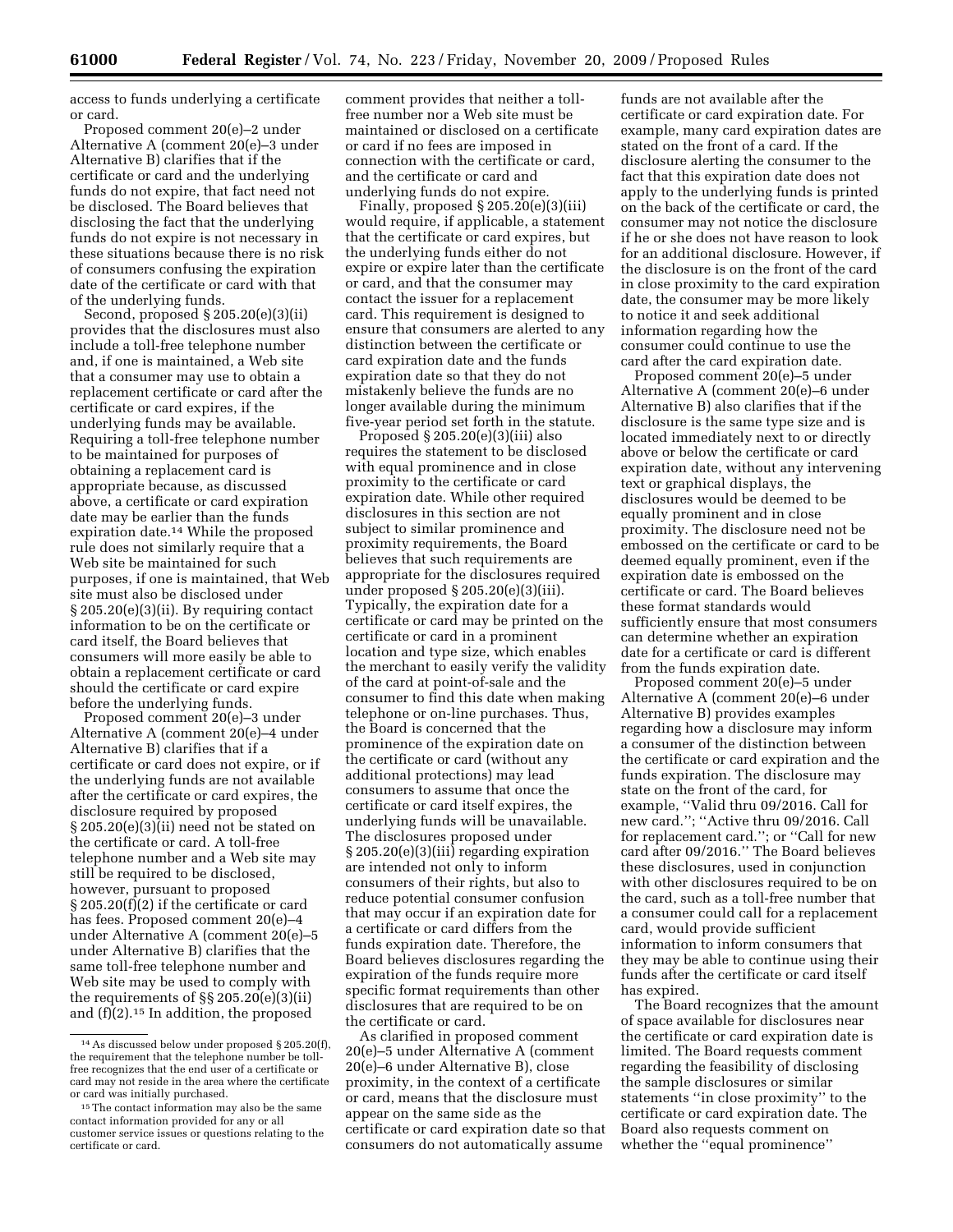access to funds underlying a certificate or card.

Proposed comment 20(e)–2 under Alternative A (comment 20(e)–3 under Alternative B) clarifies that if the certificate or card and the underlying funds do not expire, that fact need not be disclosed. The Board believes that disclosing the fact that the underlying funds do not expire is not necessary in these situations because there is no risk of consumers confusing the expiration date of the certificate or card with that of the underlying funds.

Second, proposed § 205.20(e)(3)(ii) provides that the disclosures must also include a toll-free telephone number and, if one is maintained, a Web site that a consumer may use to obtain a replacement certificate or card after the certificate or card expires, if the underlying funds may be available. Requiring a toll-free telephone number to be maintained for purposes of obtaining a replacement card is appropriate because, as discussed above, a certificate or card expiration date may be earlier than the funds expiration date.[14] While the proposed rule does not similarly require that a Web site be maintained for such purposes, if one is maintained, that Web site must also be disclosed under § 205.20(e)(3)(ii). By requiring contact information to be on the certificate or card itself, the Board believes that consumers will more easily be able to obtain a replacement certificate or card should the certificate or card expire before the underlying funds.

Proposed comment 20(e)–3 under Alternative A (comment 20(e)–4 under Alternative B) clarifies that if a certificate or card does not expire, or if the underlying funds are not available after the certificate or card expires, the disclosure required by proposed § 205.20(e)(3)(ii) need not be stated on the certificate or card. A toll-free telephone number and a Web site may still be required to be disclosed, however, pursuant to proposed § 205.20(f)(2) if the certificate or card has fees. Proposed comment 20(e)–4 under Alternative A (comment 20(e)–5 under Alternative B) clarifies that the same toll-free telephone number and Web site may be used to comply with the requirements of §§ 205.20(e)(3)(ii) and (f)(2).[15] In addition, the proposed comment provides that neither a toll-free number nor a Web site must be maintained or disclosed on a certificate or card if no fees are imposed in connection with the certificate or card, and the certificate or card and underlying funds do not expire.

Finally, proposed § 205.20(e)(3)(iii) would require, if applicable, a statement that the certificate or card expires, but the underlying funds either do not expire or expire later than the certificate or card, and that the consumer may contact the issuer for a replacement card. This requirement is designed to ensure that consumers are alerted to any distinction between the certificate or card expiration date and the funds expiration date so that they do not mistakenly believe the funds are no longer available during the minimum five-year period set forth in the statute.

Proposed § 205.20(e)(3)(iii) also requires the statement to be disclosed with equal prominence and in close proximity to the certificate or card expiration date. While other required disclosures in this section are not subject to similar prominence and proximity requirements, the Board believes that such requirements are appropriate for the disclosures required under proposed § 205.20(e)(3)(iii). Typically, the expiration date for a certificate or card may be printed on the certificate or card in a prominent location and type size, which enables the merchant to easily verify the validity of the card at point-of-sale and the consumer to find this date when making telephone or on-line purchases. Thus, the Board is concerned that the prominence of the expiration date on the certificate or card (without any additional protections) may lead consumers to assume that once the certificate or card itself expires, the underlying funds will be unavailable. The disclosures proposed under § 205.20(e)(3)(iii) regarding expiration are intended not only to inform consumers of their rights, but also to reduce potential consumer confusion that may occur if an expiration date for a certificate or card differs from the funds expiration date. Therefore, the Board believes disclosures regarding the expiration of the funds require more specific format requirements than other disclosures that are required to be on the certificate or card.

As clarified in proposed comment 20(e)–5 under Alternative A (comment 20(e)–6 under Alternative B), close proximity, in the context of a certificate or card, means that the disclosure must appear on the same side as the certificate or card expiration date so that consumers do not automatically assume funds are not available after the certificate or card expiration date. For example, many card expiration dates are stated on the front of a card. If the disclosure alerting the consumer to the fact that this expiration date does not apply to the underlying funds is printed on the back of the certificate or card, the consumer may not notice the disclosure if he or she does not have reason to look for an additional disclosure. However, if the disclosure is on the front of the card in close proximity to the card expiration date, the consumer may be more likely to notice it and seek additional information regarding how the consumer could continue to use the card after the card expiration date.

Proposed comment 20(e)–5 under Alternative A (comment 20(e)–6 under Alternative B) also clarifies that if the disclosure is the same type size and is located immediately next to or directly above or below the certificate or card expiration date, without any intervening text or graphical displays, the disclosures would be deemed to be equally prominent and in close proximity. The disclosure need not be embossed on the certificate or card to be deemed equally prominent, even if the expiration date is embossed on the certificate or card. The Board believes these format standards would sufficiently ensure that most consumers can determine whether an expiration date for a certificate or card is different from the funds expiration date.

Proposed comment 20(e)–5 under Alternative A (comment 20(e)–6 under Alternative B) provides examples regarding how a disclosure may inform a consumer of the distinction between the certificate or card expiration and the funds expiration. The disclosure may state on the front of the card, for example, ''Valid thru 09/2016. Call for new card.''; ''Active thru 09/2016. Call for replacement card.''; or ''Call for new card after 09/2016.'' The Board believes these disclosures, used in conjunction with other disclosures required to be on the card, such as a toll-free number that a consumer could call for a replacement card, would provide sufficient information to inform consumers that they may be able to continue using their funds after the certificate or card itself has expired.

The Board recognizes that the amount of space available for disclosures near the certificate or card expiration date is limited. The Board requests comment regarding the feasibility of disclosing the sample disclosures or similar statements ''in close proximity'' to the certificate or card expiration date. The Board also requests comment on whether the ''equal prominence''

---

[14] As discussed below under proposed § 205.20(f), the requirement that the telephone number be toll-free recognizes that the end user of a certificate or card may not reside in the area where the certificate or card was initially purchased.

[15] The contact information may also be the same contact information provided for any or all customer service issues or questions relating to the certificate or card.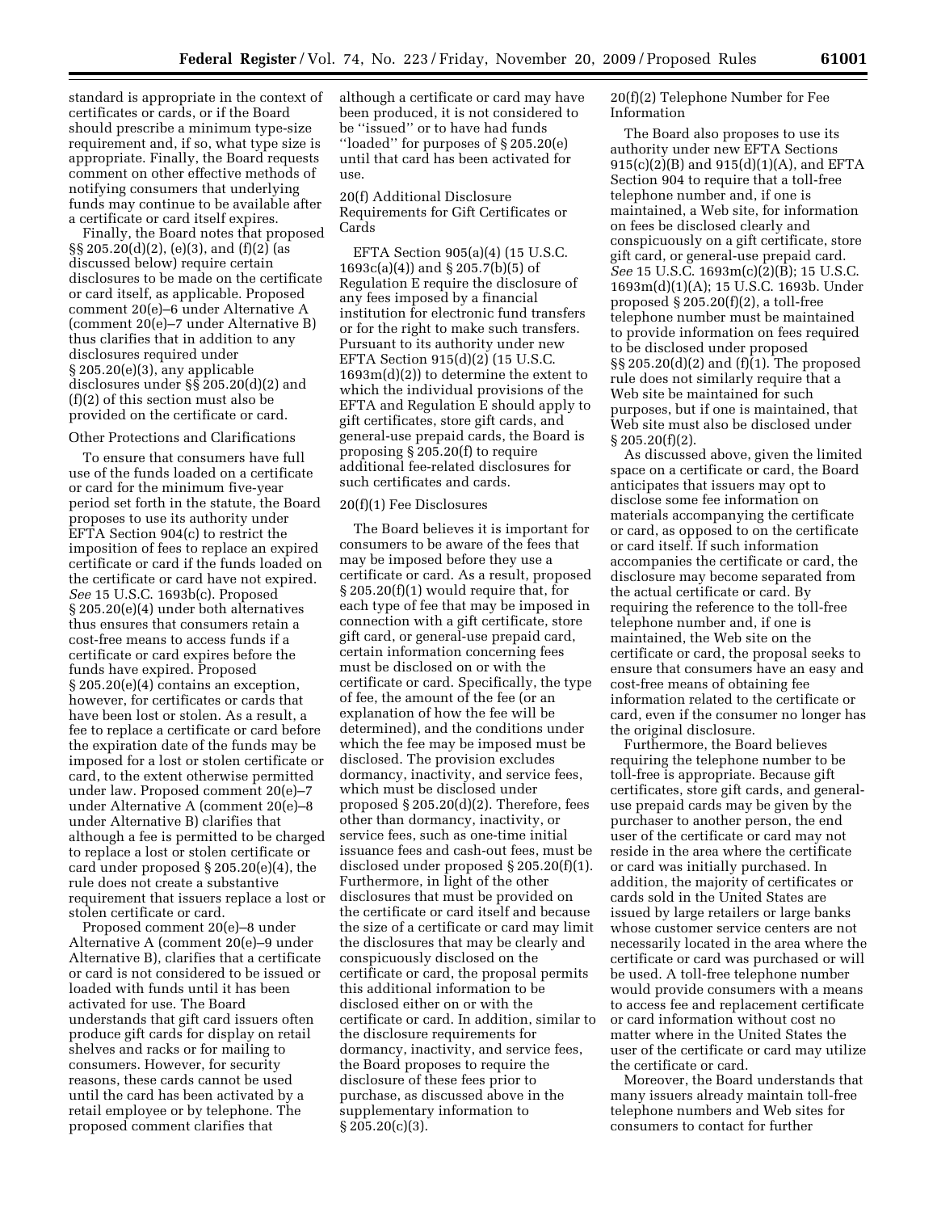standard is appropriate in the context of certificates or cards, or if the Board should prescribe a minimum type-size requirement and, if so, what type size is appropriate. Finally, the Board requests comment on other effective methods of notifying consumers that underlying funds may continue to be available after a certificate or card itself expires.

Finally, the Board notes that proposed §§ 205.20(d)(2), (e)(3), and (f)(2) (as discussed below) require certain disclosures to be made on the certificate or card itself, as applicable. Proposed comment 20(e)–6 under Alternative A (comment 20(e)–7 under Alternative B) thus clarifies that in addition to any disclosures required under § 205.20(e)(3), any applicable disclosures under §§ 205.20(d)(2) and (f)(2) of this section must also be provided on the certificate or card.

Other Protections and Clarifications

To ensure that consumers have full use of the funds loaded on a certificate or card for the minimum five-year period set forth in the statute, the Board proposes to use its authority under EFTA Section 904(c) to restrict the imposition of fees to replace an expired certificate or card if the funds loaded on the certificate or card have not expired. *See* 15 U.S.C. 1693b(c). Proposed § 205.20(e)(4) under both alternatives thus ensures that consumers retain a cost-free means to access funds if a certificate or card expires before the funds have expired. Proposed § 205.20(e)(4) contains an exception, however, for certificates or cards that have been lost or stolen. As a result, a fee to replace a certificate or card before the expiration date of the funds may be imposed for a lost or stolen certificate or card, to the extent otherwise permitted under law. Proposed comment 20(e)–7 under Alternative A (comment 20(e)–8 under Alternative B) clarifies that although a fee is permitted to be charged to replace a lost or stolen certificate or card under proposed § 205.20(e)(4), the rule does not create a substantive requirement that issuers replace a lost or stolen certificate or card.

Proposed comment 20(e)–8 under Alternative A (comment 20(e)–9 under Alternative B), clarifies that a certificate or card is not considered to be issued or loaded with funds until it has been activated for use. The Board understands that gift card issuers often produce gift cards for display on retail shelves and racks or for mailing to consumers. However, for security reasons, these cards cannot be used until the card has been activated by a retail employee or by telephone. The proposed comment clarifies that although a certificate or card may have been produced, it is not considered to be ''issued'' or to have had funds ''loaded'' for purposes of § 205.20(e) until that card has been activated for use.

20(f) Additional Disclosure Requirements for Gift Certificates or Cards

EFTA Section 905(a)(4) (15 U.S.C. 1693c(a)(4)) and § 205.7(b)(5) of Regulation E require the disclosure of any fees imposed by a financial institution for electronic fund transfers or for the right to make such transfers. Pursuant to its authority under new EFTA Section 915(d)(2) (15 U.S.C. 1693m(d)(2)) to determine the extent to which the individual provisions of the EFTA and Regulation E should apply to gift certificates, store gift cards, and general-use prepaid cards, the Board is proposing § 205.20(f) to require additional fee-related disclosures for such certificates and cards.

20(f)(1) Fee Disclosures

The Board believes it is important for consumers to be aware of the fees that may be imposed before they use a certificate or card. As a result, proposed § 205.20(f)(1) would require that, for each type of fee that may be imposed in connection with a gift certificate, store gift card, or general-use prepaid card, certain information concerning fees must be disclosed on or with the certificate or card. Specifically, the type of fee, the amount of the fee (or an explanation of how the fee will be determined), and the conditions under which the fee may be imposed must be disclosed. The provision excludes dormancy, inactivity, and service fees, which must be disclosed under proposed § 205.20(d)(2). Therefore, fees other than dormancy, inactivity, or service fees, such as one-time initial issuance fees and cash-out fees, must be disclosed under proposed § 205.20(f)(1). Furthermore, in light of the other disclosures that must be provided on the certificate or card itself and because the size of a certificate or card may limit the disclosures that may be clearly and conspicuously disclosed on the certificate or card, the proposal permits this additional information to be disclosed either on or with the certificate or card. In addition, similar to the disclosure requirements for dormancy, inactivity, and service fees, the Board proposes to require the disclosure of these fees prior to purchase, as discussed above in the supplementary information to § 205.20(c)(3).

20(f)(2) Telephone Number for Fee Information

The Board also proposes to use its authority under new EFTA Sections 915(c)(2)(B) and 915(d)(1)(A), and EFTA Section 904 to require that a toll-free telephone number and, if one is maintained, a Web site, for information on fees be disclosed clearly and conspicuously on a gift certificate, store gift card, or general-use prepaid card. *See* 15 U.S.C. 1693m(c)(2)(B); 15 U.S.C. 1693m(d)(1)(A); 15 U.S.C. 1693b. Under proposed § 205.20(f)(2), a toll-free telephone number must be maintained to provide information on fees required to be disclosed under proposed §§ 205.20(d)(2) and (f)(1). The proposed rule does not similarly require that a Web site be maintained for such purposes, but if one is maintained, that Web site must also be disclosed under § 205.20(f)(2).

As discussed above, given the limited space on a certificate or card, the Board anticipates that issuers may opt to disclose some fee information on materials accompanying the certificate or card, as opposed to on the certificate or card itself. If such information accompanies the certificate or card, the disclosure may become separated from the actual certificate or card. By requiring the reference to the toll-free telephone number and, if one is maintained, the Web site on the certificate or card, the proposal seeks to ensure that consumers have an easy and cost-free means of obtaining fee information related to the certificate or card, even if the consumer no longer has the original disclosure.

Furthermore, the Board believes requiring the telephone number to be toll-free is appropriate. Because gift certificates, store gift cards, and general-use prepaid cards may be given by the purchaser to another person, the end user of the certificate or card may not reside in the area where the certificate or card was initially purchased. In addition, the majority of certificates or cards sold in the United States are issued by large retailers or large banks whose customer service centers are not necessarily located in the area where the certificate or card was purchased or will be used. A toll-free telephone number would provide consumers with a means to access fee and replacement certificate or card information without cost no matter where in the United States the user of the certificate or card may utilize the certificate or card.

Moreover, the Board understands that many issuers already maintain toll-free telephone numbers and Web sites for consumers to contact for further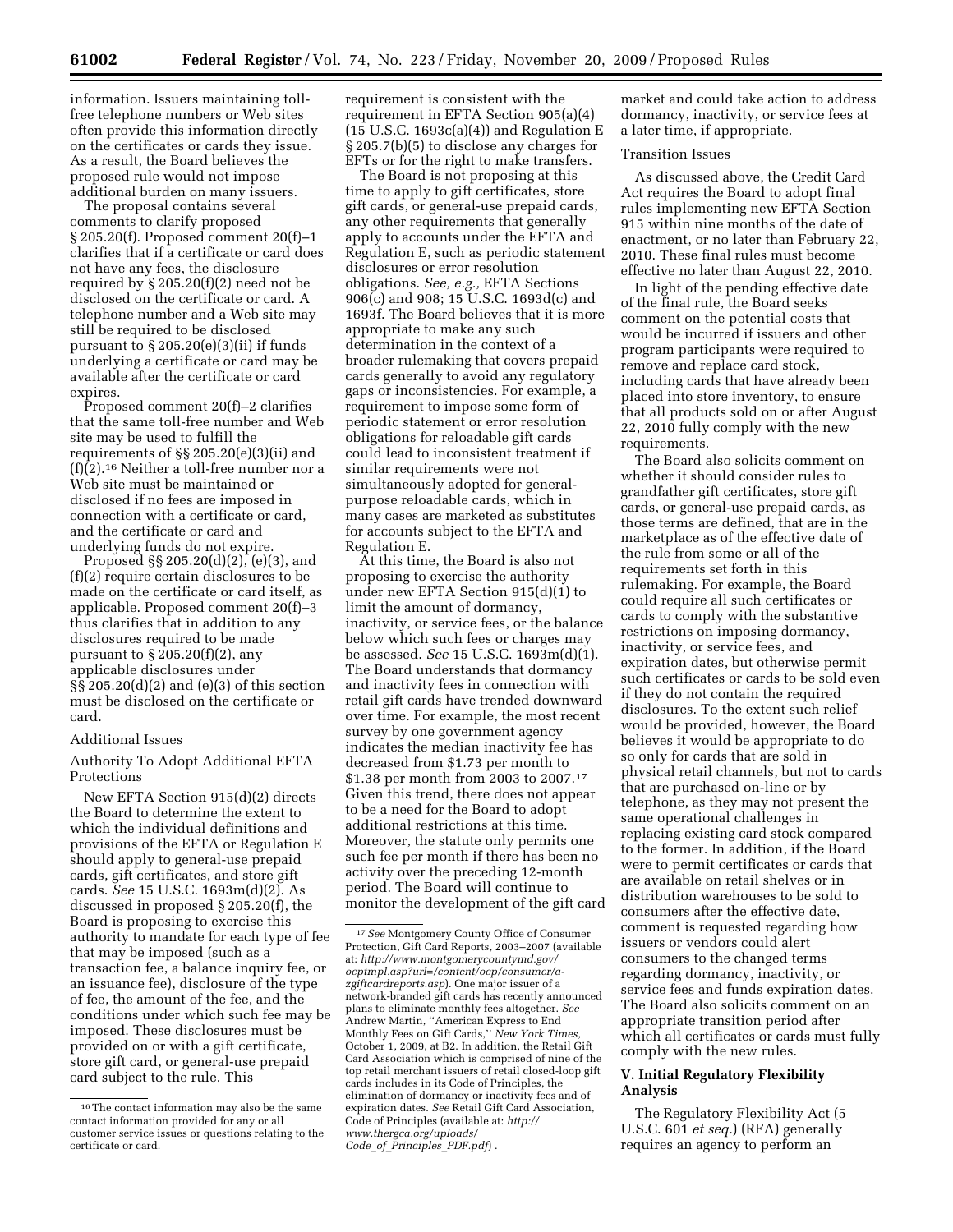information. Issuers maintaining toll-free telephone numbers or Web sites often provide this information directly on the certificates or cards they issue. As a result, the Board believes the proposed rule would not impose additional burden on many issuers.

The proposal contains several comments to clarify proposed § 205.20(f). Proposed comment 20(f)–1 clarifies that if a certificate or card does not have any fees, the disclosure required by § 205.20(f)(2) need not be disclosed on the certificate or card. A telephone number and a Web site may still be required to be disclosed pursuant to § 205.20(e)(3)(ii) if funds underlying a certificate or card may be available after the certificate or card expires.

Proposed comment 20(f)–2 clarifies that the same toll-free number and Web site may be used to fulfill the requirements of §§ 205.20(e)(3)(ii) and (f)(2).[16] Neither a toll-free number nor a Web site must be maintained or disclosed if no fees are imposed in connection with a certificate or card, and the certificate or card and underlying funds do not expire.

Proposed §§ 205.20(d)(2), (e)(3), and (f)(2) require certain disclosures to be made on the certificate or card itself, as applicable. Proposed comment 20(f)–3 thus clarifies that in addition to any disclosures required to be made pursuant to § 205.20(f)(2), any applicable disclosures under §§ 205.20(d)(2) and (e)(3) of this section must be disclosed on the certificate or card.

Additional Issues

Authority To Adopt Additional EFTA Protections

New EFTA Section 915(d)(2) directs the Board to determine the extent to which the individual definitions and provisions of the EFTA or Regulation E should apply to general-use prepaid cards, gift certificates, and store gift cards. *See* 15 U.S.C. 1693m(d)(2). As discussed in proposed § 205.20(f), the Board is proposing to exercise this authority to mandate for each type of fee that may be imposed (such as a transaction fee, a balance inquiry fee, or an issuance fee), disclosure of the type of fee, the amount of the fee, and the conditions under which such fee may be imposed. These disclosures must be provided on or with a gift certificate, store gift card, or general-use prepaid card subject to the rule. This requirement is consistent with the requirement in EFTA Section 905(a)(4) (15 U.S.C. 1693c(a)(4)) and Regulation E § 205.7(b)(5) to disclose any charges for EFTs or for the right to make transfers.

The Board is not proposing at this time to apply to gift certificates, store gift cards, or general-use prepaid cards, any other requirements that generally apply to accounts under the EFTA and Regulation E, such as periodic statement disclosures or error resolution obligations. *See, e.g.,* EFTA Sections 906(c) and 908; 15 U.S.C. 1693d(c) and 1693f. The Board believes that it is more appropriate to make any such determination in the context of a broader rulemaking that covers prepaid cards generally to avoid any regulatory gaps or inconsistencies. For example, a requirement to impose some form of periodic statement or error resolution obligations for reloadable gift cards could lead to inconsistent treatment if similar requirements were not simultaneously adopted for general-purpose reloadable cards, which in many cases are marketed as substitutes for accounts subject to the EFTA and Regulation E.

At this time, the Board is also not proposing to exercise the authority under new EFTA Section 915(d)(1) to limit the amount of dormancy, inactivity, or service fees, or the balance below which such fees or charges may be assessed. *See* 15 U.S.C. 1693m(d)(1). The Board understands that dormancy and inactivity fees in connection with retail gift cards have trended downward over time. For example, the most recent survey by one government agency indicates the median inactivity fee has decreased from \$1.73 per month to \$1.38 per month from 2003 to 2007.[17] Given this trend, there does not appear to be a need for the Board to adopt additional restrictions at this time. Moreover, the statute only permits one such fee per month if there has been no activity over the preceding 12-month period. The Board will continue to monitor the development of the gift card market and could take action to address dormancy, inactivity, or service fees at a later time, if appropriate.

Transition Issues

As discussed above, the Credit Card Act requires the Board to adopt final rules implementing new EFTA Section 915 within nine months of the date of enactment, or no later than February 22, 2010. These final rules must become effective no later than August 22, 2010.

In light of the pending effective date of the final rule, the Board seeks comment on the potential costs that would be incurred if issuers and other program participants were required to remove and replace card stock, including cards that have already been placed into store inventory, to ensure that all products sold on or after August 22, 2010 fully comply with the new requirements.

The Board also solicits comment on whether it should consider rules to grandfather gift certificates, store gift cards, or general-use prepaid cards, as those terms are defined, that are in the marketplace as of the effective date of the rule from some or all of the requirements set forth in this rulemaking. For example, the Board could require all such certificates or cards to comply with the substantive restrictions on imposing dormancy, inactivity, or service fees, and expiration dates, but otherwise permit such certificates or cards to be sold even if they do not contain the required disclosures. To the extent such relief would be provided, however, the Board believes it would be appropriate to do so only for cards that are sold in physical retail channels, but not to cards that are purchased on-line or by telephone, as they may not present the same operational challenges in replacing existing card stock compared to the former. In addition, if the Board were to permit certificates or cards that are available on retail shelves or in distribution warehouses to be sold to consumers after the effective date, comment is requested regarding how issuers or vendors could alert consumers to the changed terms regarding dormancy, inactivity, or service fees and funds expiration dates. The Board also solicits comment on an appropriate transition period after which all certificates or cards must fully comply with the new rules.

## V. Initial Regulatory Flexibility Analysis

The Regulatory Flexibility Act (5 U.S.C. 601 *et seq.*) (RFA) generally requires an agency to perform an

---

[16] The contact information may also be the same contact information provided for any or all customer service issues or questions relating to the certificate or card.

[17] *See* Montgomery County Office of Consumer Protection, Gift Card Reports, 2003–2007 (available at: *http://www.montgomerycountymd.gov/ocptmpl.asp?url=/content/ocp/consumer/a-zgiftcardreports.asp*). One major issuer of a network-branded gift cards has recently announced plans to eliminate monthly fees altogether. *See* Andrew Martin, "American Express to End Monthly Fees on Gift Cards," *New York Times,* October 1, 2009, at B2. In addition, the Retail Gift Card Association which is comprised of nine of the top retail merchant issuers of retail closed-loop gift cards includes in its Code of Principles, the elimination of dormancy or inactivity fees and of expiration dates. *See* Retail Gift Card Association, Code of Principles (available at: *http://www.thergca.org/uploads/Code_of_Principles_PDF.pdf*).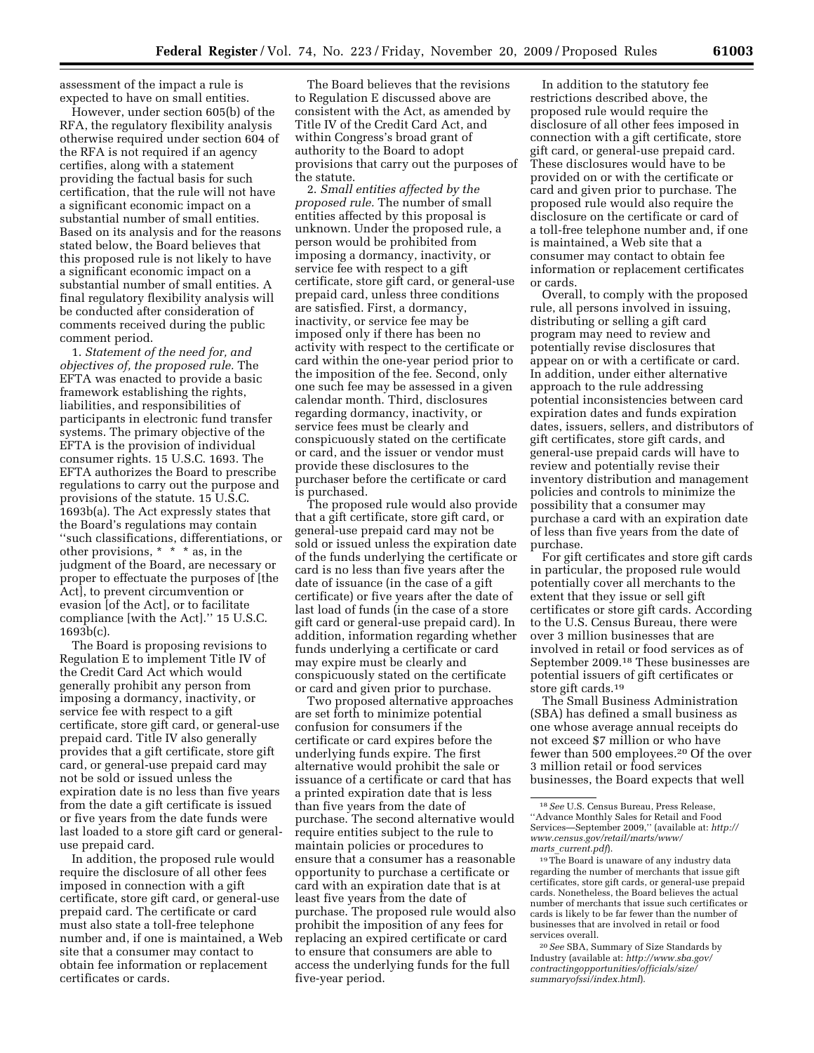assessment of the impact a rule is expected to have on small entities.

However, under section 605(b) of the RFA, the regulatory flexibility analysis otherwise required under section 604 of the RFA is not required if an agency certifies, along with a statement providing the factual basis for such certification, that the rule will not have a significant economic impact on a substantial number of small entities. Based on its analysis and for the reasons stated below, the Board believes that this proposed rule is not likely to have a significant economic impact on a substantial number of small entities. A final regulatory flexibility analysis will be conducted after consideration of comments received during the public comment period.

1. *Statement of the need for, and objectives of, the proposed rule.* The EFTA was enacted to provide a basic framework establishing the rights, liabilities, and responsibilities of participants in electronic fund transfer systems. The primary objective of the EFTA is the provision of individual consumer rights. 15 U.S.C. 1693. The EFTA authorizes the Board to prescribe regulations to carry out the purpose and provisions of the statute. 15 U.S.C. 1693b(a). The Act expressly states that the Board's regulations may contain ''such classifications, differentiations, or other provisions, * * * as, in the judgment of the Board, are necessary or proper to effectuate the purposes of [the Act], to prevent circumvention or evasion [of the Act], or to facilitate compliance [with the Act].'' 15 U.S.C. 1693b(c).

The Board is proposing revisions to Regulation E to implement Title IV of the Credit Card Act which would generally prohibit any person from imposing a dormancy, inactivity, or service fee with respect to a gift certificate, store gift card, or general-use prepaid card. Title IV also generally provides that a gift certificate, store gift card, or general-use prepaid card may not be sold or issued unless the expiration date is no less than five years from the date a gift certificate is issued or five years from the date funds were last loaded to a store gift card or general-use prepaid card.

In addition, the proposed rule would require the disclosure of all other fees imposed in connection with a gift certificate, store gift card, or general-use prepaid card. The certificate or card must also state a toll-free telephone number and, if one is maintained, a Web site that a consumer may contact to obtain fee information or replacement certificates or cards.

The Board believes that the revisions to Regulation E discussed above are consistent with the Act, as amended by Title IV of the Credit Card Act, and within Congress's broad grant of authority to the Board to adopt provisions that carry out the purposes of the statute.

2. *Small entities affected by the proposed rule.* The number of small entities affected by this proposal is unknown. Under the proposed rule, a person would be prohibited from imposing a dormancy, inactivity, or service fee with respect to a gift certificate, store gift card, or general-use prepaid card, unless three conditions are satisfied. First, a dormancy, inactivity, or service fee may be imposed only if there has been no activity with respect to the certificate or card within the one-year period prior to the imposition of the fee. Second, only one such fee may be assessed in a given calendar month. Third, disclosures regarding dormancy, inactivity, or service fees must be clearly and conspicuously stated on the certificate or card, and the issuer or vendor must provide these disclosures to the purchaser before the certificate or card is purchased.

The proposed rule would also provide that a gift certificate, store gift card, or general-use prepaid card may not be sold or issued unless the expiration date of the funds underlying the certificate or card is no less than five years after the date of issuance (in the case of a gift certificate) or five years after the date of last load of funds (in the case of a store gift card or general-use prepaid card). In addition, information regarding whether funds underlying a certificate or card may expire must be clearly and conspicuously stated on the certificate or card and given prior to purchase.

Two proposed alternative approaches are set forth to minimize potential confusion for consumers if the certificate or card expires before the underlying funds expire. The first alternative would prohibit the sale or issuance of a certificate or card that has a printed expiration date that is less than five years from the date of purchase. The second alternative would require entities subject to the rule to maintain policies or procedures to ensure that a consumer has a reasonable opportunity to purchase a certificate or card with an expiration date that is at least five years from the date of purchase. The proposed rule would also prohibit the imposition of any fees for replacing an expired certificate or card to ensure that consumers are able to access the underlying funds for the full five-year period.

In addition to the statutory fee restrictions described above, the proposed rule would require the disclosure of all other fees imposed in connection with a gift certificate, store gift card, or general-use prepaid card. These disclosures would have to be provided on or with the certificate or card and given prior to purchase. The proposed rule would also require the disclosure on the certificate or card of a toll-free telephone number and, if one is maintained, a Web site that a consumer may contact to obtain fee information or replacement certificates or cards.

Overall, to comply with the proposed rule, all persons involved in issuing, distributing or selling a gift card program may need to review and potentially revise disclosures that appear on or with a certificate or card. In addition, under either alternative approach to the rule addressing potential inconsistencies between card expiration dates and funds expiration dates, issuers, sellers, and distributors of gift certificates, store gift cards, and general-use prepaid cards will have to review and potentially revise their inventory distribution and management policies and controls to minimize the possibility that a consumer may purchase a card with an expiration date of less than five years from the date of purchase.

For gift certificates and store gift cards in particular, the proposed rule would potentially cover all merchants to the extent that they issue or sell gift certificates or store gift cards. According to the U.S. Census Bureau, there were over 3 million businesses that are involved in retail or food services as of September 2009.[18] These businesses are potential issuers of gift certificates or store gift cards.[19]

The Small Business Administration (SBA) has defined a small business as one whose average annual receipts do not exceed $7 million or who have fewer than 500 employees.[20] Of the over 3 million retail or food services businesses, the Board expects that well

---

[18] *See* U.S. Census Bureau, Press Release, ''Advance Monthly Sales for Retail and Food Services—September 2009,'' (available at: *http://www.census.gov/retail/marts/www/marts_current.pdf*).

[19] The Board is unaware of any industry data regarding the number of merchants that issue gift certificates, store gift cards, or general-use prepaid cards. Nonetheless, the Board believes the actual number of merchants that issue such certificates or cards is likely to be far fewer than the number of businesses that are involved in retail or food services overall.

[20] *See* SBA, Summary of Size Standards by Industry (available at: *http://www.sba.gov/contractingopportunities/officials/size/summaryofssi/index.html*).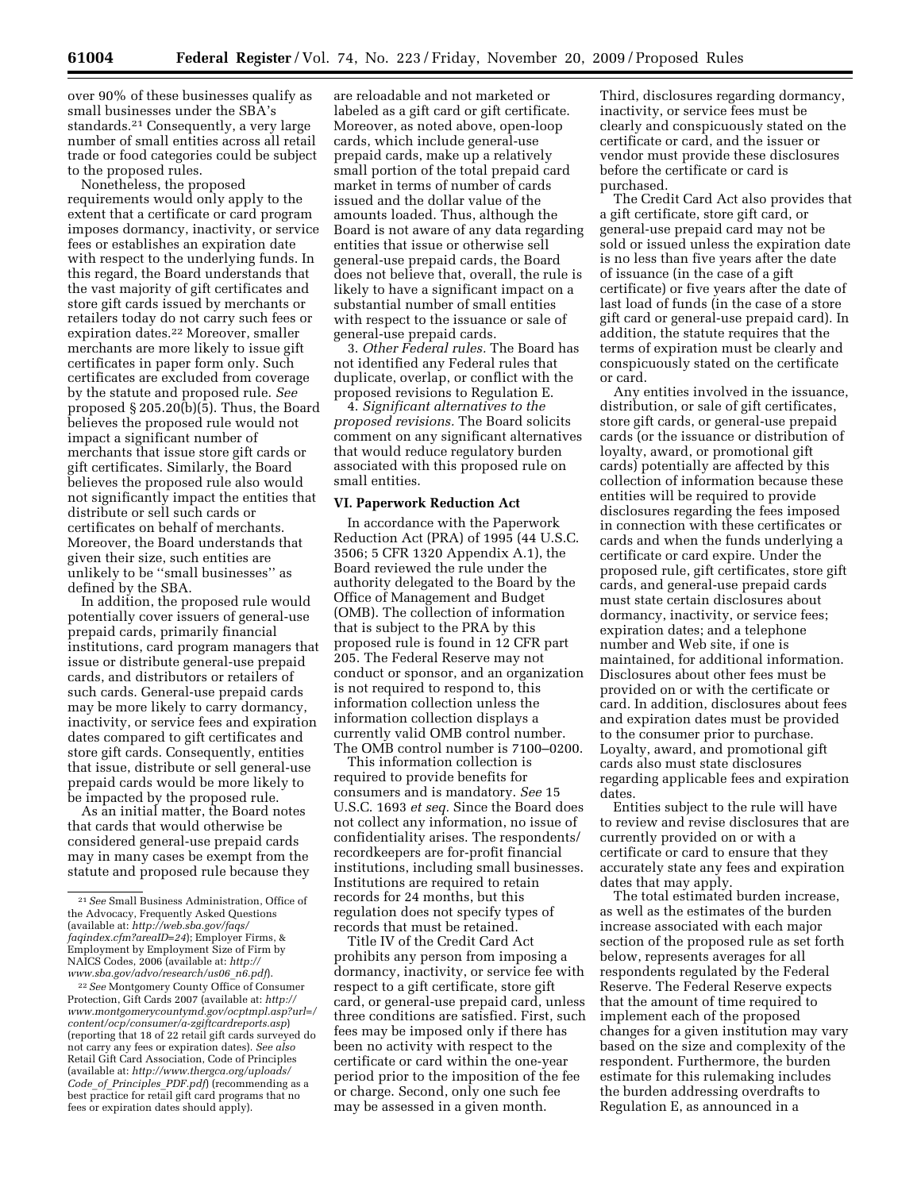over 90% of these businesses qualify as small businesses under the SBA's standards.[21] Consequently, a very large number of small entities across all retail trade or food categories could be subject to the proposed rules.

Nonetheless, the proposed requirements would only apply to the extent that a certificate or card program imposes dormancy, inactivity, or service fees or establishes an expiration date with respect to the underlying funds. In this regard, the Board understands that the vast majority of gift certificates and store gift cards issued by merchants or retailers today do not carry such fees or expiration dates.[22] Moreover, smaller merchants are more likely to issue gift certificates in paper form only. Such certificates are excluded from coverage by the statute and proposed rule. *See* proposed § 205.20(b)(5). Thus, the Board believes the proposed rule would not impact a significant number of merchants that issue store gift cards or gift certificates. Similarly, the Board believes the proposed rule also would not significantly impact the entities that distribute or sell such cards or certificates on behalf of merchants. Moreover, the Board understands that given their size, such entities are unlikely to be "small businesses" as defined by the SBA.

In addition, the proposed rule would potentially cover issuers of general-use prepaid cards, primarily financial institutions, card program managers that issue or distribute general-use prepaid cards, and distributors or retailers of such cards. General-use prepaid cards may be more likely to carry dormancy, inactivity, or service fees and expiration dates compared to gift certificates and store gift cards. Consequently, entities that issue, distribute or sell general-use prepaid cards would be more likely to be impacted by the proposed rule.

As an initial matter, the Board notes that cards that would otherwise be considered general-use prepaid cards may in many cases be exempt from the statute and proposed rule because they are reloadable and not marketed or labeled as a gift card or gift certificate. Moreover, as noted above, open-loop cards, which include general-use prepaid cards, make up a relatively small portion of the total prepaid card market in terms of number of cards issued and the dollar value of the amounts loaded. Thus, although the Board is not aware of any data regarding entities that issue or otherwise sell general-use prepaid cards, the Board does not believe that, overall, the rule is likely to have a significant impact on a substantial number of small entities with respect to the issuance or sale of general-use prepaid cards.

3. *Other Federal rules.* The Board has not identified any Federal rules that duplicate, overlap, or conflict with the proposed revisions to Regulation E.

4. *Significant alternatives to the proposed revisions.* The Board solicits comment on any significant alternatives that would reduce regulatory burden associated with this proposed rule on small entities.

## VI. Paperwork Reduction Act

In accordance with the Paperwork Reduction Act (PRA) of 1995 (44 U.S.C. 3506; 5 CFR 1320 Appendix A.1), the Board reviewed the rule under the authority delegated to the Board by the Office of Management and Budget (OMB). The collection of information that is subject to the PRA by this proposed rule is found in 12 CFR part 205. The Federal Reserve may not conduct or sponsor, and an organization is not required to respond to, this information collection unless the information collection displays a currently valid OMB control number. The OMB control number is 7100–0200.

This information collection is required to provide benefits for consumers and is mandatory. *See* 15 U.S.C. 1693 *et seq.* Since the Board does not collect any information, no issue of confidentiality arises. The respondents/recordkeepers are for-profit financial institutions, including small businesses. Institutions are required to retain records for 24 months, but this regulation does not specify types of records that must be retained.

Title IV of the Credit Card Act prohibits any person from imposing a dormancy, inactivity, or service fee with respect to a gift certificate, store gift card, or general-use prepaid card, unless three conditions are satisfied. First, such fees may be imposed only if there has been no activity with respect to the certificate or card within the one-year period prior to the imposition of the fee or charge. Second, only one such fee may be assessed in a given month. Third, disclosures regarding dormancy, inactivity, or service fees must be clearly and conspicuously stated on the certificate or card, and the issuer or vendor must provide these disclosures before the certificate or card is purchased.

The Credit Card Act also provides that a gift certificate, store gift card, or general-use prepaid card may not be sold or issued unless the expiration date is no less than five years after the date of issuance (in the case of a gift certificate) or five years after the date of last load of funds (in the case of a store gift card or general-use prepaid card). In addition, the statute requires that the terms of expiration must be clearly and conspicuously stated on the certificate or card.

Any entities involved in the issuance, distribution, or sale of gift certificates, store gift cards, or general-use prepaid cards (or the issuance or distribution of loyalty, award, or promotional gift cards) potentially are affected by this collection of information because these entities will be required to provide disclosures regarding the fees imposed in connection with these certificates or cards and when the funds underlying a certificate or card expire. Under the proposed rule, gift certificates, store gift cards, and general-use prepaid cards must state certain disclosures about dormancy, inactivity, or service fees; expiration dates; and a telephone number and Web site, if one is maintained, for additional information. Disclosures about other fees must be provided on or with the certificate or card. In addition, disclosures about fees and expiration dates must be provided to the consumer prior to purchase. Loyalty, award, and promotional gift cards also must state disclosures regarding applicable fees and expiration dates.

Entities subject to the rule will have to review and revise disclosures that are currently provided on or with a certificate or card to ensure that they accurately state any fees and expiration dates that may apply.

The total estimated burden increase, as well as the estimates of the burden increase associated with each major section of the proposed rule as set forth below, represents averages for all respondents regulated by the Federal Reserve. The Federal Reserve expects that the amount of time required to implement each of the proposed changes for a given institution may vary based on the size and complexity of the respondent. Furthermore, the burden estimate for this rulemaking includes the burden addressing overdrafts to Regulation E, as announced in a

[21] *See* Small Business Administration, Office of the Advocacy, Frequently Asked Questions (available at: *http://web.sba.gov/faqs/faqindex.cfm?areaID=24*); Employer Firms, & Employment by Employment Size of Firm by NAICS Codes, 2006 (available at: *http://www.sba.gov/advo/research/us06_n6.pdf*).

[22] *See* Montgomery County Office of Consumer Protection, Gift Cards 2007 (available at: *http://www.montgomerycountymd.gov/ocptmpl.asp?url=/content/ocp/consumer/a-zgiftcardreports.asp*) (reporting that 18 of 22 retail gift cards surveyed do not carry any fees or expiration dates). *See also* Retail Gift Card Association, Code of Principles (available at: *http://www.thergca.org/uploads/Code_of_Principles_PDF.pdf*) (recommending as a best practice for retail gift card programs that no fees or expiration dates should apply).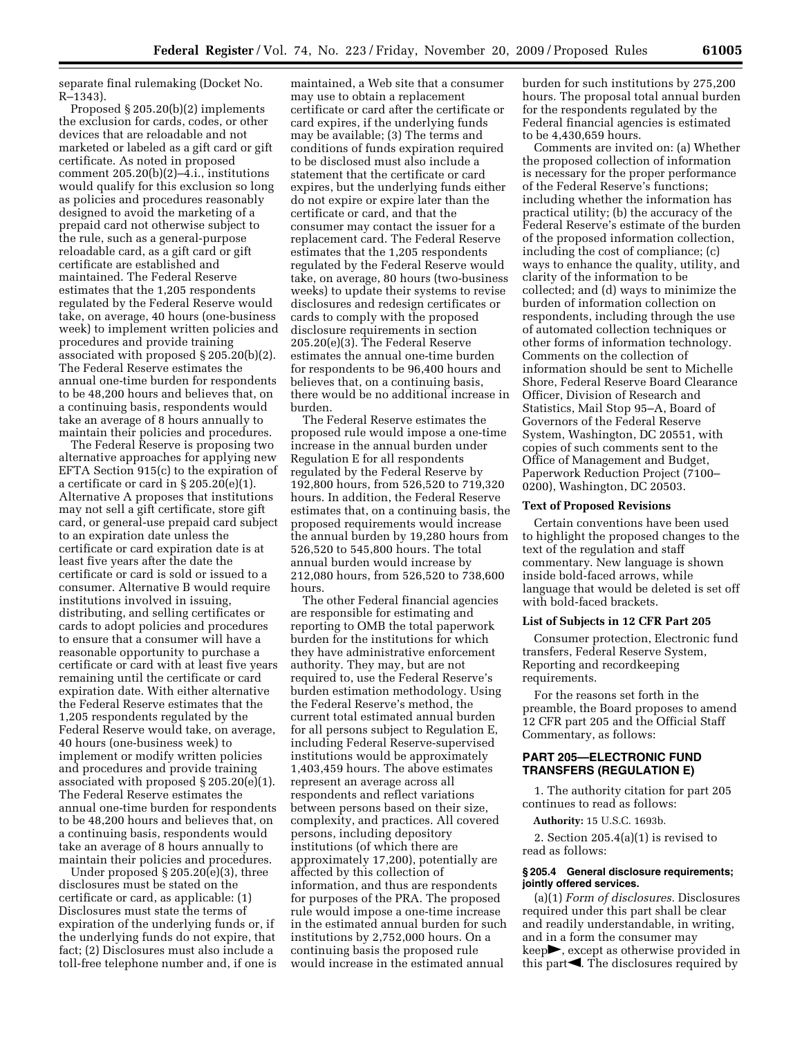separate final rulemaking (Docket No. R–1343).

Proposed § 205.20(b)(2) implements the exclusion for cards, codes, or other devices that are reloadable and not marketed or labeled as a gift card or gift certificate. As noted in proposed comment 205.20(b)(2)–4.i., institutions would qualify for this exclusion so long as policies and procedures reasonably designed to avoid the marketing of a prepaid card not otherwise subject to the rule, such as a general-purpose reloadable card, as a gift card or gift certificate are established and maintained. The Federal Reserve estimates that the 1,205 respondents regulated by the Federal Reserve would take, on average, 40 hours (one-business week) to implement written policies and procedures and provide training associated with proposed § 205.20(b)(2). The Federal Reserve estimates the annual one-time burden for respondents to be 48,200 hours and believes that, on a continuing basis, respondents would take an average of 8 hours annually to maintain their policies and procedures.

The Federal Reserve is proposing two alternative approaches for applying new EFTA Section 915(c) to the expiration of a certificate or card in § 205.20(e)(1). Alternative A proposes that institutions may not sell a gift certificate, store gift card, or general-use prepaid card subject to an expiration date unless the certificate or card expiration date is at least five years after the date the certificate or card is sold or issued to a consumer. Alternative B would require institutions involved in issuing, distributing, and selling certificates or cards to adopt policies and procedures to ensure that a consumer will have a reasonable opportunity to purchase a certificate or card with at least five years remaining until the certificate or card expiration date. With either alternative the Federal Reserve estimates that the 1,205 respondents regulated by the Federal Reserve would take, on average, 40 hours (one-business week) to implement or modify written policies and procedures and provide training associated with proposed § 205.20(e)(1). The Federal Reserve estimates the annual one-time burden for respondents to be 48,200 hours and believes that, on a continuing basis, respondents would take an average of 8 hours annually to maintain their policies and procedures.

Under proposed § 205.20(e)(3), three disclosures must be stated on the certificate or card, as applicable: (1) Disclosures must state the terms of expiration of the underlying funds or, if the underlying funds do not expire, that fact; (2) Disclosures must also include a toll-free telephone number and, if one is maintained, a Web site that a consumer may use to obtain a replacement certificate or card after the certificate or card expires, if the underlying funds may be available; (3) The terms and conditions of funds expiration required to be disclosed must also include a statement that the certificate or card expires, but the underlying funds either do not expire or expire later than the certificate or card, and that the consumer may contact the issuer for a replacement card. The Federal Reserve estimates that the 1,205 respondents regulated by the Federal Reserve would take, on average, 80 hours (two-business weeks) to update their systems to revise disclosures and redesign certificates or cards to comply with the proposed disclosure requirements in section 205.20(e)(3). The Federal Reserve estimates the annual one-time burden for respondents to be 96,400 hours and believes that, on a continuing basis, there would be no additional increase in burden.

The Federal Reserve estimates the proposed rule would impose a one-time increase in the annual burden under Regulation E for all respondents regulated by the Federal Reserve by 192,800 hours, from 526,520 to 719,320 hours. In addition, the Federal Reserve estimates that, on a continuing basis, the proposed requirements would increase the annual burden by 19,280 hours from 526,520 to 545,800 hours. The total annual burden would increase by 212,080 hours, from 526,520 to 738,600 hours.

The other Federal financial agencies are responsible for estimating and reporting to OMB the total paperwork burden for the institutions for which they have administrative enforcement authority. They may, but are not required to, use the Federal Reserve's burden estimation methodology. Using the Federal Reserve's method, the current total estimated annual burden for all persons subject to Regulation E, including Federal Reserve-supervised institutions would be approximately 1,403,459 hours. The above estimates represent an average across all respondents and reflect variations between persons based on their size, complexity, and practices. All covered persons, including depository institutions (of which there are approximately 17,200), potentially are affected by this collection of information, and thus are respondents for purposes of the PRA. The proposed rule would impose a one-time increase in the estimated annual burden for such institutions by 2,752,000 hours. On a continuing basis the proposed rule would increase in the estimated annual burden for such institutions by 275,200 hours. The proposal total annual burden for the respondents regulated by the Federal financial agencies is estimated to be 4,430,659 hours.

Comments are invited on: (a) Whether the proposed collection of information is necessary for the proper performance of the Federal Reserve's functions; including whether the information has practical utility; (b) the accuracy of the Federal Reserve's estimate of the burden of the proposed information collection, including the cost of compliance; (c) ways to enhance the quality, utility, and clarity of the information to be collected; and (d) ways to minimize the burden of information collection on respondents, including through the use of automated collection techniques or other forms of information technology. Comments on the collection of information should be sent to Michelle Shore, Federal Reserve Board Clearance Officer, Division of Research and Statistics, Mail Stop 95–A, Board of Governors of the Federal Reserve System, Washington, DC 20551, with copies of such comments sent to the Office of Management and Budget, Paperwork Reduction Project (7100–0200), Washington, DC 20503.

### Text of Proposed Revisions

Certain conventions have been used to highlight the proposed changes to the text of the regulation and staff commentary. New language is shown inside bold-faced arrows, while language that would be deleted is set off with bold-faced brackets.

### List of Subjects in 12 CFR Part 205

Consumer protection, Electronic fund transfers, Federal Reserve System, Reporting and recordkeeping requirements.

For the reasons set forth in the preamble, the Board proposes to amend 12 CFR part 205 and the Official Staff Commentary, as follows:

## PART 205—ELECTRONIC FUND TRANSFERS (REGULATION E)

1. The authority citation for part 205 continues to read as follows:

**Authority:** 15 U.S.C. 1693b.

2. Section 205.4(a)(1) is revised to read as follows:

#### § 205.4 General disclosure requirements; jointly offered services.

(a)(1) *Form of disclosures.* Disclosures required under this part shall be clear and readily understandable, in writing, and in a form the consumer may keep►, except as otherwise provided in this part◄. The disclosures required by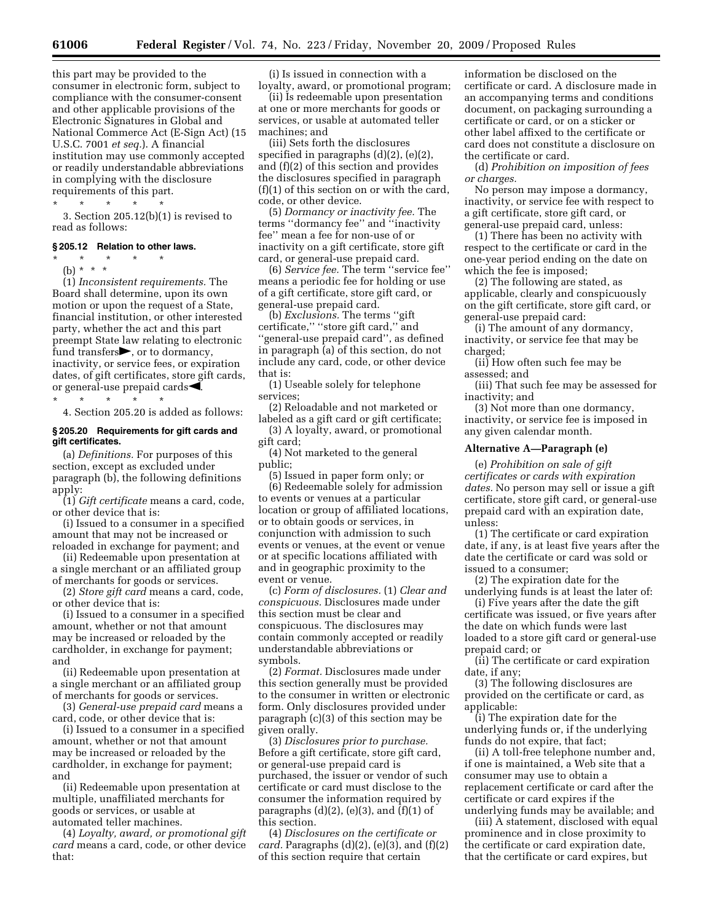this part may be provided to the consumer in electronic form, subject to compliance with the consumer-consent and other applicable provisions of the Electronic Signatures in Global and National Commerce Act (E-Sign Act) (15 U.S.C. 7001 *et seq.*). A financial institution may use commonly accepted or readily understandable abbreviations in complying with the disclosure requirements of this part.

\* \* \* \* \*

3. Section 205.12(b)(1) is revised to read as follows:

### § 205.12 Relation to other laws.

\* \* \* \* \*

(b) \* \* \*

(1) *Inconsistent requirements.* The Board shall determine, upon its own motion or upon the request of a State, financial institution, or other interested party, whether the act and this part preempt State law relating to electronic fund transfers►, or to dormancy, inactivity, or service fees, or expiration dates, of gift certificates, store gift cards, or general-use prepaid cards◄.

\* \* \* \* \*

4. Section 205.20 is added as follows:

### § 205.20 Requirements for gift cards and gift certificates.

(a) *Definitions.* For purposes of this section, except as excluded under paragraph (b), the following definitions apply:

(1) *Gift certificate* means a card, code, or other device that is:

(i) Issued to a consumer in a specified amount that may not be increased or reloaded in exchange for payment; and

(ii) Redeemable upon presentation at a single merchant or an affiliated group of merchants for goods or services.

(2) *Store gift card* means a card, code, or other device that is:

(i) Issued to a consumer in a specified amount, whether or not that amount may be increased or reloaded by the cardholder, in exchange for payment; and

(ii) Redeemable upon presentation at a single merchant or an affiliated group of merchants for goods or services.

(3) *General-use prepaid card* means a card, code, or other device that is:

(i) Issued to a consumer in a specified amount, whether or not that amount may be increased or reloaded by the cardholder, in exchange for payment; and

(ii) Redeemable upon presentation at multiple, unaffiliated merchants for goods or services, or usable at automated teller machines.

(4) *Loyalty, award, or promotional gift card* means a card, code, or other device that:

(i) Is issued in connection with a loyalty, award, or promotional program;

(ii) Is redeemable upon presentation at one or more merchants for goods or services, or usable at automated teller machines; and

(iii) Sets forth the disclosures specified in paragraphs (d)(2), (e)(2), and (f)(2) of this section and provides the disclosures specified in paragraph (f)(1) of this section on or with the card, code, or other device.

(5) *Dormancy or inactivity fee.* The terms "dormancy fee" and "inactivity fee" mean a fee for non-use of or inactivity on a gift certificate, store gift card, or general-use prepaid card.

(6) *Service fee.* The term "service fee" means a periodic fee for holding or use of a gift certificate, store gift card, or general-use prepaid card.

(b) *Exclusions.* The terms "gift certificate," "store gift card," and "general-use prepaid card", as defined in paragraph (a) of this section, do not include any card, code, or other device that is:

(1) Useable solely for telephone services;

(2) Reloadable and not marketed or labeled as a gift card or gift certificate;

(3) A loyalty, award, or promotional gift card;

(4) Not marketed to the general public;

(5) Issued in paper form only; or

(6) Redeemable solely for admission to events or venues at a particular location or group of affiliated locations, or to obtain goods or services, in conjunction with admission to such events or venues, at the event or venue or at specific locations affiliated with and in geographic proximity to the event or venue.

(c) *Form of disclosures.* (1) *Clear and conspicuous.* Disclosures made under this section must be clear and conspicuous. The disclosures may contain commonly accepted or readily understandable abbreviations or symbols.

(2) *Format.* Disclosures made under this section generally must be provided to the consumer in written or electronic form. Only disclosures provided under paragraph (c)(3) of this section may be given orally.

(3) *Disclosures prior to purchase.* Before a gift certificate, store gift card, or general-use prepaid card is purchased, the issuer or vendor of such certificate or card must disclose to the consumer the information required by paragraphs (d)(2), (e)(3), and (f)(1) of this section.

(4) *Disclosures on the certificate or card.* Paragraphs (d)(2), (e)(3), and (f)(2) of this section require that certain information be disclosed on the certificate or card. A disclosure made in an accompanying terms and conditions document, on packaging surrounding a certificate or card, or on a sticker or other label affixed to the certificate or card does not constitute a disclosure on the certificate or card.

(d) *Prohibition on imposition of fees or charges.*

No person may impose a dormancy, inactivity, or service fee with respect to a gift certificate, store gift card, or general-use prepaid card, unless:

(1) There has been no activity with respect to the certificate or card in the one-year period ending on the date on which the fee is imposed;

(2) The following are stated, as applicable, clearly and conspicuously on the gift certificate, store gift card, or general-use prepaid card:

(i) The amount of any dormancy, inactivity, or service fee that may be charged;

(ii) How often such fee may be assessed; and

(iii) That such fee may be assessed for inactivity; and

(3) Not more than one dormancy, inactivity, or service fee is imposed in any given calendar month.

**Alternative A—Paragraph (e)**

(e) *Prohibition on sale of gift certificates or cards with expiration dates.* No person may sell or issue a gift certificate, store gift card, or general-use prepaid card with an expiration date, unless:

(1) The certificate or card expiration date, if any, is at least five years after the date the certificate or card was sold or issued to a consumer;

(2) The expiration date for the underlying funds is at least the later of:

(i) Five years after the date the gift certificate was issued, or five years after the date on which funds were last loaded to a store gift card or general-use prepaid card; or

(ii) The certificate or card expiration date, if any;

(3) The following disclosures are provided on the certificate or card, as applicable:

(i) The expiration date for the underlying funds or, if the underlying funds do not expire, that fact;

(ii) A toll-free telephone number and, if one is maintained, a Web site that a consumer may use to obtain a replacement certificate or card after the certificate or card expires if the underlying funds may be available; and

(iii) A statement, disclosed with equal prominence and in close proximity to the certificate or card expiration date, that the certificate or card expires, but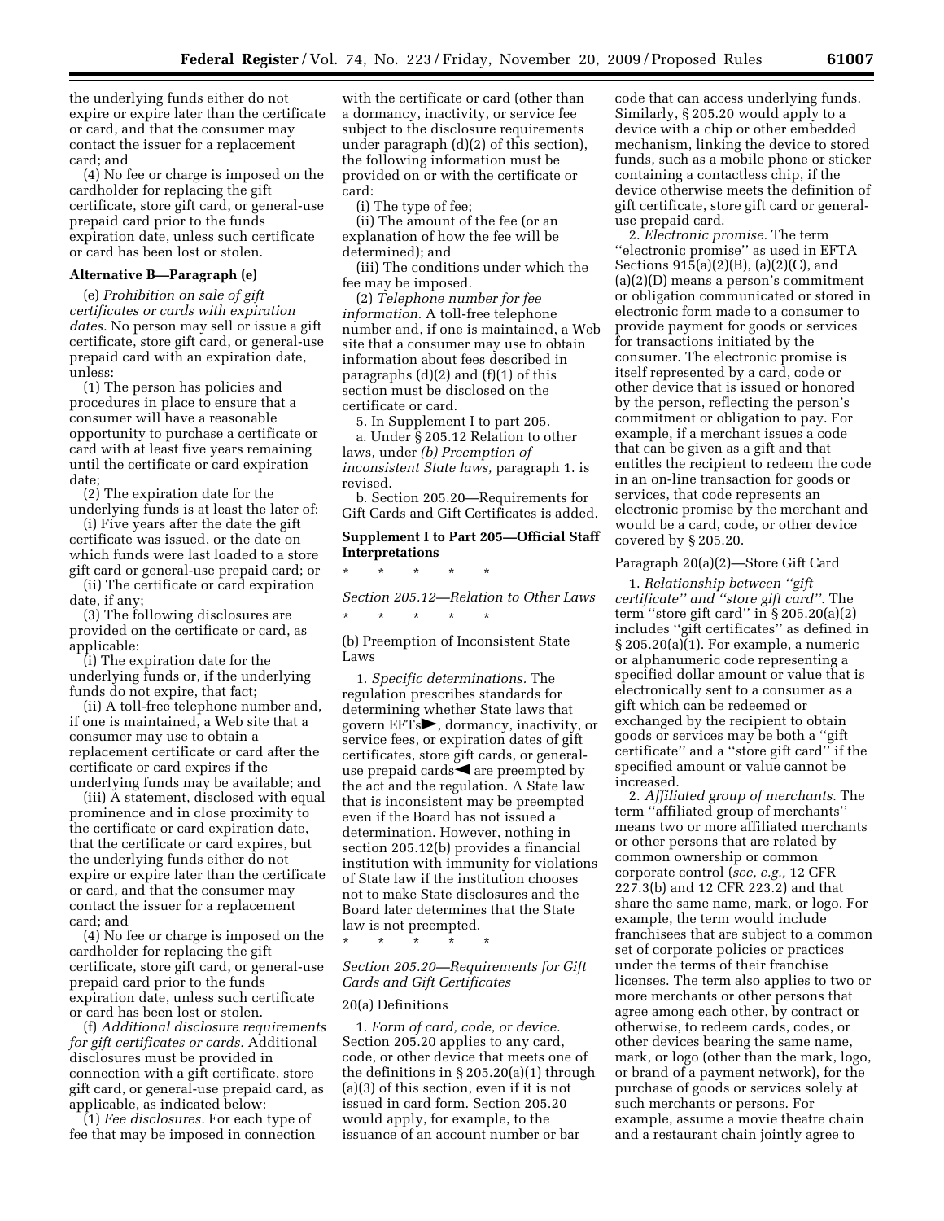the underlying funds either do not expire or expire later than the certificate or card, and that the consumer may contact the issuer for a replacement card; and

(4) No fee or charge is imposed on the cardholder for replacing the gift certificate, store gift card, or general-use prepaid card prior to the funds expiration date, unless such certificate or card has been lost or stolen.

**Alternative B—Paragraph (e)**

(e) *Prohibition on sale of gift certificates or cards with expiration dates.* No person may sell or issue a gift certificate, store gift card, or general-use prepaid card with an expiration date, unless:

(1) The person has policies and procedures in place to ensure that a consumer will have a reasonable opportunity to purchase a certificate or card with at least five years remaining until the certificate or card expiration date;

(2) The expiration date for the underlying funds is at least the later of:

(i) Five years after the date the gift certificate was issued, or the date on which funds were last loaded to a store gift card or general-use prepaid card; or

(ii) The certificate or card expiration date, if any;

(3) The following disclosures are provided on the certificate or card, as applicable:

(i) The expiration date for the underlying funds or, if the underlying funds do not expire, that fact;

(ii) A toll-free telephone number and, if one is maintained, a Web site that a consumer may use to obtain a replacement certificate or card after the certificate or card expires if the underlying funds may be available; and

(iii) A statement, disclosed with equal prominence and in close proximity to the certificate or card expiration date, that the certificate or card expires, but the underlying funds either do not expire or expire later than the certificate or card, and that the consumer may contact the issuer for a replacement card; and

(4) No fee or charge is imposed on the cardholder for replacing the gift certificate, store gift card, or general-use prepaid card prior to the funds expiration date, unless such certificate or card has been lost or stolen.

(f) *Additional disclosure requirements for gift certificates or cards.* Additional disclosures must be provided in connection with a gift certificate, store gift card, or general-use prepaid card, as applicable, as indicated below:

(1) *Fee disclosures.* For each type of fee that may be imposed in connection with the certificate or card (other than a dormancy, inactivity, or service fee subject to the disclosure requirements under paragraph (d)(2) of this section), the following information must be provided on or with the certificate or card:

(i) The type of fee;

(ii) The amount of the fee (or an explanation of how the fee will be determined); and

(iii) The conditions under which the fee may be imposed.

(2) *Telephone number for fee information.* A toll-free telephone number and, if one is maintained, a Web site that a consumer may use to obtain information about fees described in paragraphs (d)(2) and (f)(1) of this section must be disclosed on the certificate or card.

5. In Supplement I to part 205.

a. Under § 205.12 Relation to other laws, under *(b) Preemption of inconsistent State laws,* paragraph 1. is revised.

b. Section 205.20—Requirements for Gift Cards and Gift Certificates is added.

**Supplement I to Part 205—Official Staff Interpretations**

\* \* \* \* \*

*Section 205.12—Relation to Other Laws*

\* \* \* \* \*

(b) Preemption of Inconsistent State Laws

1. *Specific determinations.* The regulation prescribes standards for determining whether State laws that govern EFTs►, dormancy, inactivity, or service fees, or expiration dates of gift certificates, store gift cards, or general-use prepaid cards◄ are preempted by the act and the regulation. A State law that is inconsistent may be preempted even if the Board has not issued a determination. However, nothing in section 205.12(b) provides a financial institution with immunity for violations of State law if the institution chooses not to make State disclosures and the Board later determines that the State law is not preempted.

\* \* \* \* \*

*Section 205.20—Requirements for Gift Cards and Gift Certificates*

20(a) Definitions

1. *Form of card, code, or device.* Section 205.20 applies to any card, code, or other device that meets one of the definitions in § 205.20(a)(1) through (a)(3) of this section, even if it is not issued in card form. Section 205.20 would apply, for example, to the issuance of an account number or bar code that can access underlying funds. Similarly, § 205.20 would apply to a device with a chip or other embedded mechanism, linking the device to stored funds, such as a mobile phone or sticker containing a contactless chip, if the device otherwise meets the definition of gift certificate, store gift card or general-use prepaid card.

2. *Electronic promise.* The term "electronic promise" as used in EFTA Sections 915(a)(2)(B), (a)(2)(C), and (a)(2)(D) means a person's commitment or obligation communicated or stored in electronic form made to a consumer to provide payment for goods or services for transactions initiated by the consumer. The electronic promise is itself represented by a card, code or other device that is issued or honored by the person, reflecting the person's commitment or obligation to pay. For example, if a merchant issues a code that can be given as a gift and that entitles the recipient to redeem the code in an on-line transaction for goods or services, that code represents an electronic promise by the merchant and would be a card, code, or other device covered by § 205.20.

Paragraph 20(a)(2)—Store Gift Card

1. *Relationship between "gift certificate" and "store gift card".* The term "store gift card" in § 205.20(a)(2) includes "gift certificates" as defined in § 205.20(a)(1). For example, a numeric or alphanumeric code representing a specified dollar amount or value that is electronically sent to a consumer as a gift which can be redeemed or exchanged by the recipient to obtain goods or services may be both a "gift certificate" and a "store gift card" if the specified amount or value cannot be increased.

2. *Affiliated group of merchants.* The term "affiliated group of merchants" means two or more affiliated merchants or other persons that are related by common ownership or common corporate control (*see, e.g.,* 12 CFR 227.3(b) and 12 CFR 223.2) and that share the same name, mark, or logo. For example, the term would include franchisees that are subject to a common set of corporate policies or practices under the terms of their franchise licenses. The term also applies to two or more merchants or other persons that agree among each other, by contract or otherwise, to redeem cards, codes, or other devices bearing the same name, mark, or logo (other than the mark, logo, or brand of a payment network), for the purchase of goods or services solely at such merchants or persons. For example, assume a movie theatre chain and a restaurant chain jointly agree to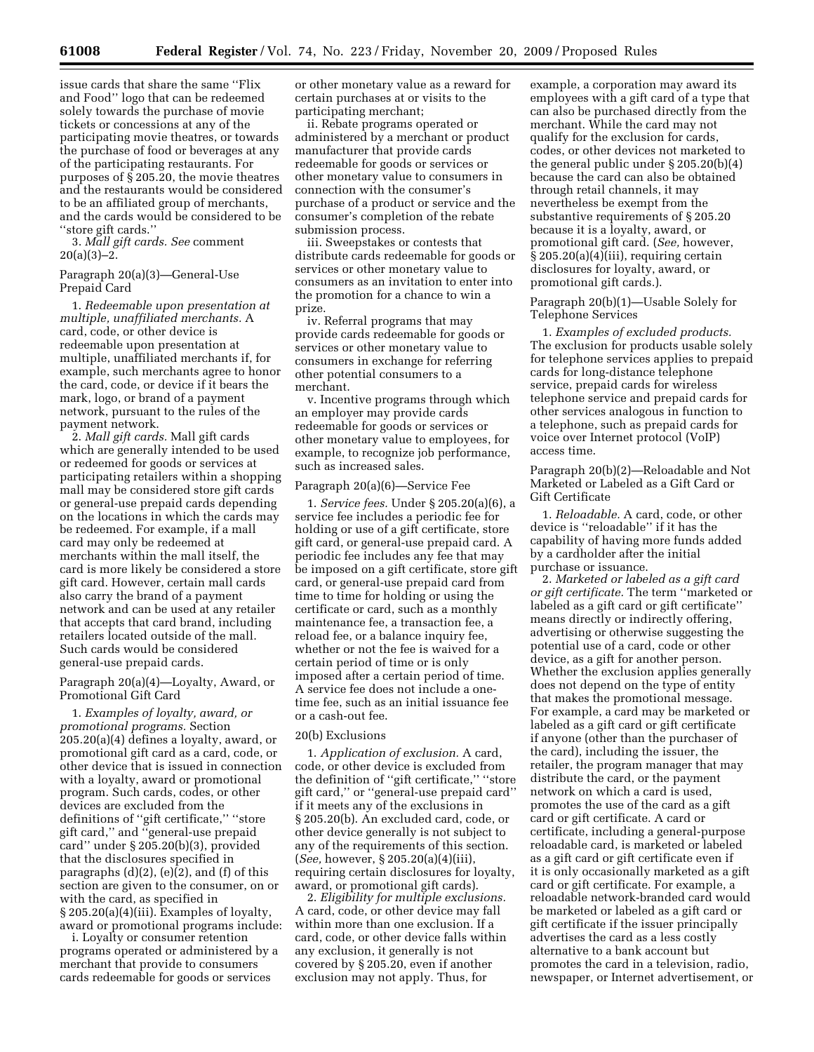issue cards that share the same ''Flix and Food'' logo that can be redeemed solely towards the purchase of movie tickets or concessions at any of the participating movie theatres, or towards the purchase of food or beverages at any of the participating restaurants. For purposes of § 205.20, the movie theatres and the restaurants would be considered to be an affiliated group of merchants, and the cards would be considered to be ''store gift cards.''

3. *Mall gift cards. See* comment 20(a)(3)–2.

Paragraph 20(a)(3)—General-Use Prepaid Card

1. *Redeemable upon presentation at multiple, unaffiliated merchants.* A card, code, or other device is redeemable upon presentation at multiple, unaffiliated merchants if, for example, such merchants agree to honor the card, code, or device if it bears the mark, logo, or brand of a payment network, pursuant to the rules of the payment network.

2. *Mall gift cards.* Mall gift cards which are generally intended to be used or redeemed for goods or services at participating retailers within a shopping mall may be considered store gift cards or general-use prepaid cards depending on the locations in which the cards may be redeemed. For example, if a mall card may only be redeemed at merchants within the mall itself, the card is more likely be considered a store gift card. However, certain mall cards also carry the brand of a payment network and can be used at any retailer that accepts that card brand, including retailers located outside of the mall. Such cards would be considered general-use prepaid cards.

Paragraph 20(a)(4)—Loyalty, Award, or Promotional Gift Card

1. *Examples of loyalty, award, or promotional programs.* Section 205.20(a)(4) defines a loyalty, award, or promotional gift card as a card, code, or other device that is issued in connection with a loyalty, award or promotional program. Such cards, codes, or other devices are excluded from the definitions of ''gift certificate,'' ''store gift card,'' and ''general-use prepaid card'' under § 205.20(b)(3), provided that the disclosures specified in paragraphs (d)(2), (e)(2), and (f) of this section are given to the consumer, on or with the card, as specified in § 205.20(a)(4)(iii). Examples of loyalty, award or promotional programs include:

i. Loyalty or consumer retention programs operated or administered by a merchant that provide to consumers cards redeemable for goods or services or other monetary value as a reward for certain purchases at or visits to the participating merchant;

ii. Rebate programs operated or administered by a merchant or product manufacturer that provide cards redeemable for goods or services or other monetary value to consumers in connection with the consumer's purchase of a product or service and the consumer's completion of the rebate submission process.

iii. Sweepstakes or contests that distribute cards redeemable for goods or services or other monetary value to consumers as an invitation to enter into the promotion for a chance to win a prize.

iv. Referral programs that may provide cards redeemable for goods or services or other monetary value to consumers in exchange for referring other potential consumers to a merchant.

v. Incentive programs through which an employer may provide cards redeemable for goods or services or other monetary value to employees, for example, to recognize job performance, such as increased sales.

Paragraph 20(a)(6)—Service Fee

1. *Service fees.* Under § 205.20(a)(6), a service fee includes a periodic fee for holding or use of a gift certificate, store gift card, or general-use prepaid card. A periodic fee includes any fee that may be imposed on a gift certificate, store gift card, or general-use prepaid card from time to time for holding or using the certificate or card, such as a monthly maintenance fee, a transaction fee, a reload fee, or a balance inquiry fee, whether or not the fee is waived for a certain period of time or is only imposed after a certain period of time. A service fee does not include a one-time fee, such as an initial issuance fee or a cash-out fee.

20(b) Exclusions

1. *Application of exclusion.* A card, code, or other device is excluded from the definition of ''gift certificate,'' ''store gift card,'' or ''general-use prepaid card'' if it meets any of the exclusions in § 205.20(b). An excluded card, code, or other device generally is not subject to any of the requirements of this section. (*See,* however, § 205.20(a)(4)(iii), requiring certain disclosures for loyalty, award, or promotional gift cards).

2. *Eligibility for multiple exclusions.* A card, code, or other device may fall within more than one exclusion. If a card, code, or other device falls within any exclusion, it generally is not covered by § 205.20, even if another exclusion may not apply. Thus, for example, a corporation may award its employees with a gift card of a type that can also be purchased directly from the merchant. While the card may not qualify for the exclusion for cards, codes, or other devices not marketed to the general public under § 205.20(b)(4) because the card can also be obtained through retail channels, it may nevertheless be exempt from the substantive requirements of § 205.20 because it is a loyalty, award, or promotional gift card. (*See,* however, § 205.20(a)(4)(iii), requiring certain disclosures for loyalty, award, or promotional gift cards.).

Paragraph 20(b)(1)—Usable Solely for Telephone Services

1. *Examples of excluded products.* The exclusion for products usable solely for telephone services applies to prepaid cards for long-distance telephone service, prepaid cards for wireless telephone service and prepaid cards for other services analogous in function to a telephone, such as prepaid cards for voice over Internet protocol (VoIP) access time.

Paragraph 20(b)(2)—Reloadable and Not Marketed or Labeled as a Gift Card or Gift Certificate

1. *Reloadable.* A card, code, or other device is ''reloadable'' if it has the capability of having more funds added by a cardholder after the initial purchase or issuance.

2. *Marketed or labeled as a gift card or gift certificate.* The term ''marketed or labeled as a gift card or gift certificate'' means directly or indirectly offering, advertising or otherwise suggesting the potential use of a card, code or other device, as a gift for another person. Whether the exclusion applies generally does not depend on the type of entity that makes the promotional message. For example, a card may be marketed or labeled as a gift card or gift certificate if anyone (other than the purchaser of the card), including the issuer, the retailer, the program manager that may distribute the card, or the payment network on which a card is used, promotes the use of the card as a gift card or gift certificate. A card or certificate, including a general-purpose reloadable card, is marketed or labeled as a gift card or gift certificate even if it is only occasionally marketed as a gift card or gift certificate. For example, a reloadable network-branded card would be marketed or labeled as a gift card or gift certificate if the issuer principally advertises the card as a less costly alternative to a bank account but promotes the card in a television, radio, newspaper, or Internet advertisement, or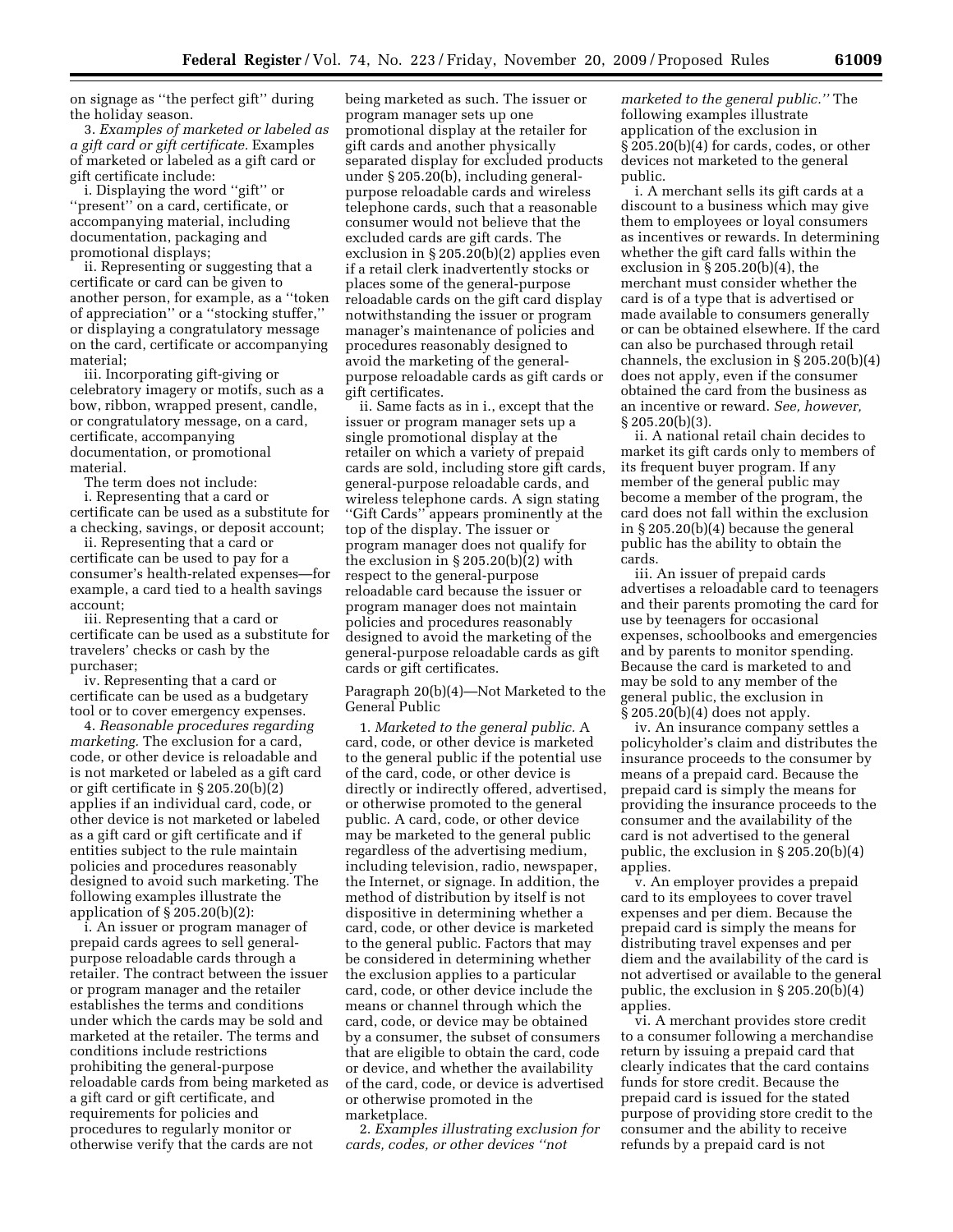on signage as ''the perfect gift'' during the holiday season.

3. *Examples of marketed or labeled as a gift card or gift certificate.* Examples of marketed or labeled as a gift card or gift certificate include:

i. Displaying the word ''gift'' or ''present'' on a card, certificate, or accompanying material, including documentation, packaging and promotional displays;

ii. Representing or suggesting that a certificate or card can be given to another person, for example, as a ''token of appreciation'' or a ''stocking stuffer,'' or displaying a congratulatory message on the card, certificate or accompanying material;

iii. Incorporating gift-giving or celebratory imagery or motifs, such as a bow, ribbon, wrapped present, candle, or congratulatory message, on a card, certificate, accompanying documentation, or promotional material.

The term does not include:

i. Representing that a card or certificate can be used as a substitute for a checking, savings, or deposit account;

ii. Representing that a card or certificate can be used to pay for a consumer's health-related expenses—for example, a card tied to a health savings account;

iii. Representing that a card or certificate can be used as a substitute for travelers' checks or cash by the purchaser;

iv. Representing that a card or certificate can be used as a budgetary tool or to cover emergency expenses.

4. *Reasonable procedures regarding marketing.* The exclusion for a card, code, or other device is reloadable and is not marketed or labeled as a gift card or gift certificate in § 205.20(b)(2) applies if an individual card, code, or other device is not marketed or labeled as a gift card or gift certificate and if entities subject to the rule maintain policies and procedures reasonably designed to avoid such marketing. The following examples illustrate the application of § 205.20(b)(2):

i. An issuer or program manager of prepaid cards agrees to sell general-purpose reloadable cards through a retailer. The contract between the issuer or program manager and the retailer establishes the terms and conditions under which the cards may be sold and marketed at the retailer. The terms and conditions include restrictions prohibiting the general-purpose reloadable cards from being marketed as a gift card or gift certificate, and requirements for policies and procedures to regularly monitor or otherwise verify that the cards are not being marketed as such. The issuer or program manager sets up one promotional display at the retailer for gift cards and another physically separated display for excluded products under § 205.20(b), including general-purpose reloadable cards and wireless telephone cards, such that a reasonable consumer would not believe that the excluded cards are gift cards. The exclusion in § 205.20(b)(2) applies even if a retail clerk inadvertently stocks or places some of the general-purpose reloadable cards on the gift card display notwithstanding the issuer or program manager's maintenance of policies and procedures reasonably designed to avoid the marketing of the general-purpose reloadable cards as gift cards or gift certificates.

ii. Same facts as in i., except that the issuer or program manager sets up a single promotional display at the retailer on which a variety of prepaid cards are sold, including store gift cards, general-purpose reloadable cards, and wireless telephone cards. A sign stating ''Gift Cards'' appears prominently at the top of the display. The issuer or program manager does not qualify for the exclusion in § 205.20(b)(2) with respect to the general-purpose reloadable card because the issuer or program manager does not maintain policies and procedures reasonably designed to avoid the marketing of the general-purpose reloadable cards as gift cards or gift certificates.

Paragraph 20(b)(4)—Not Marketed to the General Public

1. *Marketed to the general public.* A card, code, or other device is marketed to the general public if the potential use of the card, code, or other device is directly or indirectly offered, advertised, or otherwise promoted to the general public. A card, code, or other device may be marketed to the general public regardless of the advertising medium, including television, radio, newspaper, the Internet, or signage. In addition, the method of distribution by itself is not dispositive in determining whether a card, code, or other device is marketed to the general public. Factors that may be considered in determining whether the exclusion applies to a particular card, code, or other device include the means or channel through which the card, code, or device may be obtained by a consumer, the subset of consumers that are eligible to obtain the card, code or device, and whether the availability of the card, code, or device is advertised or otherwise promoted in the marketplace.

2. *Examples illustrating exclusion for cards, codes, or other devices ''not marketed to the general public.''* The following examples illustrate application of the exclusion in § 205.20(b)(4) for cards, codes, or other devices not marketed to the general public.

i. A merchant sells its gift cards at a discount to a business which may give them to employees or loyal consumers as incentives or rewards. In determining whether the gift card falls within the exclusion in § 205.20(b)(4), the merchant must consider whether the card is of a type that is advertised or made available to consumers generally or can be obtained elsewhere. If the card can also be purchased through retail channels, the exclusion in § 205.20(b)(4) does not apply, even if the consumer obtained the card from the business as an incentive or reward. *See, however,* § 205.20(b)(3).

ii. A national retail chain decides to market its gift cards only to members of its frequent buyer program. If any member of the general public may become a member of the program, the card does not fall within the exclusion in § 205.20(b)(4) because the general public has the ability to obtain the cards.

iii. An issuer of prepaid cards advertises a reloadable card to teenagers and their parents promoting the card for use by teenagers for occasional expenses, schoolbooks and emergencies and by parents to monitor spending. Because the card is marketed to and may be sold to any member of the general public, the exclusion in § 205.20(b)(4) does not apply.

iv. An insurance company settles a policyholder's claim and distributes the insurance proceeds to the consumer by means of a prepaid card. Because the prepaid card is simply the means for providing the insurance proceeds to the consumer and the availability of the card is not advertised to the general public, the exclusion in § 205.20(b)(4) applies.

v. An employer provides a prepaid card to its employees to cover travel expenses and per diem. Because the prepaid card is simply the means for distributing travel expenses and per diem and the availability of the card is not advertised or available to the general public, the exclusion in § 205.20(b)(4) applies.

vi. A merchant provides store credit to a consumer following a merchandise return by issuing a prepaid card that clearly indicates that the card contains funds for store credit. Because the prepaid card is issued for the stated purpose of providing store credit to the consumer and the ability to receive refunds by a prepaid card is not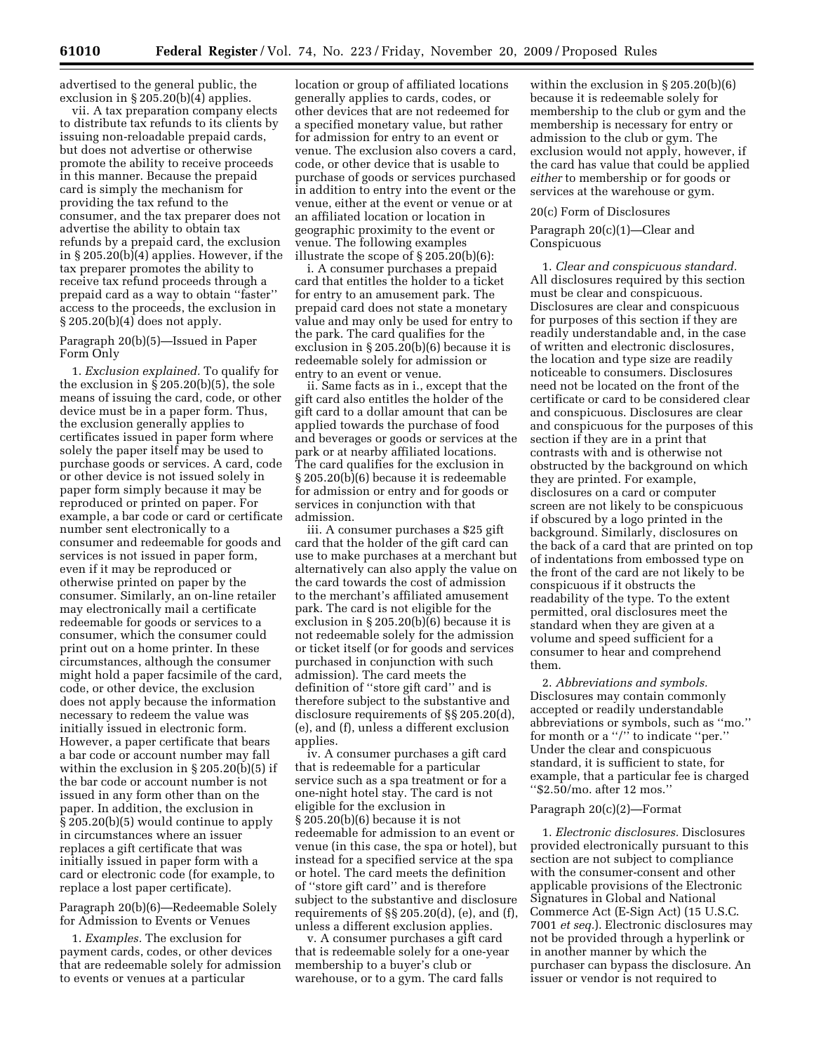advertised to the general public, the exclusion in § 205.20(b)(4) applies.

vii. A tax preparation company elects to distribute tax refunds to its clients by issuing non-reloadable prepaid cards, but does not advertise or otherwise promote the ability to receive proceeds in this manner. Because the prepaid card is simply the mechanism for providing the tax refund to the consumer, and the tax preparer does not advertise the ability to obtain tax refunds by a prepaid card, the exclusion in § 205.20(b)(4) applies. However, if the tax preparer promotes the ability to receive tax refund proceeds through a prepaid card as a way to obtain ''faster'' access to the proceeds, the exclusion in § 205.20(b)(4) does not apply.

Paragraph 20(b)(5)—Issued in Paper Form Only

1. *Exclusion explained.* To qualify for the exclusion in § 205.20(b)(5), the sole means of issuing the card, code, or other device must be in a paper form. Thus, the exclusion generally applies to certificates issued in paper form where solely the paper itself may be used to purchase goods or services. A card, code or other device is not issued solely in paper form simply because it may be reproduced or printed on paper. For example, a bar code or card or certificate number sent electronically to a consumer and redeemable for goods and services is not issued in paper form, even if it may be reproduced or otherwise printed on paper by the consumer. Similarly, an on-line retailer may electronically mail a certificate redeemable for goods or services to a consumer, which the consumer could print out on a home printer. In these circumstances, although the consumer might hold a paper facsimile of the card, code, or other device, the exclusion does not apply because the information necessary to redeem the value was initially issued in electronic form. However, a paper certificate that bears a bar code or account number may fall within the exclusion in § 205.20(b)(5) if the bar code or account number is not issued in any form other than on the paper. In addition, the exclusion in § 205.20(b)(5) would continue to apply in circumstances where an issuer replaces a gift certificate that was initially issued in paper form with a card or electronic code (for example, to replace a lost paper certificate).

Paragraph 20(b)(6)—Redeemable Solely for Admission to Events or Venues

1. *Examples.* The exclusion for payment cards, codes, or other devices that are redeemable solely for admission to events or venues at a particular location or group of affiliated locations generally applies to cards, codes, or other devices that are not redeemed for a specified monetary value, but rather for admission for entry to an event or venue. The exclusion also covers a card, code, or other device that is usable to purchase of goods or services purchased in addition to entry into the event or the venue, either at the event or venue or at an affiliated location or location in geographic proximity to the event or venue. The following examples illustrate the scope of § 205.20(b)(6):

i. A consumer purchases a prepaid card that entitles the holder to a ticket for entry to an amusement park. The prepaid card does not state a monetary value and may only be used for entry to the park. The card qualifies for the exclusion in § 205.20(b)(6) because it is redeemable solely for admission or entry to an event or venue.

ii. Same facts as in i., except that the gift card also entitles the holder of the gift card to a dollar amount that can be applied towards the purchase of food and beverages or goods or services at the park or at nearby affiliated locations. The card qualifies for the exclusion in § 205.20(b)(6) because it is redeemable for admission or entry and for goods or services in conjunction with that admission.

iii. A consumer purchases a $25 gift card that the holder of the gift card can use to make purchases at a merchant but alternatively can also apply the value on the card towards the cost of admission to the merchant's affiliated amusement park. The card is not eligible for the exclusion in § 205.20(b)(6) because it is not redeemable solely for the admission or ticket itself (or for goods and services purchased in conjunction with such admission). The card meets the definition of ''store gift card'' and is therefore subject to the substantive and disclosure requirements of §§ 205.20(d), (e), and (f), unless a different exclusion applies.

iv. A consumer purchases a gift card that is redeemable for a particular service such as a spa treatment or for a one-night hotel stay. The card is not eligible for the exclusion in § 205.20(b)(6) because it is not redeemable for admission to an event or venue (in this case, the spa or hotel), but instead for a specified service at the spa or hotel. The card meets the definition of ''store gift card'' and is therefore subject to the substantive and disclosure requirements of §§ 205.20(d), (e), and (f), unless a different exclusion applies.

v. A consumer purchases a gift card that is redeemable solely for a one-year membership to a buyer's club or warehouse, or to a gym. The card falls within the exclusion in § 205.20(b)(6) because it is redeemable solely for membership to the club or gym and the membership is necessary for entry or admission to the club or gym. The exclusion would not apply, however, if the card has value that could be applied *either* to membership or for goods or services at the warehouse or gym.

20(c) Form of Disclosures

Paragraph 20(c)(1)—Clear and Conspicuous

1. *Clear and conspicuous standard.* All disclosures required by this section must be clear and conspicuous. Disclosures are clear and conspicuous for purposes of this section if they are readily understandable and, in the case of written and electronic disclosures, the location and type size are readily noticeable to consumers. Disclosures need not be located on the front of the certificate or card to be considered clear and conspicuous. Disclosures are clear and conspicuous for the purposes of this section if they are in a print that contrasts with and is otherwise not obstructed by the background on which they are printed. For example, disclosures on a card or computer screen are not likely to be conspicuous if obscured by a logo printed in the background. Similarly, disclosures on the back of a card that are printed on top of indentations from embossed type on the front of the card are not likely to be conspicuous if it obstructs the readability of the type. To the extent permitted, oral disclosures meet the standard when they are given at a volume and speed sufficient for a consumer to hear and comprehend them.

2. *Abbreviations and symbols.* Disclosures may contain commonly accepted or readily understandable abbreviations or symbols, such as ''mo.'' for month or a ''/'' to indicate ''per.'' Under the clear and conspicuous standard, it is sufficient to state, for example, that a particular fee is charged ''$2.50/mo. after 12 mos.''

Paragraph 20(c)(2)—Format

1. *Electronic disclosures.* Disclosures provided electronically pursuant to this section are not subject to compliance with the consumer-consent and other applicable provisions of the Electronic Signatures in Global and National Commerce Act (E-Sign Act) (15 U.S.C. 7001 *et seq.*). Electronic disclosures may not be provided through a hyperlink or in another manner by which the purchaser can bypass the disclosure. An issuer or vendor is not required to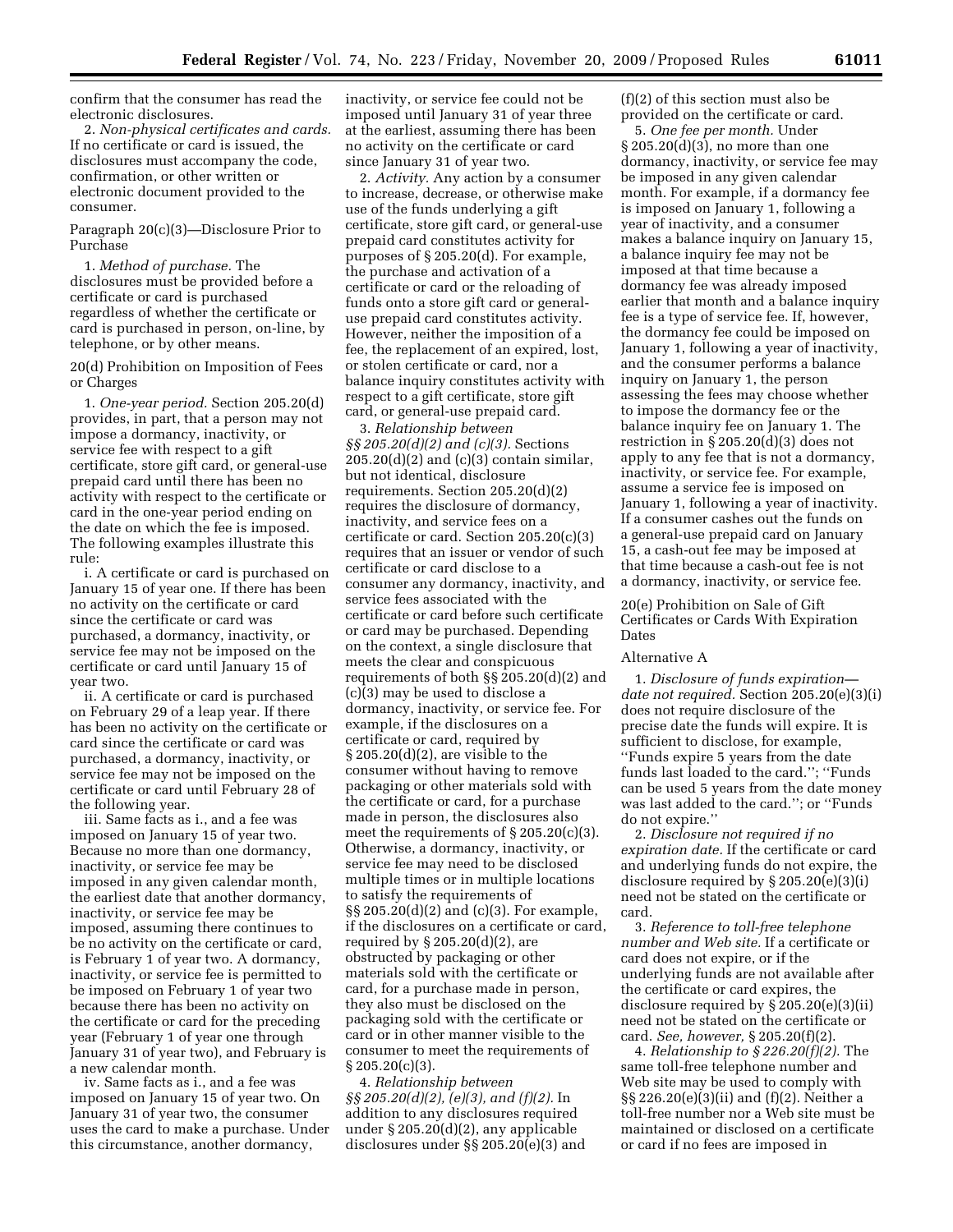confirm that the consumer has read the electronic disclosures.

2. *Non-physical certificates and cards.* If no certificate or card is issued, the disclosures must accompany the code, confirmation, or other written or electronic document provided to the consumer.

Paragraph 20(c)(3)—Disclosure Prior to Purchase

1. *Method of purchase.* The disclosures must be provided before a certificate or card is purchased regardless of whether the certificate or card is purchased in person, on-line, by telephone, or by other means.

20(d) Prohibition on Imposition of Fees or Charges

1. *One-year period.* Section 205.20(d) provides, in part, that a person may not impose a dormancy, inactivity, or service fee with respect to a gift certificate, store gift card, or general-use prepaid card until there has been no activity with respect to the certificate or card in the one-year period ending on the date on which the fee is imposed. The following examples illustrate this rule:

i. A certificate or card is purchased on January 15 of year one. If there has been no activity on the certificate or card since the certificate or card was purchased, a dormancy, inactivity, or service fee may not be imposed on the certificate or card until January 15 of year two.

ii. A certificate or card is purchased on February 29 of a leap year. If there has been no activity on the certificate or card since the certificate or card was purchased, a dormancy, inactivity, or service fee may not be imposed on the certificate or card until February 28 of the following year.

iii. Same facts as i., and a fee was imposed on January 15 of year two. Because no more than one dormancy, inactivity, or service fee may be imposed in any given calendar month, the earliest date that another dormancy, inactivity, or service fee may be imposed, assuming there continues to be no activity on the certificate or card, is February 1 of year two. A dormancy, inactivity, or service fee is permitted to be imposed on February 1 of year two because there has been no activity on the certificate or card for the preceding year (February 1 of year one through January 31 of year two), and February is a new calendar month.

iv. Same facts as i., and a fee was imposed on January 15 of year two. On January 31 of year two, the consumer uses the card to make a purchase. Under this circumstance, another dormancy, inactivity, or service fee could not be imposed until January 31 of year three at the earliest, assuming there has been no activity on the certificate or card since January 31 of year two.

2. *Activity.* Any action by a consumer to increase, decrease, or otherwise make use of the funds underlying a gift certificate, store gift card, or general-use prepaid card constitutes activity for purposes of § 205.20(d). For example, the purchase and activation of a certificate or card or the reloading of funds onto a store gift card or general-use prepaid card constitutes activity. However, neither the imposition of a fee, the replacement of an expired, lost, or stolen certificate or card, nor a balance inquiry constitutes activity with respect to a gift certificate, store gift card, or general-use prepaid card.

3. *Relationship between §§ 205.20(d)(2) and (c)(3).* Sections 205.20(d)(2) and (c)(3) contain similar, but not identical, disclosure requirements. Section 205.20(d)(2) requires the disclosure of dormancy, inactivity, and service fees on a certificate or card. Section 205.20(c)(3) requires that an issuer or vendor of such certificate or card disclose to a consumer any dormancy, inactivity, and service fees associated with the certificate or card before such certificate or card may be purchased. Depending on the context, a single disclosure that meets the clear and conspicuous requirements of both §§ 205.20(d)(2) and (c)(3) may be used to disclose a dormancy, inactivity, or service fee. For example, if the disclosures on a certificate or card, required by § 205.20(d)(2), are visible to the consumer without having to remove packaging or other materials sold with the certificate or card, for a purchase made in person, the disclosures also meet the requirements of § 205.20(c)(3). Otherwise, a dormancy, inactivity, or service fee may need to be disclosed multiple times or in multiple locations to satisfy the requirements of §§ 205.20(d)(2) and (c)(3). For example, if the disclosures on a certificate or card, required by § 205.20(d)(2), are obstructed by packaging or other materials sold with the certificate or card, for a purchase made in person, they also must be disclosed on the packaging sold with the certificate or card or in other manner visible to the consumer to meet the requirements of § 205.20(c)(3).

4. *Relationship between §§ 205.20(d)(2), (e)(3), and (f)(2).* In addition to any disclosures required under § 205.20(d)(2), any applicable disclosures under §§ 205.20(e)(3) and (f)(2) of this section must also be provided on the certificate or card.

5. *One fee per month.* Under § 205.20(d)(3), no more than one dormancy, inactivity, or service fee may be imposed in any given calendar month. For example, if a dormancy fee is imposed on January 1, following a year of inactivity, and a consumer makes a balance inquiry on January 15, a balance inquiry fee may not be imposed at that time because a dormancy fee was already imposed earlier that month and a balance inquiry fee is a type of service fee. If, however, the dormancy fee could be imposed on January 1, following a year of inactivity, and the consumer performs a balance inquiry on January 1, the person assessing the fees may choose whether to impose the dormancy fee or the balance inquiry fee on January 1. The restriction in § 205.20(d)(3) does not apply to any fee that is not a dormancy, inactivity, or service fee. For example, assume a service fee is imposed on January 1, following a year of inactivity. If a consumer cashes out the funds on a general-use prepaid card on January 15, a cash-out fee may be imposed at that time because a cash-out fee is not a dormancy, inactivity, or service fee.

20(e) Prohibition on Sale of Gift Certificates or Cards With Expiration Dates

Alternative A

1. *Disclosure of funds expiration—date not required.* Section 205.20(e)(3)(i) does not require disclosure of the precise date the funds will expire. It is sufficient to disclose, for example, ''Funds expire 5 years from the date funds last loaded to the card.''; ''Funds can be used 5 years from the date money was last added to the card.''; or ''Funds do not expire.''

2. *Disclosure not required if no expiration date.* If the certificate or card and underlying funds do not expire, the disclosure required by § 205.20(e)(3)(i) need not be stated on the certificate or card.

3. *Reference to toll-free telephone number and Web site.* If a certificate or card does not expire, or if the underlying funds are not available after the certificate or card expires, the disclosure required by § 205.20(e)(3)(ii) need not be stated on the certificate or card. *See, however,* § 205.20(f)(2).

4. *Relationship to § 226.20(f)(2).* The same toll-free telephone number and Web site may be used to comply with §§ 226.20(e)(3)(ii) and (f)(2). Neither a toll-free number nor a Web site must be maintained or disclosed on a certificate or card if no fees are imposed in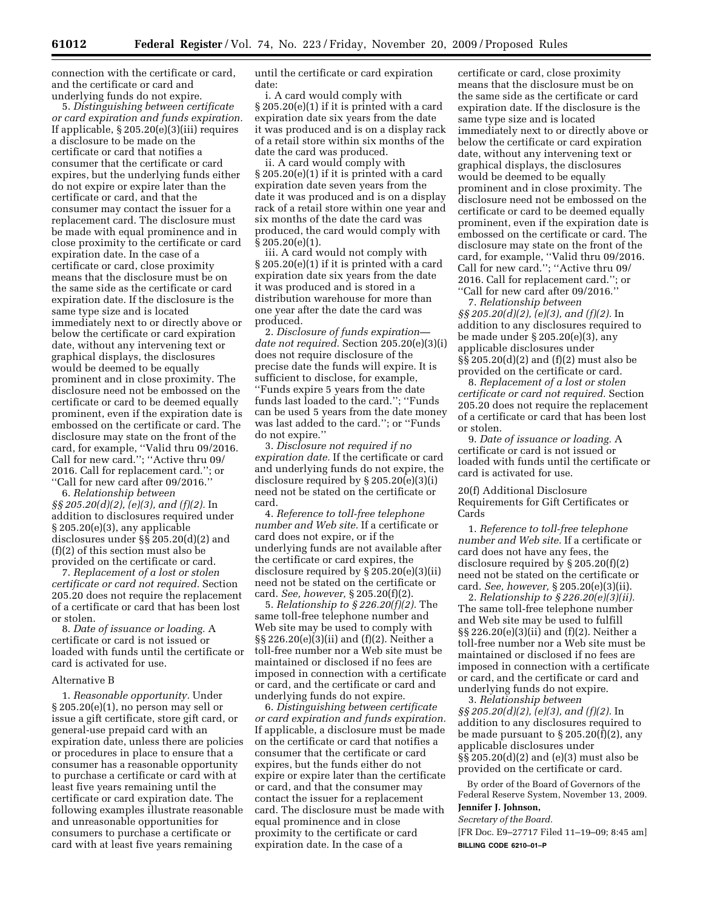connection with the certificate or card, and the certificate or card and underlying funds do not expire.

5. *Distinguishing between certificate or card expiration and funds expiration.* If applicable, § 205.20(e)(3)(iii) requires a disclosure to be made on the certificate or card that notifies a consumer that the certificate or card expires, but the underlying funds either do not expire or expire later than the certificate or card, and that the consumer may contact the issuer for a replacement card. The disclosure must be made with equal prominence and in close proximity to the certificate or card expiration date. In the case of a certificate or card, close proximity means that the disclosure must be on the same side as the certificate or card expiration date. If the disclosure is the same type size and is located immediately next to or directly above or below the certificate or card expiration date, without any intervening text or graphical displays, the disclosures would be deemed to be equally prominent and in close proximity. The disclosure need not be embossed on the certificate or card to be deemed equally prominent, even if the expiration date is embossed on the certificate or card. The disclosure may state on the front of the card, for example, ''Valid thru 09/2016. Call for new card.''; ''Active thru 09/2016. Call for replacement card.''; or ''Call for new card after 09/2016.''

6. *Relationship between §§ 205.20(d)(2), (e)(3), and (f)(2).* In addition to disclosures required under § 205.20(e)(3), any applicable disclosures under §§ 205.20(d)(2) and (f)(2) of this section must also be provided on the certificate or card.

7. *Replacement of a lost or stolen certificate or card not required.* Section 205.20 does not require the replacement of a certificate or card that has been lost or stolen.

8. *Date of issuance or loading.* A certificate or card is not issued or loaded with funds until the certificate or card is activated for use.

Alternative B

1. *Reasonable opportunity.* Under § 205.20(e)(1), no person may sell or issue a gift certificate, store gift card, or general-use prepaid card with an expiration date, unless there are policies or procedures in place to ensure that a consumer has a reasonable opportunity to purchase a certificate or card with at least five years remaining until the certificate or card expiration date. The following examples illustrate reasonable and unreasonable opportunities for consumers to purchase a certificate or card with at least five years remaining until the certificate or card expiration date:

i. A card would comply with § 205.20(e)(1) if it is printed with a card expiration date six years from the date it was produced and is on a display rack of a retail store within six months of the date the card was produced.

ii. A card would comply with § 205.20(e)(1) if it is printed with a card expiration date seven years from the date it was produced and is on a display rack of a retail store within one year and six months of the date the card was produced, the card would comply with § 205.20(e)(1).

iii. A card would not comply with § 205.20(e)(1) if it is printed with a card expiration date six years from the date it was produced and is stored in a distribution warehouse for more than one year after the date the card was produced.

2. *Disclosure of funds expiration—date not required.* Section 205.20(e)(3)(i) does not require disclosure of the precise date the funds will expire. It is sufficient to disclose, for example, ''Funds expire 5 years from the date funds last loaded to the card.''; ''Funds can be used 5 years from the date money was last added to the card.''; or ''Funds do not expire.''

3. *Disclosure not required if no expiration date.* If the certificate or card and underlying funds do not expire, the disclosure required by § 205.20(e)(3)(i) need not be stated on the certificate or card.

4. *Reference to toll-free telephone number and Web site.* If a certificate or card does not expire, or if the underlying funds are not available after the certificate or card expires, the disclosure required by § 205.20(e)(3)(ii) need not be stated on the certificate or card. *See, however,* § 205.20(f)(2).

5. *Relationship to § 226.20(f)(2).* The same toll-free telephone number and Web site may be used to comply with §§ 226.20(e)(3)(ii) and (f)(2). Neither a toll-free number nor a Web site must be maintained or disclosed if no fees are imposed in connection with a certificate or card, and the certificate or card and underlying funds do not expire.

6. *Distinguishing between certificate or card expiration and funds expiration.* If applicable, a disclosure must be made on the certificate or card that notifies a consumer that the certificate or card expires, but the funds either do not expire or expire later than the certificate or card, and that the consumer may contact the issuer for a replacement card. The disclosure must be made with equal prominence and in close proximity to the certificate or card expiration date. In the case of a certificate or card, close proximity means that the disclosure must be on the same side as the certificate or card expiration date. If the disclosure is the same type size and is located immediately next to or directly above or below the certificate or card expiration date, without any intervening text or graphical displays, the disclosures would be deemed to be equally prominent and in close proximity. The disclosure need not be embossed on the certificate or card to be deemed equally prominent, even if the expiration date is embossed on the certificate or card. The disclosure may state on the front of the card, for example, ''Valid thru 09/2016. Call for new card.''; ''Active thru 09/2016. Call for replacement card.''; or ''Call for new card after 09/2016.''

7. *Relationship between §§ 205.20(d)(2), (e)(3), and (f)(2).* In addition to any disclosures required to be made under § 205.20(e)(3), any applicable disclosures under §§ 205.20(d)(2) and (f)(2) must also be provided on the certificate or card.

8. *Replacement of a lost or stolen certificate or card not required.* Section 205.20 does not require the replacement of a certificate or card that has been lost or stolen.

9. *Date of issuance or loading.* A certificate or card is not issued or loaded with funds until the certificate or card is activated for use.

20(f) Additional Disclosure Requirements for Gift Certificates or Cards

1. *Reference to toll-free telephone number and Web site.* If a certificate or card does not have any fees, the disclosure required by § 205.20(f)(2) need not be stated on the certificate or card. *See, however,* § 205.20(e)(3)(ii).

2. *Relationship to § 226.20(e)(3)(ii).* The same toll-free telephone number and Web site may be used to fulfill §§ 226.20(e)(3)(ii) and (f)(2). Neither a toll-free number nor a Web site must be maintained or disclosed if no fees are imposed in connection with a certificate or card, and the certificate or card and underlying funds do not expire.

3. *Relationship between §§ 205.20(d)(2), (e)(3), and (f)(2).* In addition to any disclosures required to be made pursuant to § 205.20(f)(2), any applicable disclosures under §§ 205.20(d)(2) and (e)(3) must also be provided on the certificate or card.

By order of the Board of Governors of the Federal Reserve System, November 13, 2009.

**Jennifer J. Johnson,**

*Secretary of the Board.*

[FR Doc. E9–27717 Filed 11–19–09; 8:45 am]

**BILLING CODE 6210–01–P**